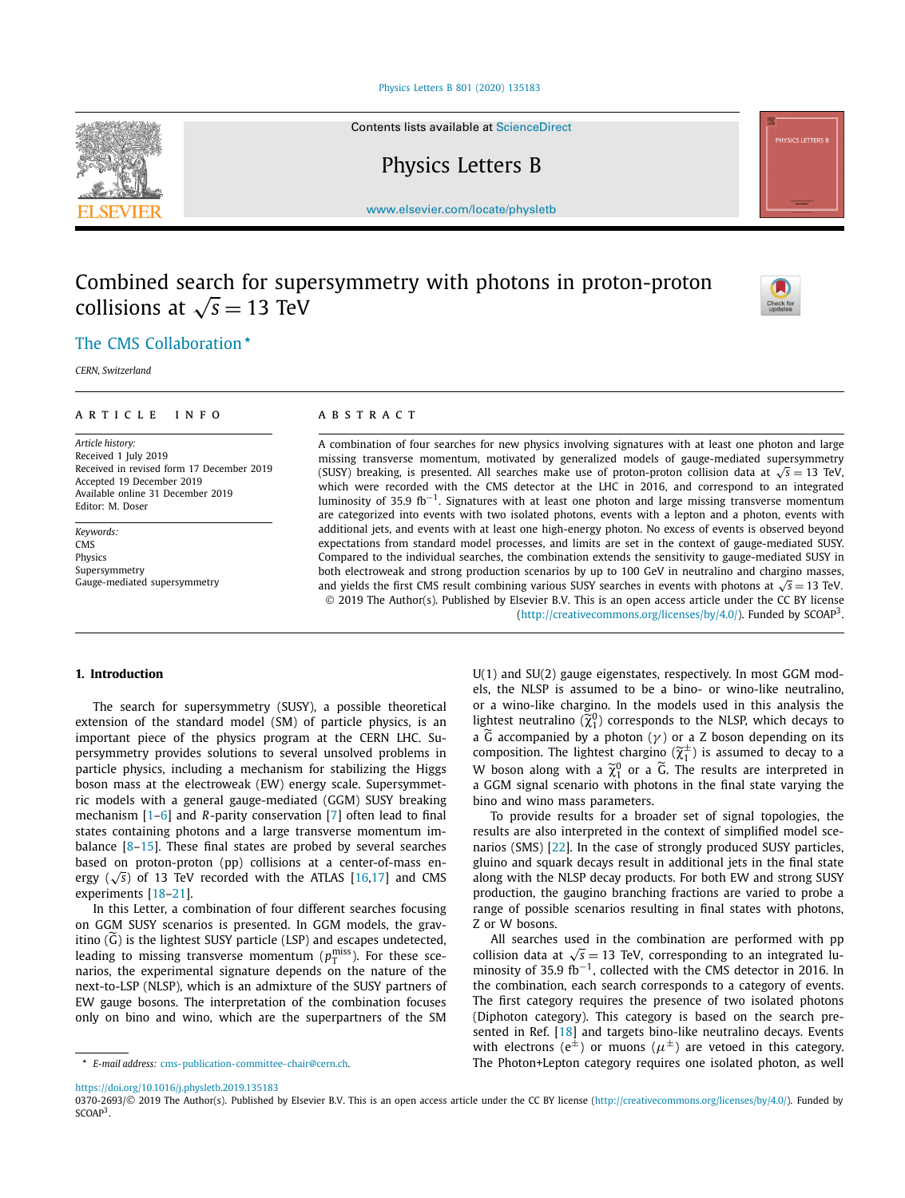# Combined search for supersymmetry with photons in proton-proton collisions at $\sqrt{s} = 13$ TeV

The CMS Collaboration *

*CERN, Switzerland*

**ARTICLE INFO**

*Article history:*
Received 1 July 2019
Received in revised form 17 December 2019
Accepted 19 December 2019
Available online 31 December 2019
Editor: M. Doser

*Keywords:*
CMS
Physics
Supersymmetry
Gauge-mediated supersymmetry

**ABSTRACT**

A combination of four searches for new physics involving signatures with at least one photon and large missing transverse momentum, motivated by generalized models of gauge-mediated supersymmetry (SUSY) breaking, is presented. All searches make use of proton-proton collision data at $\sqrt{s} = 13$ TeV, which were recorded with the CMS detector at the LHC in 2016, and correspond to an integrated luminosity of 35.9 fb$^{-1}$. Signatures with at least one photon and large missing transverse momentum are categorized into events with two isolated photons, events with a lepton and a photon, events with additional jets, and events with at least one high-energy photon. No excess of events is observed beyond expectations from standard model processes, and limits are set in the context of gauge-mediated SUSY. Compared to the individual searches, the combination extends the sensitivity to gauge-mediated SUSY in both electroweak and strong production scenarios by up to 100 GeV in neutralino and chargino masses, and yields the first CMS result combining various SUSY searches in events with photons at $\sqrt{s} = 13$ TeV.

© 2019 The Author(s). Published by Elsevier B.V. This is an open access article under the CC BY license (http://creativecommons.org/licenses/by/4.0/). Funded by SCOAP[3].

## 1. Introduction

The search for supersymmetry (SUSY), a possible theoretical extension of the standard model (SM) of particle physics, is an important piece of the physics program at the CERN LHC. Supersymmetry provides solutions to several unsolved problems in particle physics, including a mechanism for stabilizing the Higgs boson mass at the electroweak (EW) energy scale. Supersymmetric models with a general gauge-mediated (GGM) SUSY breaking mechanism [1–6] and *R*-parity conservation [7] often lead to final states containing photons and a large transverse momentum imbalance [8–15]. These final states are probed by several searches based on proton-proton (pp) collisions at a center-of-mass energy ($\sqrt{s}$) of 13 TeV recorded with the ATLAS [16,17] and CMS experiments [18–21].

In this Letter, a combination of four different searches focusing on GGM SUSY scenarios is presented. In GGM models, the gravitino ($\widetilde{G}$) is the lightest SUSY particle (LSP) and escapes undetected, leading to missing transverse momentum ($p_T^{miss}$). For these scenarios, the experimental signature depends on the nature of the next-to-LSP (NLSP), which is an admixture of the SUSY partners of EW gauge bosons. The interpretation of the combination focuses only on bino and wino, which are the superpartners of the SM U(1) and SU(2) gauge eigenstates, respectively. In most GGM models, the NLSP is assumed to be a bino- or wino-like neutralino, or a wino-like chargino. In the models used in this analysis the lightest neutralino ($\widetilde{\chi}_1^0$) corresponds to the NLSP, which decays to a $\widetilde{G}$ accompanied by a photon ($\gamma$) or a Z boson depending on its composition. The lightest chargino ($\widetilde{\chi}_1^{\pm}$) is assumed to decay to a W boson along with a $\widetilde{\chi}_1^0$ or a $\widetilde{G}$. The results are interpreted in a GGM signal scenario with photons in the final state varying the bino and wino mass parameters.

To provide results for a broader set of signal topologies, the results are also interpreted in the context of simplified model scenarios (SMS) [22]. In the case of strongly produced SUSY particles, gluino and squark decays result in additional jets in the final state along with the NLSP decay products. For both EW and strong SUSY production, the gaugino branching fractions are varied to probe a range of possible scenarios resulting in final states with photons, Z or W bosons.

All searches used in the combination are performed with pp collision data at $\sqrt{s} = 13$ TeV, corresponding to an integrated luminosity of 35.9 fb$^{-1}$, collected with the CMS detector in 2016. In the combination, each search corresponds to a category of events. The first category requires the presence of two isolated photons (Diphoton category). This category is based on the search presented in Ref. [18] and targets bino-like neutralino decays. Events with electrons ($e^{\pm}$) or muons ($\mu^{\pm}$) are vetoed in this category. The Photon+Lepton category requires one isolated photon, as well

---

* E-mail address: cms-publication-committee-chair@cern.ch.

https://doi.org/10.1016/j.physletb.2019.135183
0370-2693/© 2019 The Author(s). Published by Elsevier B.V. This is an open access article under the CC BY license (http://creativecommons.org/licenses/by/4.0/). Funded by SCOAP[3].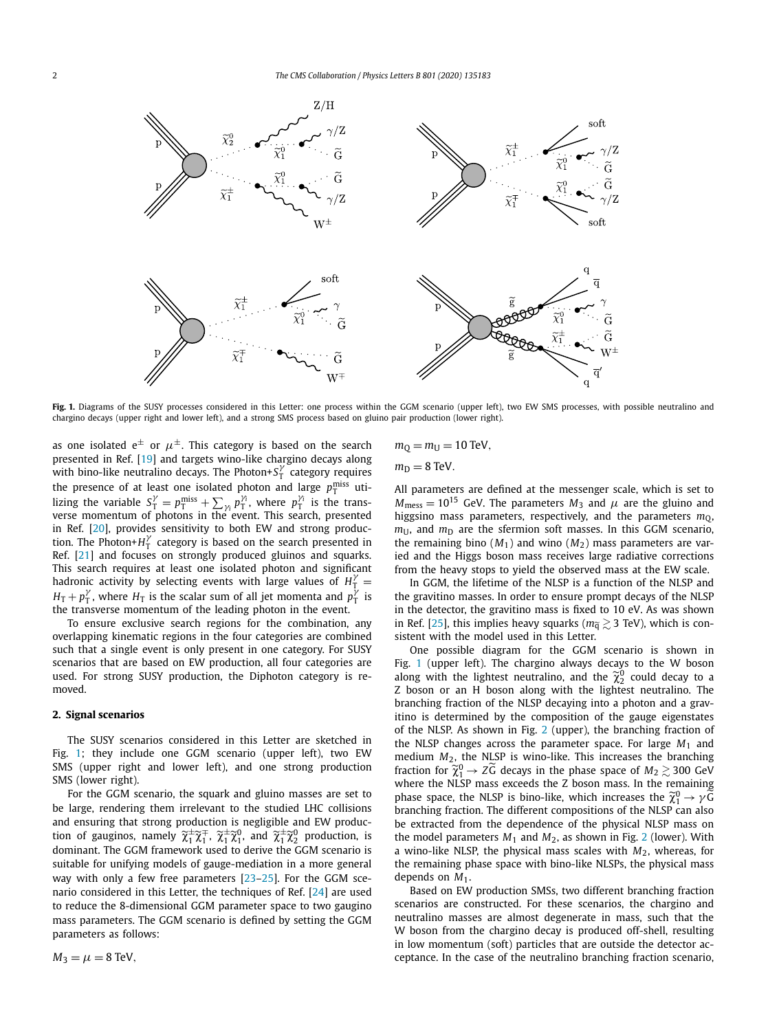**Fig. 1.** Diagrams of the SUSY processes considered in this Letter: one process within the GGM scenario (upper left), two EW SMS processes, with possible neutralino and chargino decays (upper right and lower left), and a strong SMS process based on gluino pair production (lower right).

as one isolated $e^{\pm}$ or $\mu^{\pm}$. This category is based on the search presented in Ref. [19] and targets wino-like chargino decays along with bino-like neutralino decays. The Photon+$S_T^{\gamma}$ category requires the presence of at least one isolated photon and large $p_T^{miss}$ utilizing the variable $S_T^{\gamma} = p_T^{miss} + \sum_{\gamma_i} p_T^{\gamma_i}$, where $p_T^{\gamma_i}$ is the transverse momentum of photons in the event. This search, presented in Ref. [20], provides sensitivity to both EW and strong production. The Photon+$H_T^{\gamma}$ category is based on the search presented in Ref. [21] and focuses on strongly produced gluinos and squarks. This search requires at least one isolated photon and significant hadronic activity by selecting events with large values of $H_T^{\gamma} = H_T + p_T^{\gamma}$, where $H_T$ is the scalar sum of all jet momenta and $p_T^{\gamma}$ is the transverse momentum of the leading photon in the event.

To ensure exclusive search regions for the combination, any overlapping kinematic regions in the four categories are combined such that a single event is only present in one category. For SUSY scenarios that are based on EW production, all four categories are used. For strong SUSY production, the Diphoton category is removed.

## 2. Signal scenarios

The SUSY scenarios considered in this Letter are sketched in Fig. 1; they include one GGM scenario (upper left), two EW SMS (upper right and lower left), and one strong production SMS (lower right).

For the GGM scenario, the squark and gluino masses are set to be large, rendering them irrelevant to the studied LHC collisions and ensuring that strong production is negligible and EW production of gauginos, namely $\widetilde{\chi}_1^{\pm}\widetilde{\chi}_1^{\mp}$, $\widetilde{\chi}_1^{\pm}\widetilde{\chi}_1^{0}$, and $\widetilde{\chi}_1^{\pm}\widetilde{\chi}_2^{0}$ production, is dominant. The GGM framework used to derive the GGM scenario is suitable for unifying models of gauge-mediation in a more general way with only a few free parameters [23–25]. For the GGM scenario considered in this Letter, the techniques of Ref. [24] are used to reduce the 8-dimensional GGM parameter space to two gaugino mass parameters. The GGM scenario is defined by setting the GGM parameters as follows:

$$M_3 = \mu = 8\ \text{TeV},$$

$$m_Q = m_U = 10\ \text{TeV},$$

$$m_D = 8\ \text{TeV}.$$

All parameters are defined at the messenger scale, which is set to $M_{mess} = 10^{15}$ GeV. The parameters $M_3$ and $\mu$ are the gluino and higgsino mass parameters, respectively, and the parameters $m_Q$, $m_U$, and $m_D$ are the sfermion soft masses. In this GGM scenario, the remaining bino ($M_1$) and wino ($M_2$) mass parameters are varied and the Higgs boson mass receives large radiative corrections from the heavy stops to yield the observed mass at the EW scale.

In GGM, the lifetime of the NLSP is a function of the NLSP and the gravitino masses. In order to ensure prompt decays of the NLSP in the detector, the gravitino mass is fixed to 10 eV. As was shown in Ref. [25], this implies heavy squarks ($m_{\widetilde{q}} \gtrsim 3$ TeV), which is consistent with the model used in this Letter.

One possible diagram for the GGM scenario is shown in Fig. 1 (upper left). The chargino always decays to the W boson along with the lightest neutralino, and the $\widetilde{\chi}_2^0$ could decay to a Z boson or an H boson along with the lightest neutralino. The branching fraction of the NLSP decaying into a photon and a gravitino is determined by the composition of the gauge eigenstates of the NLSP. As shown in Fig. 2 (upper), the branching fraction of the NLSP changes across the parameter space. For large $M_1$ and medium $M_2$, the NLSP is wino-like. This increases the branching fraction for $\widetilde{\chi}_1^0 \to Z\widetilde{G}$ decays in the phase space of $M_2 \gtrsim 300$ GeV where the NLSP mass exceeds the Z boson mass. In the remaining phase space, the NLSP is bino-like, which increases the $\widetilde{\chi}_1^0 \to \gamma\widetilde{G}$ branching fraction. The different compositions of the NLSP can also be extracted from the dependence of the physical NLSP mass on the model parameters $M_1$ and $M_2$, as shown in Fig. 2 (lower). With a wino-like NLSP, the physical mass scales with $M_2$, whereas, for the remaining phase space with bino-like NLSPs, the physical mass depends on $M_1$.

Based on EW production SMSs, two different branching fraction scenarios are constructed. For these scenarios, the chargino and neutralino masses are almost degenerate in mass, such that the W boson from the chargino decay is produced off-shell, resulting in low momentum (soft) particles that are outside the detector acceptance. In the case of the neutralino branching fraction scenario,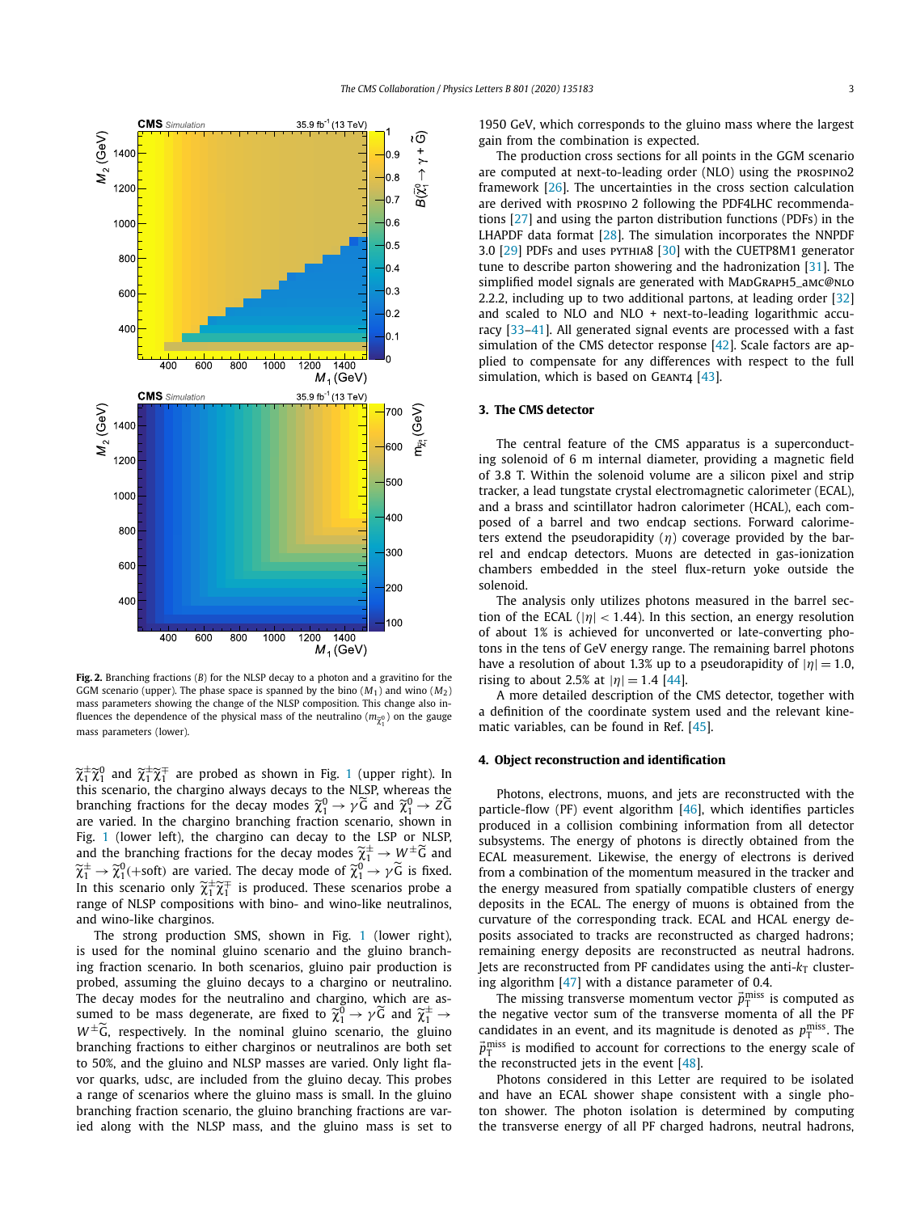**Fig. 2.** Branching fractions ($B$) for the NLSP decay to a photon and a gravitino for the GGM scenario (upper). The phase space is spanned by the bino ($M_1$) and wino ($M_2$) mass parameters showing the change of the NLSP composition. This change also influences the dependence of the physical mass of the neutralino ($m_{\tilde{\chi}^0_1}$) on the gauge mass parameters (lower).

$\tilde{\chi}^{\pm}_1\tilde{\chi}^0_1$ and $\tilde{\chi}^{\pm}_1\tilde{\chi}^{\mp}_1$ are probed as shown in Fig. 1 (upper right). In this scenario, the chargino always decays to the NLSP, whereas the branching fractions for the decay modes $\tilde{\chi}^0_1 \to \gamma\tilde{G}$ and $\tilde{\chi}^0_1 \to Z\tilde{G}$ are varied. In the chargino branching fraction scenario, shown in Fig. 1 (lower left), the chargino can decay to the LSP or NLSP, and the branching fractions for the decay modes $\tilde{\chi}^{\pm}_1 \to W^{\pm}\tilde{G}$ and $\tilde{\chi}^{\pm}_1 \to \tilde{\chi}^0_1(+\text{soft})$ are varied. The decay mode of $\tilde{\chi}^0_1 \to \gamma\tilde{G}$ is fixed. In this scenario only $\tilde{\chi}^{\pm}_1\tilde{\chi}^{\mp}_1$ is produced. These scenarios probe a range of NLSP compositions with bino- and wino-like neutralinos, and wino-like charginos.

The strong production SMS, shown in Fig. 1 (lower right), is used for the nominal gluino scenario and the gluino branching fraction scenario. In both scenarios, gluino pair production is probed, assuming the gluino decays to a chargino or neutralino. The decay modes for the neutralino and chargino, which are assumed to be mass degenerate, are fixed to $\tilde{\chi}^0_1 \to \gamma\tilde{G}$ and $\tilde{\chi}^{\pm}_1 \to W^{\pm}\tilde{G}$, respectively. In the nominal gluino scenario, the gluino branching fractions to either charginos or neutralinos are both set to 50%, and the gluino and NLSP masses are varied. Only light flavor quarks, udsc, are included from the gluino decay. This probes a range of scenarios where the gluino mass is small. In the gluino branching fraction scenario, the gluino branching fractions are varied along with the NLSP mass, and the gluino mass is set to 1950 GeV, which corresponds to the gluino mass where the largest gain from the combination is expected.

The production cross sections for all points in the GGM scenario are computed at next-to-leading order (NLO) using the PROSPINO2 framework [26]. The uncertainties in the cross section calculation are derived with PROSPINO 2 following the PDF4LHC recommendations [27] and using the parton distribution functions (PDFs) in the LHAPDF data format [28]. The simulation incorporates the NNPDF 3.0 [29] PDFs and uses PYTHIA8 [30] with the CUETP8M1 generator tune to describe parton showering and the hadronization [31]. The simplified model signals are generated with MADGRAPH5_aMC@NLO 2.2.2, including up to two additional partons, at leading order [32] and scaled to NLO and NLO + next-to-leading logarithmic accuracy [33–41]. All generated signal events are processed with a fast simulation of the CMS detector response [42]. Scale factors are applied to compensate for any differences with respect to the full simulation, which is based on GEANT4 [43].

## 3. The CMS detector

The central feature of the CMS apparatus is a superconducting solenoid of 6 m internal diameter, providing a magnetic field of 3.8 T. Within the solenoid volume are a silicon pixel and strip tracker, a lead tungstate crystal electromagnetic calorimeter (ECAL), and a brass and scintillator hadron calorimeter (HCAL), each composed of a barrel and two endcap sections. Forward calorimeters extend the pseudorapidity ($\eta$) coverage provided by the barrel and endcap detectors. Muons are detected in gas-ionization chambers embedded in the steel flux-return yoke outside the solenoid.

The analysis only utilizes photons measured in the barrel section of the ECAL ($|\eta| < 1.44$). In this section, an energy resolution of about 1% is achieved for unconverted or late-converting photons in the tens of GeV energy range. The remaining barrel photons have a resolution of about 1.3% up to a pseudorapidity of $|\eta| = 1.0$, rising to about 2.5% at $|\eta| = 1.4$ [44].

A more detailed description of the CMS detector, together with a definition of the coordinate system used and the relevant kinematic variables, can be found in Ref. [45].

## 4. Object reconstruction and identification

Photons, electrons, muons, and jets are reconstructed with the particle-flow (PF) event algorithm [46], which identifies particles produced in a collision combining information from all detector subsystems. The energy of photons is directly obtained from the ECAL measurement. Likewise, the energy of electrons is derived from a combination of the momentum measured in the tracker and the energy measured from spatially compatible clusters of energy deposits in the ECAL. The energy of muons is obtained from the curvature of the corresponding track. ECAL and HCAL energy deposits associated to tracks are reconstructed as charged hadrons; remaining energy deposits are reconstructed as neutral hadrons. Jets are reconstructed from PF candidates using the anti-$k_T$ clustering algorithm [47] with a distance parameter of 0.4.

The missing transverse momentum vector $\vec{p}_T^{\text{miss}}$ is computed as the negative vector sum of the transverse momenta of all the PF candidates in an event, and its magnitude is denoted as $p_T^{\text{miss}}$. The $\vec{p}_T^{\text{miss}}$ is modified to account for corrections to the energy scale of the reconstructed jets in the event [48].

Photons considered in this Letter are required to be isolated and have an ECAL shower shape consistent with a single photon shower. The photon isolation is determined by computing the transverse energy of all PF charged hadrons, neutral hadrons,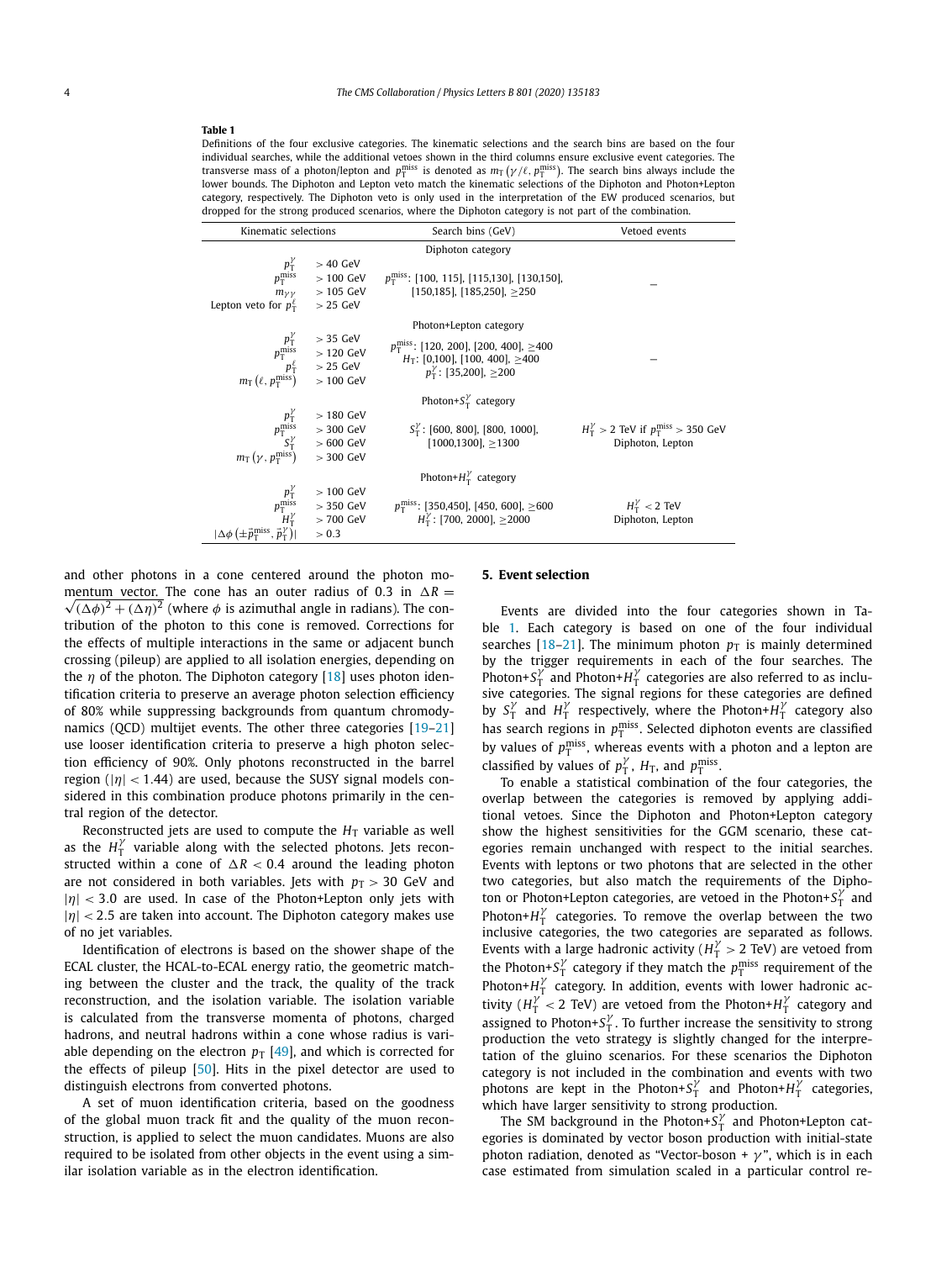**Table 1**

Definitions of the four exclusive categories. The kinematic selections and the search bins are based on the four individual searches, while the additional vetoes shown in the third columns ensure exclusive event categories. The transverse mass of a photon/lepton and $p_{\mathrm{T}}^{\mathrm{miss}}$ is denoted as $m_{\mathrm{T}}(\gamma/\ell, p_{\mathrm{T}}^{\mathrm{miss}})$. The search bins always include the lower bounds. The Diphoton and Lepton veto match the kinematic selections of the Diphoton and Photon+Lepton category, respectively. The Diphoton veto is only used in the interpretation of the EW produced scenarios, but dropped for the strong produced scenarios, where the Diphoton category is not part of the combination.

| Kinematic selections | | Search bins (GeV) | Vetoed events |
|---|---|---|---|
| | | **Diphoton category** | |
| $p_{\mathrm{T}}^{\gamma}$ | $> 40$ GeV | $p_{\mathrm{T}}^{\mathrm{miss}}$: [100, 115], [115,130], [130,150], [150,185], [185,250], $\geq$250 | – |
| $p_{\mathrm{T}}^{\mathrm{miss}}$ | $> 100$ GeV | | |
| $m_{\gamma\gamma}$ | $> 105$ GeV | | |
| Lepton veto for $p_{\mathrm{T}}^{\ell}$ | $> 25$ GeV | | |
| | | **Photon+Lepton category** | |
| $p_{\mathrm{T}}^{\gamma}$ | $> 35$ GeV | $p_{\mathrm{T}}^{\mathrm{miss}}$: [120, 200], [200, 400], $\geq$400 | – |
| $p_{\mathrm{T}}^{\mathrm{miss}}$ | $> 120$ GeV | $H_{\mathrm{T}}$: [0,100], [100, 400], $\geq$400 | |
| $p_{\mathrm{T}}^{\ell}$ | $> 25$ GeV | $p_{\mathrm{T}}^{\gamma}$: [35,200], $\geq$200 | |
| $m_{\mathrm{T}}(\ell, p_{\mathrm{T}}^{\mathrm{miss}})$ | $> 100$ GeV | | |
| | | **Photon+$S_{\mathrm{T}}^{\gamma}$ category** | |
| $p_{\mathrm{T}}^{\gamma}$ | $> 180$ GeV | $S_{\mathrm{T}}^{\gamma}$: [600, 800], [800, 1000], [1000,1300], $\geq$1300 | $H_{\mathrm{T}}^{\gamma} > 2$ TeV if $p_{\mathrm{T}}^{\mathrm{miss}} > 350$ GeV |
| $p_{\mathrm{T}}^{\mathrm{miss}}$ | $> 300$ GeV | | Diphoton, Lepton |
| $S_{\mathrm{T}}^{\gamma}$ | $> 600$ GeV | | |
| $m_{\mathrm{T}}(\gamma, p_{\mathrm{T}}^{\mathrm{miss}})$ | $> 300$ GeV | | |
| | | **Photon+$H_{\mathrm{T}}^{\gamma}$ category** | |
| $p_{\mathrm{T}}^{\gamma}$ | $> 100$ GeV | $p_{\mathrm{T}}^{\mathrm{miss}}$: [350,450], [450, 600], $\geq$600 | $H_{\mathrm{T}}^{\gamma} < 2$ TeV |
| $p_{\mathrm{T}}^{\mathrm{miss}}$ | $> 350$ GeV | $H_{\mathrm{T}}^{\gamma}$: [700, 2000], $\geq$2000 | Diphoton, Lepton |
| $H_{\mathrm{T}}^{\gamma}$ | $> 700$ GeV | | |
| $\lvert\Delta\phi(\pm\vec{p}_{\mathrm{T}}^{\mathrm{miss}}, \vec{p}_{\mathrm{T}}^{\gamma})\rvert$ | $> 0.3$ | | |

and other photons in a cone centered around the photon momentum vector. The cone has an outer radius of 0.3 in $\Delta R = \sqrt{(\Delta\phi)^2 + (\Delta\eta)^2}$ (where $\phi$ is azimuthal angle in radians). The contribution of the photon to this cone is removed. Corrections for the effects of multiple interactions in the same or adjacent bunch crossing (pileup) are applied to all isolation energies, depending on the $\eta$ of the photon. The Diphoton category [18] uses photon identification criteria to preserve an average photon selection efficiency of 80% while suppressing backgrounds from quantum chromodynamics (QCD) multijet events. The other three categories [19–21] use looser identification criteria to preserve a high photon selection efficiency of 90%. Only photons reconstructed in the barrel region ($|\eta| < 1.44$) are used, because the SUSY signal models considered in this combination produce photons primarily in the central region of the detector.

Reconstructed jets are used to compute the $H_{\mathrm{T}}$ variable as well as the $H_{\mathrm{T}}^{\gamma}$ variable along with the selected photons. Jets reconstructed within a cone of $\Delta R < 0.4$ around the leading photon are not considered in both variables. Jets with $p_{\mathrm{T}} > 30$ GeV and $|\eta| < 3.0$ are used. In case of the Photon+Lepton only jets with $|\eta| < 2.5$ are taken into account. The Diphoton category makes use of no jet variables.

Identification of electrons is based on the shower shape of the ECAL cluster, the HCAL-to-ECAL energy ratio, the geometric matching between the cluster and the track, the quality of the track reconstruction, and the isolation variable. The isolation variable is calculated from the transverse momenta of photons, charged hadrons, and neutral hadrons within a cone whose radius is variable depending on the electron $p_{\mathrm{T}}$ [49], and which is corrected for the effects of pileup [50]. Hits in the pixel detector are used to distinguish electrons from converted photons.

A set of muon identification criteria, based on the goodness of the global muon track fit and the quality of the muon reconstruction, is applied to select the muon candidates. Muons are also required to be isolated from other objects in the event using a similar isolation variable as in the electron identification.

## 5. Event selection

Events are divided into the four categories shown in Table 1. Each category is based on one of the four individual searches [18–21]. The minimum photon $p_{\mathrm{T}}$ is mainly determined by the trigger requirements in each of the four searches. The Photon+$S_{\mathrm{T}}^{\gamma}$ and Photon+$H_{\mathrm{T}}^{\gamma}$ categories are also referred to as inclusive categories. The signal regions for these categories are defined by $S_{\mathrm{T}}^{\gamma}$ and $H_{\mathrm{T}}^{\gamma}$ respectively, where the Photon+$H_{\mathrm{T}}^{\gamma}$ category also has search regions in $p_{\mathrm{T}}^{\mathrm{miss}}$. Selected diphoton events are classified by values of $p_{\mathrm{T}}^{\mathrm{miss}}$, whereas events with a photon and a lepton are classified by values of $p_{\mathrm{T}}^{\gamma}$, $H_{\mathrm{T}}$, and $p_{\mathrm{T}}^{\mathrm{miss}}$.

To enable a statistical combination of the four categories, the overlap between the categories is removed by applying additional vetoes. Since the Diphoton and Photon+Lepton category show the highest sensitivities for the GGM scenario, these categories remain unchanged with respect to the initial searches. Events with leptons or two photons that are selected in the other two categories, but also match the requirements of the Diphoton or Photon+Lepton categories, are vetoed in the Photon+$S_{\mathrm{T}}^{\gamma}$ and Photon+$H_{\mathrm{T}}^{\gamma}$ categories. To remove the overlap between the two inclusive categories, the two categories are separated as follows. Events with a large hadronic activity ($H_{\mathrm{T}}^{\gamma} > 2$ TeV) are vetoed from the Photon+$S_{\mathrm{T}}^{\gamma}$ category if they match the $p_{\mathrm{T}}^{\mathrm{miss}}$ requirement of the Photon+$H_{\mathrm{T}}^{\gamma}$ category. In addition, events with lower hadronic activity ($H_{\mathrm{T}}^{\gamma} < 2$ TeV) are vetoed from the Photon+$H_{\mathrm{T}}^{\gamma}$ category and assigned to Photon+$S_{\mathrm{T}}^{\gamma}$. To further increase the sensitivity to strong production the veto strategy is slightly changed for the interpretation of the gluino scenarios. For these scenarios the Diphoton category is not included in the combination and events with two photons are kept in the Photon+$S_{\mathrm{T}}^{\gamma}$ and Photon+$H_{\mathrm{T}}^{\gamma}$ categories, which have larger sensitivity to strong production.

The SM background in the Photon+$S_{\mathrm{T}}^{\gamma}$ and Photon+Lepton categories is dominated by vector boson production with initial-state photon radiation, denoted as "Vector-boson + $\gamma$", which is in each case estimated from simulation scaled in a particular control re-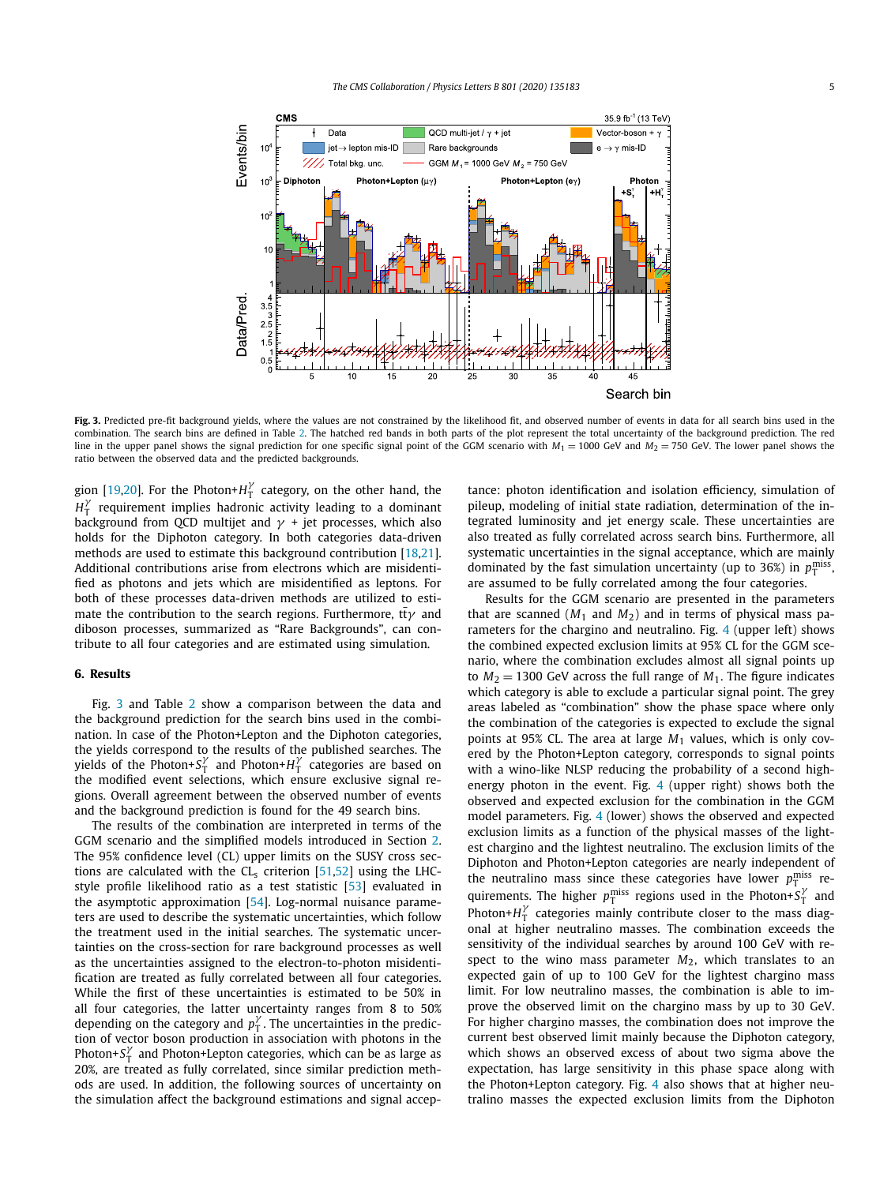**Fig. 3.** Predicted pre-fit background yields, where the values are not constrained by the likelihood fit, and observed number of events in data for all search bins used in the combination. The search bins are defined in Table 2. The hatched red bands in both parts of the plot represent the total uncertainty of the background prediction. The red line in the upper panel shows the signal prediction for one specific signal point of the GGM scenario with $M_1 = 1000$ GeV and $M_2 = 750$ GeV. The lower panel shows the ratio between the observed data and the predicted backgrounds.

gion [19,20]. For the Photon+$H_T^\gamma$ category, on the other hand, the $H_T^\gamma$ requirement implies hadronic activity leading to a dominant background from QCD multijet and $\gamma$ + jet processes, which also holds for the Diphoton category. In both categories data-driven methods are used to estimate this background contribution [18,21]. Additional contributions arise from electrons which are misidentified as photons and jets which are misidentified as leptons. For both of these processes data-driven methods are utilized to estimate the contribution to the search regions. Furthermore, $t\bar{t}\gamma$ and diboson processes, summarized as "Rare Backgrounds", can contribute to all four categories and are estimated using simulation.

## 6. Results

Fig. 3 and Table 2 show a comparison between the data and the background prediction for the search bins used in the combination. In case of the Photon+Lepton and the Diphoton categories, the yields correspond to the results of the published searches. The yields of the Photon+$S_T^\gamma$ and Photon+$H_T^\gamma$ categories are based on the modified event selections, which ensure exclusive signal regions. Overall agreement between the observed number of events and the background prediction is found for the 49 search bins.

The results of the combination are interpreted in terms of the GGM scenario and the simplified models introduced in Section 2. The 95% confidence level (CL) upper limits on the SUSY cross sections are calculated with the $\text{CL}_\text{s}$ criterion [51,52] using the LHC-style profile likelihood ratio as a test statistic [53] evaluated in the asymptotic approximation [54]. Log-normal nuisance parameters are used to describe the systematic uncertainties, which follow the treatment used in the initial searches. The systematic uncertainties on the cross-section for rare background processes as well as the uncertainties assigned to the electron-to-photon misidentification are treated as fully correlated between all four categories. While the first of these uncertainties is estimated to be 50% in all four categories, the latter uncertainty ranges from 8 to 50% depending on the category and $p_T^\gamma$. The uncertainties in the prediction of vector boson production in association with photons in the Photon+$S_T^\gamma$ and Photon+Lepton categories, which can be as large as 20%, are treated as fully correlated, since similar prediction methods are used. In addition, the following sources of uncertainty on the simulation affect the background estimations and signal acceptance: photon identification and isolation efficiency, simulation of pileup, modeling of initial state radiation, determination of the integrated luminosity and jet energy scale. These uncertainties are also treated as fully correlated across search bins. Furthermore, all systematic uncertainties in the signal acceptance, which are mainly dominated by the fast simulation uncertainty (up to 36%) in $p_T^\text{miss}$, are assumed to be fully correlated among the four categories.

Results for the GGM scenario are presented in the parameters that are scanned ($M_1$ and $M_2$) and in terms of physical mass parameters for the chargino and neutralino. Fig. 4 (upper left) shows the combined expected exclusion limits at 95% CL for the GGM scenario, where the combination excludes almost all signal points up to $M_2 = 1300$ GeV across the full range of $M_1$. The figure indicates which category is able to exclude a particular signal point. The grey areas labeled as "combination" show the phase space where only the combination of the categories is expected to exclude the signal points at 95% CL. The area at large $M_1$ values, which is only covered by the Photon+Lepton category, corresponds to signal points with a wino-like NLSP reducing the probability of a second high-energy photon in the event. Fig. 4 (upper right) shows both the observed and expected exclusion for the combination in the GGM model parameters. Fig. 4 (lower) shows the observed and expected exclusion limits as a function of the physical masses of the lightest chargino and the lightest neutralino. The exclusion limits of the Diphoton and Photon+Lepton categories are nearly independent of the neutralino mass since these categories have lower $p_T^\text{miss}$ requirements. The higher $p_T^\text{miss}$ regions used in the Photon+$S_T^\gamma$ and Photon+$H_T^\gamma$ categories mainly contribute closer to the mass diagonal at higher neutralino masses. The combination exceeds the sensitivity of the individual searches by around 100 GeV with respect to the wino mass parameter $M_2$, which translates to an expected gain of up to 100 GeV for the lightest chargino mass limit. For low neutralino masses, the combination is able to improve the observed limit on the chargino mass by up to 30 GeV. For higher chargino masses, the combination does not improve the current best observed limit mainly because the Diphoton category, which shows an observed excess of about two sigma above the expectation, has large sensitivity in this phase space along with the Photon+Lepton category. Fig. 4 also shows that at higher neutralino masses the expected exclusion limits from the Diphoton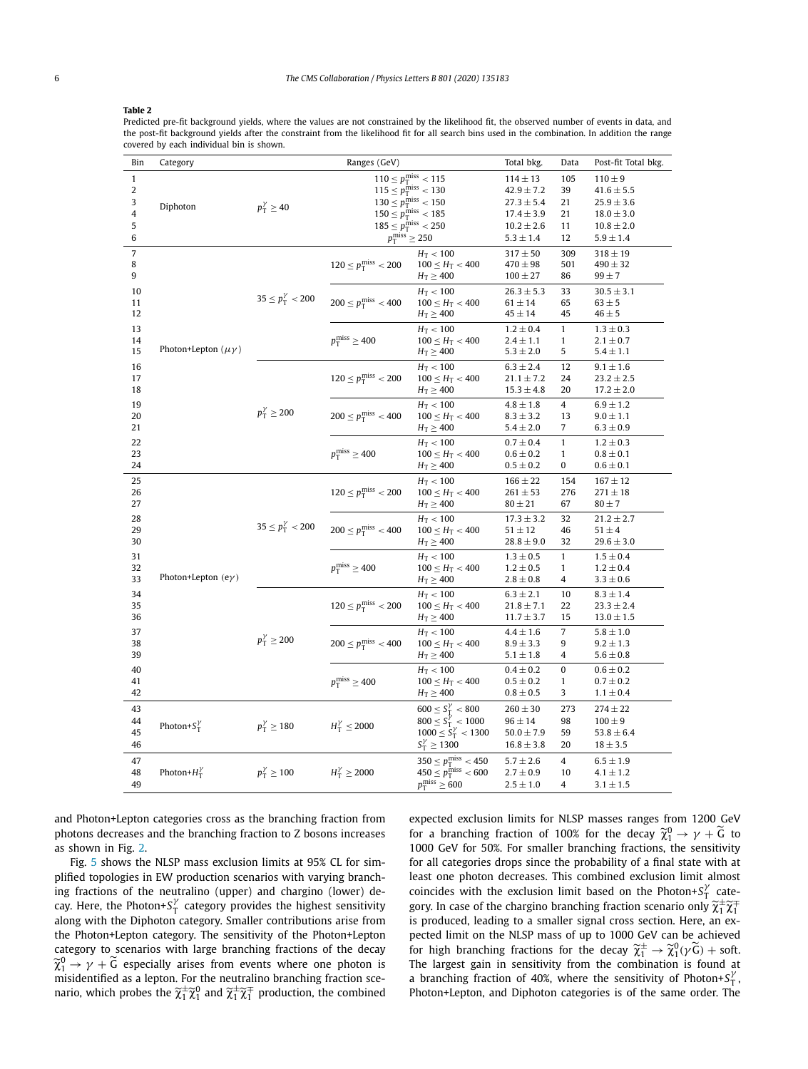**Table 2**

Predicted pre-fit background yields, where the values are not constrained by the likelihood fit, the observed number of events in data, and the post-fit background yields after the constraint from the likelihood fit for all search bins used in the combination. In addition the range covered by each individual bin is shown.

| Bin | Category | Ranges (GeV) | | | Total bkg. | Data | Post-fit Total bkg. |
|---|---|---|---|---|---|---|---|
| 1 | Diphoton | $p_T^\gamma \geq 40$ | $110 \leq p_T^{miss} < 115$ | | $114 \pm 13$ | 105 | $110 \pm 9$ |
| 2 | | | $115 \leq p_T^{miss} < 130$ | | $42.9 \pm 7.2$ | 39 | $41.6 \pm 5.5$ |
| 3 | | | $130 \leq p_T^{miss} < 150$ | | $27.3 \pm 5.4$ | 21 | $25.9 \pm 3.6$ |
| 4 | | | $150 \leq p_T^{miss} < 185$ | | $17.4 \pm 3.9$ | 21 | $18.0 \pm 3.0$ |
| 5 | | | $185 \leq p_T^{miss} < 250$ | | $10.2 \pm 2.6$ | 11 | $10.8 \pm 2.0$ |
| 6 | | | $p_T^{miss} \geq 250$ | | $5.3 \pm 1.4$ | 12 | $5.9 \pm 1.4$ |
| 7 | Photon+Lepton ($\mu\gamma$) | $35 \leq p_T^\gamma < 200$ | $120 \leq p_T^{miss} < 200$ | $H_T < 100$ | $317 \pm 50$ | 309 | $318 \pm 19$ |
| 8 | | | | $100 \leq H_T < 400$ | $470 \pm 98$ | 501 | $490 \pm 32$ |
| 9 | | | | $H_T \geq 400$ | $100 \pm 27$ | 86 | $99 \pm 7$ |
| 10 | | | $200 \leq p_T^{miss} < 400$ | $H_T < 100$ | $26.3 \pm 5.3$ | 33 | $30.5 \pm 3.1$ |
| 11 | | | | $100 \leq H_T < 400$ | $61 \pm 14$ | 65 | $63 \pm 5$ |
| 12 | | | | $H_T \geq 400$ | $45 \pm 14$ | 45 | $46 \pm 5$ |
| 13 | | | $p_T^{miss} \geq 400$ | $H_T < 100$ | $1.2 \pm 0.4$ | 1 | $1.3 \pm 0.3$ |
| 14 | | | | $100 \leq H_T < 400$ | $2.4 \pm 1.1$ | 1 | $2.1 \pm 0.7$ |
| 15 | | | | $H_T \geq 400$ | $5.3 \pm 2.0$ | 5 | $5.4 \pm 1.1$ |
| 16 | | $p_T^\gamma \geq 200$ | $120 \leq p_T^{miss} < 200$ | $H_T < 100$ | $6.3 \pm 2.4$ | 12 | $9.1 \pm 1.6$ |
| 17 | | | | $100 \leq H_T < 400$ | $21.1 \pm 7.2$ | 24 | $23.2 \pm 2.5$ |
| 18 | | | | $H_T \geq 400$ | $15.3 \pm 4.8$ | 20 | $17.2 \pm 2.0$ |
| 19 | | | $200 \leq p_T^{miss} < 400$ | $H_T < 100$ | $4.8 \pm 1.8$ | 4 | $6.9 \pm 1.2$ |
| 20 | | | | $100 \leq H_T < 400$ | $8.3 \pm 3.2$ | 13 | $9.0 \pm 1.1$ |
| 21 | | | | $H_T \geq 400$ | $5.4 \pm 2.0$ | 7 | $6.3 \pm 0.9$ |
| 22 | | | $p_T^{miss} \geq 400$ | $H_T < 100$ | $0.7 \pm 0.4$ | 1 | $1.2 \pm 0.3$ |
| 23 | | | | $100 \leq H_T < 400$ | $0.6 \pm 0.2$ | 1 | $0.8 \pm 0.1$ |
| 24 | | | | $H_T \geq 400$ | $0.5 \pm 0.2$ | 0 | $0.6 \pm 0.1$ |
| 25 | Photon+Lepton ($e\gamma$) | $35 \leq p_T^\gamma < 200$ | $120 \leq p_T^{miss} < 200$ | $H_T < 100$ | $166 \pm 22$ | 154 | $167 \pm 12$ |
| 26 | | | | $100 \leq H_T < 400$ | $261 \pm 53$ | 276 | $271 \pm 18$ |
| 27 | | | | $H_T \geq 400$ | $80 \pm 21$ | 67 | $80 \pm 7$ |
| 28 | | | $200 \leq p_T^{miss} < 400$ | $H_T < 100$ | $17.3 \pm 3.2$ | 32 | $21.2 \pm 2.7$ |
| 29 | | | | $100 \leq H_T < 400$ | $51 \pm 12$ | 46 | $51 \pm 4$ |
| 30 | | | | $H_T \geq 400$ | $28.8 \pm 9.0$ | 32 | $29.6 \pm 3.0$ |
| 31 | | | $p_T^{miss} \geq 400$ | $H_T < 100$ | $1.3 \pm 0.5$ | 1 | $1.5 \pm 0.4$ |
| 32 | | | | $100 \leq H_T < 400$ | $1.2 \pm 0.5$ | 1 | $1.2 \pm 0.4$ |
| 33 | | | | $H_T \geq 400$ | $2.8 \pm 0.8$ | 4 | $3.3 \pm 0.6$ |
| 34 | | $p_T^\gamma \geq 200$ | $120 \leq p_T^{miss} < 200$ | $H_T < 100$ | $6.3 \pm 2.1$ | 10 | $8.3 \pm 1.4$ |
| 35 | | | | $100 \leq H_T < 400$ | $21.8 \pm 7.1$ | 22 | $23.3 \pm 2.4$ |
| 36 | | | | $H_T \geq 400$ | $11.7 \pm 3.7$ | 15 | $13.0 \pm 1.5$ |
| 37 | | | $200 \leq p_T^{miss} < 400$ | $H_T < 100$ | $4.4 \pm 1.6$ | 7 | $5.8 \pm 1.0$ |
| 38 | | | | $100 \leq H_T < 400$ | $8.9 \pm 3.3$ | 9 | $9.2 \pm 1.3$ |
| 39 | | | | $H_T \geq 400$ | $5.1 \pm 1.8$ | 4 | $5.6 \pm 0.8$ |
| 40 | | | $p_T^{miss} \geq 400$ | $H_T < 100$ | $0.4 \pm 0.2$ | 0 | $0.6 \pm 0.2$ |
| 41 | | | | $100 \leq H_T < 400$ | $0.5 \pm 0.2$ | 1 | $0.7 \pm 0.2$ |
| 42 | | | | $H_T \geq 400$ | $0.8 \pm 0.5$ | 3 | $1.1 \pm 0.4$ |
| 43 | Photon+$S_T^\gamma$ | $p_T^\gamma \geq 180$ | $H_T^\gamma \leq 2000$ | $600 \leq S_T^\gamma < 800$ | $260 \pm 30$ | 273 | $274 \pm 22$ |
| 44 | | | | $800 \leq S_T^\gamma < 1000$ | $96 \pm 14$ | 98 | $100 \pm 9$ |
| 45 | | | | $1000 \leq S_T^\gamma < 1300$ | $50.0 \pm 7.9$ | 59 | $53.8 \pm 6.4$ |
| 46 | | | | $S_T^\gamma \geq 1300$ | $16.8 \pm 3.8$ | 20 | $18 \pm 3.5$ |
| 47 | Photon+$H_T^\gamma$ | $p_T^\gamma \geq 100$ | $H_T^\gamma \geq 2000$ | $350 \leq p_T^{miss} < 450$ | $5.7 \pm 2.6$ | 4 | $6.5 \pm 1.9$ |
| 48 | | | | $450 \leq p_T^{miss} < 600$ | $2.7 \pm 0.9$ | 10 | $4.1 \pm 1.2$ |
| 49 | | | | $p_T^{miss} \geq 600$ | $2.5 \pm 1.0$ | 4 | $3.1 \pm 1.5$ |

and Photon+Lepton categories cross as the branching fraction from photons decreases and the branching fraction to Z bosons increases as shown in Fig. 2.

Fig. 5 shows the NLSP mass exclusion limits at 95% CL for simplified topologies in EW production scenarios with varying branching fractions of the neutralino (upper) and chargino (lower) decay. Here, the Photon+$S_T^\gamma$ category provides the highest sensitivity along with the Diphoton category. Smaller contributions arise from the Photon+Lepton category. The sensitivity of the Photon+Lepton category to scenarios with large branching fractions of the decay $\widetilde{\chi}_1^0 \rightarrow \gamma + \widetilde{G}$ especially arises from events where one photon is misidentified as a lepton. For the neutralino branching fraction scenario, which probes the $\widetilde{\chi}_1^\pm\widetilde{\chi}_1^0$ and $\widetilde{\chi}_1^\pm\widetilde{\chi}_1^\mp$ production, the combined expected exclusion limits for NLSP masses ranges from 1200 GeV for a branching fraction of 100% for the decay $\widetilde{\chi}_1^0 \rightarrow \gamma + \widetilde{G}$ to 1000 GeV for 50%. For smaller branching fractions, the sensitivity for all categories drops since the probability of a final state with at least one photon decreases. This combined exclusion limit almost coincides with the exclusion limit based on the Photon+$S_T^\gamma$ category. In case of the chargino branching fraction scenario only $\widetilde{\chi}_1^\pm\widetilde{\chi}_1^\mp$ is produced, leading to a smaller signal cross section. Here, an expected limit on the NLSP mass of up to 1000 GeV can be achieved for high branching fractions for the decay $\widetilde{\chi}_1^\pm \rightarrow \widetilde{\chi}_1^0(\gamma\widetilde{G})$ + soft. The largest gain in sensitivity from the combination is found at a branching fraction of 40%, where the sensitivity of Photon+$S_T^\gamma$, Photon+Lepton, and Diphoton categories is of the same order. The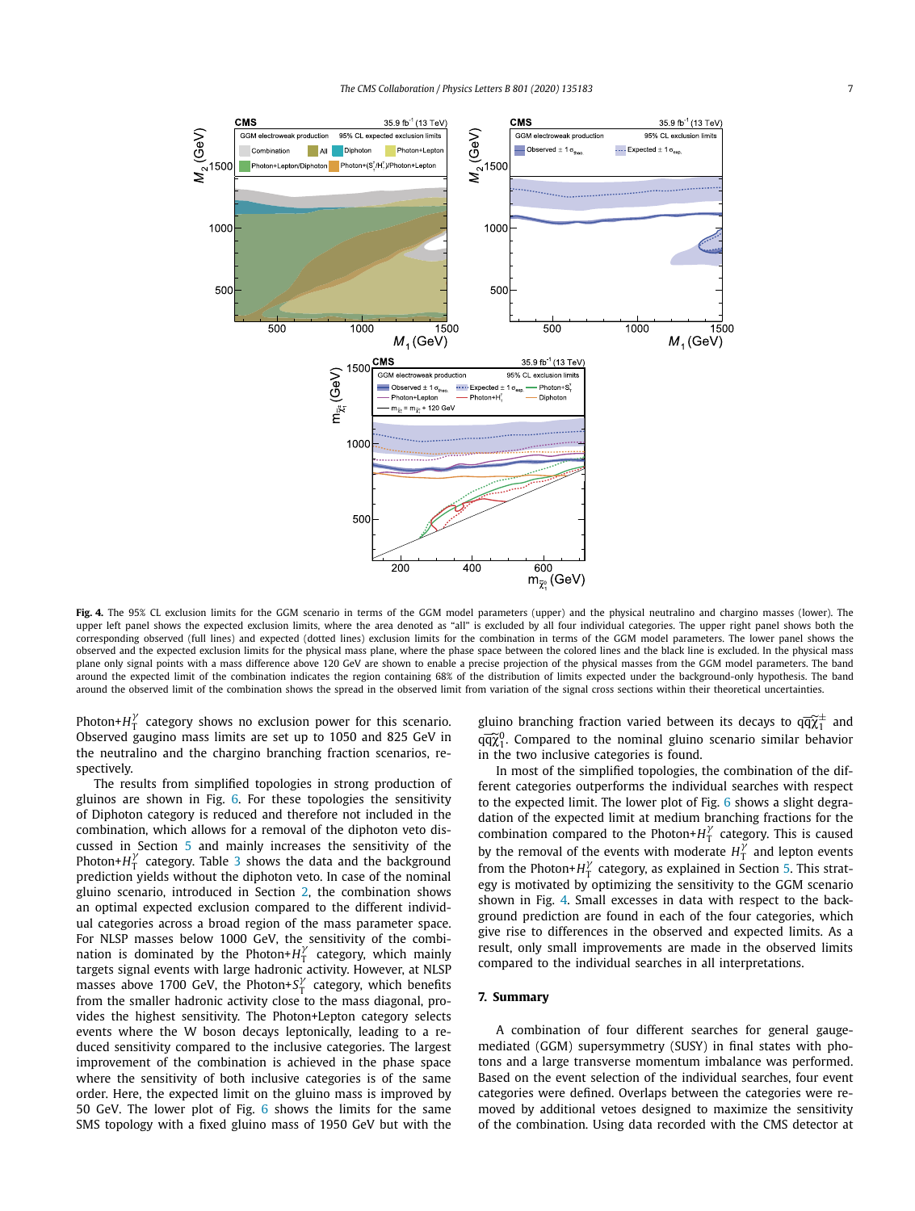**Fig. 4.** The 95% CL exclusion limits for the GGM scenario in terms of the GGM model parameters (upper) and the physical neutralino and chargino masses (lower). The upper left panel shows the expected exclusion limits, where the area denoted as "all" is excluded by all four individual categories. The upper right panel shows both the corresponding observed (full lines) and expected (dotted lines) exclusion limits for the combination in terms of the GGM model parameters. The lower panel shows the observed and the expected exclusion limits for the physical mass plane, where the phase space between the colored lines and the black line is excluded. In the physical mass plane only signal points with a mass difference above 120 GeV are shown to enable a precise projection of the physical masses from the GGM model parameters. The band around the expected limit of the combination indicates the region containing 68% of the distribution of limits expected under the background-only hypothesis. The band around the observed limit of the combination shows the spread in the observed limit from variation of the signal cross sections within their theoretical uncertainties.

Photon+$H_T^\gamma$ category shows no exclusion power for this scenario. Observed gaugino mass limits are set up to 1050 and 825 GeV in the neutralino and the chargino branching fraction scenarios, respectively.

The results from simplified topologies in strong production of gluinos are shown in Fig. 6. For these topologies the sensitivity of Diphoton category is reduced and therefore not included in the combination, which allows for a removal of the diphoton veto discussed in Section 5 and mainly increases the sensitivity of the Photon+$H_T^\gamma$ category. Table 3 shows the data and the background prediction yields without the diphoton veto. In case of the nominal gluino scenario, introduced in Section 2, the combination shows an optimal expected exclusion compared to the different individual categories across a broad region of the mass parameter space. For NLSP masses below 1000 GeV, the sensitivity of the combination is dominated by the Photon+$H_T^\gamma$ category, which mainly targets signal events with large hadronic activity. However, at NLSP masses above 1700 GeV, the Photon+$S_T^\gamma$ category, which benefits from the smaller hadronic activity close to the mass diagonal, provides the highest sensitivity. The Photon+Lepton category selects events where the W boson decays leptonically, leading to a reduced sensitivity compared to the inclusive categories. The largest improvement of the combination is achieved in the phase space where the sensitivity of both inclusive categories is of the same order. Here, the expected limit on the gluino mass is improved by 50 GeV. The lower plot of Fig. 6 shows the limits for the same SMS topology with a fixed gluino mass of 1950 GeV but with the gluino branching fraction varied between its decays to $q\bar{q}\widetilde{\chi}_1^\pm$ and $q\bar{q}\widetilde{\chi}_1^0$. Compared to the nominal gluino scenario similar behavior in the two inclusive categories is found.

In most of the simplified topologies, the combination of the different categories outperforms the individual searches with respect to the expected limit. The lower plot of Fig. 6 shows a slight degradation of the expected limit at medium branching fractions for the combination compared to the Photon+$H_T^\gamma$ category. This is caused by the removal of the events with moderate $H_T^\gamma$ and lepton events from the Photon+$H_T^\gamma$ category, as explained in Section 5. This strategy is motivated by optimizing the sensitivity to the GGM scenario shown in Fig. 4. Small excesses in data with respect to the background prediction are found in each of the four categories, which give rise to differences in the observed and expected limits. As a result, only small improvements are made in the observed limits compared to the individual searches in all interpretations.

## 7. Summary

A combination of four different searches for general gauge-mediated (GGM) supersymmetry (SUSY) in final states with photons and a large transverse momentum imbalance was performed. Based on the event selection of the individual searches, four event categories were defined. Overlaps between the categories were removed by additional vetoes designed to maximize the sensitivity of the combination. Using data recorded with the CMS detector at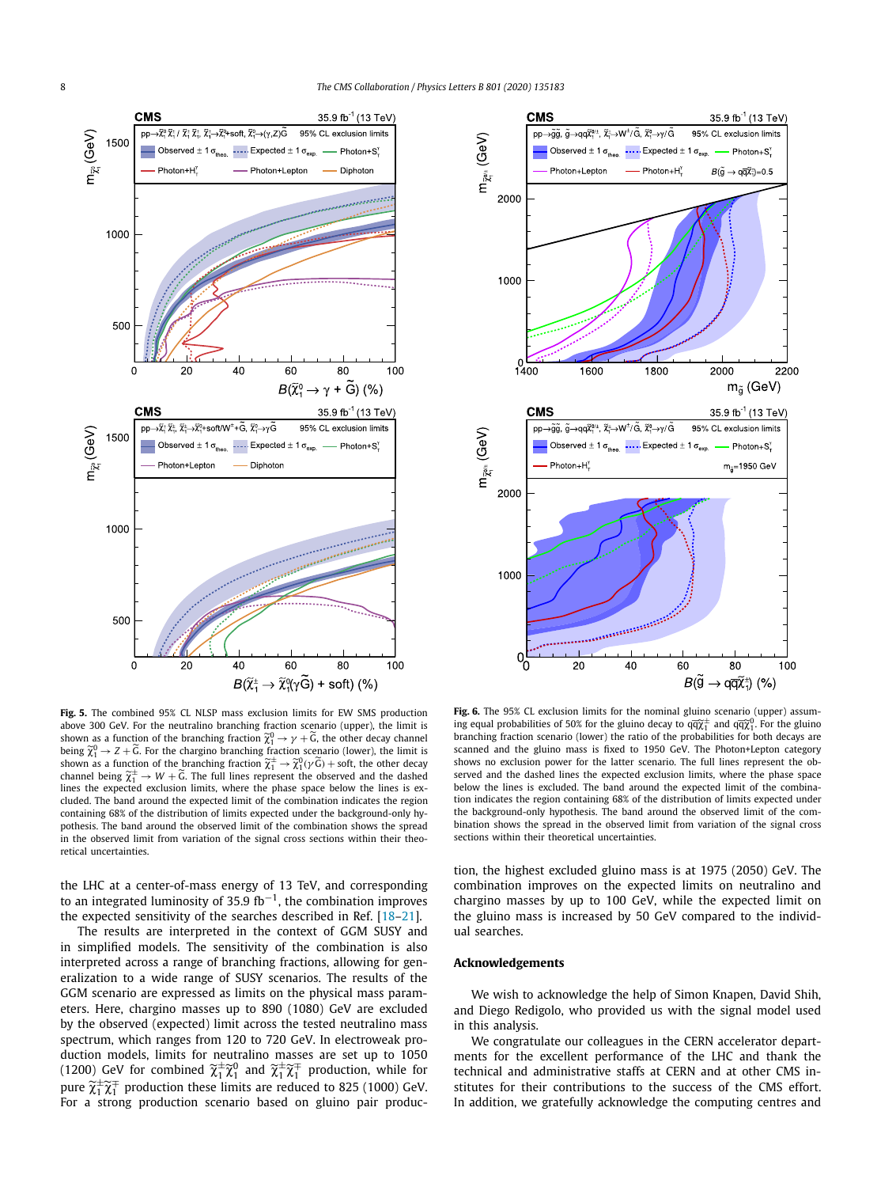**Fig. 5.** The combined 95% CL NLSP mass exclusion limits for EW SMS production above 300 GeV. For the neutralino branching fraction scenario (upper), the limit is shown as a function of the branching fraction $\tilde{\chi}_1^0 \rightarrow \gamma + \tilde{G}$, the other decay channel being $\tilde{\chi}_1^0 \rightarrow Z + \tilde{G}$. For the chargino branching fraction scenario (lower), the limit is shown as a function of the branching fraction $\tilde{\chi}_1^\pm \rightarrow \tilde{\chi}_1^0(\gamma\tilde{G}) + \text{soft}$, the other decay channel being $\tilde{\chi}_1^\pm \rightarrow W + \tilde{G}$. The full lines represent the observed and the dashed lines the expected exclusion limits, where the phase space below the lines is excluded. The band around the expected limit of the combination indicates the region containing 68% of the distribution of limits expected under the background-only hypothesis. The band around the observed limit of the combination shows the spread in the observed limit from variation of the signal cross sections within their theoretical uncertainties.

**Fig. 6.** The 95% CL exclusion limits for the nominal gluino scenario (upper) assuming equal probabilities of 50% for the gluino decay to $q\bar{q}\tilde{\chi}_1^\pm$ and $q\bar{q}\tilde{\chi}_1^0$. For the gluino branching fraction scenario (lower) the ratio of the probabilities for both decays are scanned and the gluino mass is fixed to 1950 GeV. The Photon+Lepton category shows no exclusion power for the latter scenario. The full lines represent the observed and the dashed lines the expected exclusion limits, where the phase space below the lines is excluded. The band around the expected limit of the combination indicates the region containing 68% of the distribution of limits expected under the background-only hypothesis. The band around the observed limit of the combination shows the spread in the observed limit from variation of the signal cross sections within their theoretical uncertainties.

the LHC at a center-of-mass energy of 13 TeV, and corresponding to an integrated luminosity of 35.9 fb$^{-1}$, the combination improves the expected sensitivity of the searches described in Ref. [18–21].

The results are interpreted in the context of GGM SUSY and in simplified models. The sensitivity of the combination is also interpreted across a range of branching fractions, allowing for generalization to a wide range of SUSY scenarios. The results of the GGM scenario are expressed as limits on the physical parameters. Here, chargino masses up to 890 (1080) GeV are excluded by the observed (expected) limit across the tested neutralino mass spectrum, which ranges from 120 to 720 GeV. In electroweak production models, limits for neutralino masses are set up to 1050 (1200) GeV for combined $\tilde{\chi}_1^\pm\tilde{\chi}_1^0$ and $\tilde{\chi}_1^\pm\tilde{\chi}_1^\mp$ production, while for pure $\tilde{\chi}_1^\pm\tilde{\chi}_1^\mp$ production these limits are reduced to 825 (1000) GeV. For a strong production scenario based on gluino pair production, the highest excluded gluino mass is at 1975 (2050) GeV. The combination improves on the expected limits on neutralino and chargino masses by up to 100 GeV, while the expected limit on the gluino mass is increased by 50 GeV compared to the individual searches.

## Acknowledgements

We wish to acknowledge the help of Simon Knapen, David Shih, and Diego Redigolo, who provided us with the signal model used in this analysis.

We congratulate our colleagues in the CERN accelerator departments for the excellent performance of the LHC and thank the technical and administrative staffs at CERN and at other CMS institutes for their contributions to the success of the CMS effort. In addition, we gratefully acknowledge the computing centres and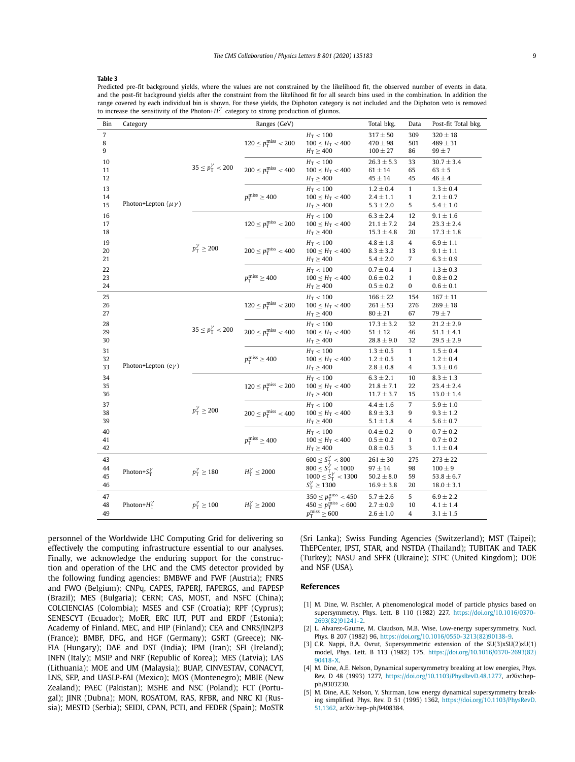**Table 3**

Predicted pre-fit background yields, where the values are not constrained by the likelihood fit, the observed number of events in data, and the post-fit background yields after the constraint from the likelihood fit for all search bins used in the combination. In addition the range covered by each individual bin is shown. For these yields, the Diphoton category is not included and the Diphoton veto is removed to increase the sensitivity of the Photon+$H_T^\gamma$ category to strong production of gluinos.

| Bin | Category | Ranges (GeV) | | | Total bkg. | Data | Post-fit Total bkg. |
|---|---|---|---|---|---|---|---|
| 7 | Photon+Lepton ($\mu\gamma$) | $35 \leq p_T^\gamma < 200$ | $120 \leq p_T^{miss} < 200$ | $H_T < 100$ | $317 \pm 50$ | 309 | $320 \pm 18$ |
| 8 | | | | $100 \leq H_T < 400$ | $470 \pm 98$ | 501 | $489 \pm 31$ |
| 9 | | | | $H_T \geq 400$ | $100 \pm 27$ | 86 | $99 \pm 7$ |
| 10 | | | $200 \leq p_T^{miss} < 400$ | $H_T < 100$ | $26.3 \pm 5.3$ | 33 | $30.7 \pm 3.4$ |
| 11 | | | | $100 \leq H_T < 400$ | $61 \pm 14$ | 65 | $63 \pm 5$ |
| 12 | | | | $H_T \geq 400$ | $45 \pm 14$ | 45 | $46 \pm 4$ |
| 13 | | | $p_T^{miss} \geq 400$ | $H_T < 100$ | $1.2 \pm 0.4$ | 1 | $1.3 \pm 0.4$ |
| 14 | | | | $100 \leq H_T < 400$ | $2.4 \pm 1.1$ | 1 | $2.1 \pm 0.7$ |
| 15 | | | | $H_T \geq 400$ | $5.3 \pm 2.0$ | 5 | $5.4 \pm 1.0$ |
| 16 | | $p_T^\gamma \geq 200$ | $120 \leq p_T^{miss} < 200$ | $H_T < 100$ | $6.3 \pm 2.4$ | 12 | $9.1 \pm 1.6$ |
| 17 | | | | $100 \leq H_T < 400$ | $21.1 \pm 7.2$ | 24 | $23.3 \pm 2.4$ |
| 18 | | | | $H_T \geq 400$ | $15.3 \pm 4.8$ | 20 | $17.3 \pm 1.8$ |
| 19 | | | $200 \leq p_T^{miss} < 400$ | $H_T < 100$ | $4.8 \pm 1.8$ | 4 | $6.9 \pm 1.1$ |
| 20 | | | | $100 \leq H_T < 400$ | $8.3 \pm 3.2$ | 13 | $9.1 \pm 1.1$ |
| 21 | | | | $H_T \geq 400$ | $5.4 \pm 2.0$ | 7 | $6.3 \pm 0.9$ |
| 22 | | | $p_T^{miss} \geq 400$ | $H_T < 100$ | $0.7 \pm 0.4$ | 1 | $1.3 \pm 0.3$ |
| 23 | | | | $100 \leq H_T < 400$ | $0.6 \pm 0.2$ | 1 | $0.8 \pm 0.2$ |
| 24 | | | | $H_T \geq 400$ | $0.5 \pm 0.2$ | 0 | $0.6 \pm 0.1$ |
| 25 | Photon+Lepton ($e\gamma$) | $35 \leq p_T^\gamma < 200$ | $120 \leq p_T^{miss} < 200$ | $H_T < 100$ | $166 \pm 22$ | 154 | $167 \pm 11$ |
| 26 | | | | $100 \leq H_T < 400$ | $261 \pm 53$ | 276 | $269 \pm 18$ |
| 27 | | | | $H_T \geq 400$ | $80 \pm 21$ | 67 | $79 \pm 7$ |
| 28 | | | $200 \leq p_T^{miss} < 400$ | $H_T < 100$ | $17.3 \pm 3.2$ | 32 | $21.2 \pm 2.9$ |
| 29 | | | | $100 \leq H_T < 400$ | $51 \pm 12$ | 46 | $51.1 \pm 4.1$ |
| 30 | | | | $H_T \geq 400$ | $28.8 \pm 9.0$ | 32 | $29.5 \pm 2.9$ |
| 31 | | | $p_T^{miss} \geq 400$ | $H_T < 100$ | $1.3 \pm 0.5$ | 1 | $1.5 \pm 0.4$ |
| 32 | | | | $100 \leq H_T < 400$ | $1.2 \pm 0.5$ | 1 | $1.2 \pm 0.4$ |
| 33 | | | | $H_T \geq 400$ | $2.8 \pm 0.8$ | 4 | $3.3 \pm 0.6$ |
| 34 | | $p_T^\gamma \geq 200$ | $120 \leq p_T^{miss} < 200$ | $H_T < 100$ | $6.3 \pm 2.1$ | 10 | $8.3 \pm 1.3$ |
| 35 | | | | $100 \leq H_T < 400$ | $21.8 \pm 7.1$ | 22 | $23.4 \pm 2.4$ |
| 36 | | | | $H_T \geq 400$ | $11.7 \pm 3.7$ | 15 | $13.0 \pm 1.4$ |
| 37 | | | $200 \leq p_T^{miss} < 400$ | $H_T < 100$ | $4.4 \pm 1.6$ | 7 | $5.9 \pm 1.0$ |
| 38 | | | | $100 \leq H_T < 400$ | $8.9 \pm 3.3$ | 9 | $9.3 \pm 1.2$ |
| 39 | | | | $H_T \geq 400$ | $5.1 \pm 1.8$ | 4 | $5.6 \pm 0.7$ |
| 40 | | | $p_T^{miss} \geq 400$ | $H_T < 100$ | $0.4 \pm 0.2$ | 0 | $0.7 \pm 0.2$ |
| 41 | | | | $100 \leq H_T < 400$ | $0.5 \pm 0.2$ | 1 | $0.7 \pm 0.2$ |
| 42 | | | | $H_T \geq 400$ | $0.8 \pm 0.5$ | 3 | $1.1 \pm 0.4$ |
| 43 | Photon+$S_T^\gamma$ | $p_T^\gamma \geq 180$ | $H_T^\gamma \leq 2000$ | $600 \leq S_T^\gamma < 800$ | $261 \pm 30$ | 275 | $273 \pm 22$ |
| 44 | | | | $800 \leq S_T^\gamma < 1000$ | $97 \pm 14$ | 98 | $100 \pm 9$ |
| 45 | | | | $1000 \leq S_T^\gamma < 1300$ | $50.2 \pm 8.0$ | 59 | $53.8 \pm 6.7$ |
| 46 | | | | $S_T^\gamma \geq 1300$ | $16.9 \pm 3.8$ | 20 | $18.0 \pm 3.1$ |
| 47 | Photon+$H_T^\gamma$ | $p_T^\gamma \geq 100$ | $H_T^\gamma \geq 2000$ | $350 \leq p_T^{miss} < 450$ | $5.7 \pm 2.6$ | 5 | $6.9 \pm 2.2$ |
| 48 | | | | $450 \leq p_T^{miss} < 600$ | $2.7 \pm 0.9$ | 10 | $4.1 \pm 1.4$ |
| 49 | | | | $p_T^{miss} \geq 600$ | $2.6 \pm 1.0$ | 4 | $3.1 \pm 1.5$ |

personnel of the Worldwide LHC Computing Grid for delivering so effectively the computing infrastructure essential to our analyses. Finally, we acknowledge the enduring support for the construction and operation of the LHC and the CMS detector provided by the following funding agencies: BMBWF and FWF (Austria); FNRS and FWO (Belgium); CNPq, CAPES, FAPERJ, FAPERGS, and FAPESP (Brazil); MES (Bulgaria); CERN; CAS, MOST, and NSFC (China); COLCIENCIAS (Colombia); MSES and CSF (Croatia); RPF (Cyprus); SENESCYT (Ecuador); MoER, ERC IUT, PUT and ERDF (Estonia); Academy of Finland, MEC, and HIP (Finland); CEA and CNRS/IN2P3 (France); BMBF, DFG, and HGF (Germany); GSRT (Greece); NKFIA (Hungary); DAE and DST (India); IPM (Iran); SFI (Ireland); INFN (Italy); MSIP and NRF (Republic of Korea); MES (Latvia); LAS (Lithuania); MOE and UM (Malaysia); BUAP, CINVESTAV, CONACYT, LNS, SEP, and UASLP-FAI (Mexico); MOS (Montenegro); MBIE (New Zealand); PAEC (Pakistan); MSHE and NSC (Poland); FCT (Portugal); JINR (Dubna); MON, ROSATOM, RAS, RFBR, and NRC KI (Russia); MESTD (Serbia); SEIDI, CPAN, PCTI, and FEDER (Spain); MoSTR (Sri Lanka); Swiss Funding Agencies (Switzerland); MST (Taipei); ThEPCenter, IPST, STAR, and NSTDA (Thailand); TUBITAK and TAEK (Turkey); NASU and SFFR (Ukraine); STFC (United Kingdom); DOE and NSF (USA).

## References

[1] M. Dine, W. Fischler, A phenomenological model of particle physics based on supersymmetry, Phys. Lett. B 110 (1982) 227, https://doi.org/10.1016/0370-2693(82)91241-2.

[2] L. Alvarez-Gaume, M. Claudson, M.B. Wise, Low-energy supersymmetry, Nucl. Phys. B 207 (1982) 96, https://doi.org/10.1016/0550-3213(82)90138-9.

[3] C.R. Nappi, B.A. Ovrut, Supersymmetric extension of the SU(3)xSU(2)xU(1) model, Phys. Lett. B 113 (1982) 175, https://doi.org/10.1016/0370-2693(82)90418-X.

[4] M. Dine, A.E. Nelson, Dynamical supersymmetry breaking at low energies, Phys. Rev. D 48 (1993) 1277, https://doi.org/10.1103/PhysRevD.48.1277, arXiv:hep-ph/9303230.

[5] M. Dine, A.E. Nelson, Y. Shirman, Low energy dynamical supersymmetry breaking simplified, Phys. Rev. D 51 (1995) 1362, https://doi.org/10.1103/PhysRevD.51.1362, arXiv:hep-ph/9408384.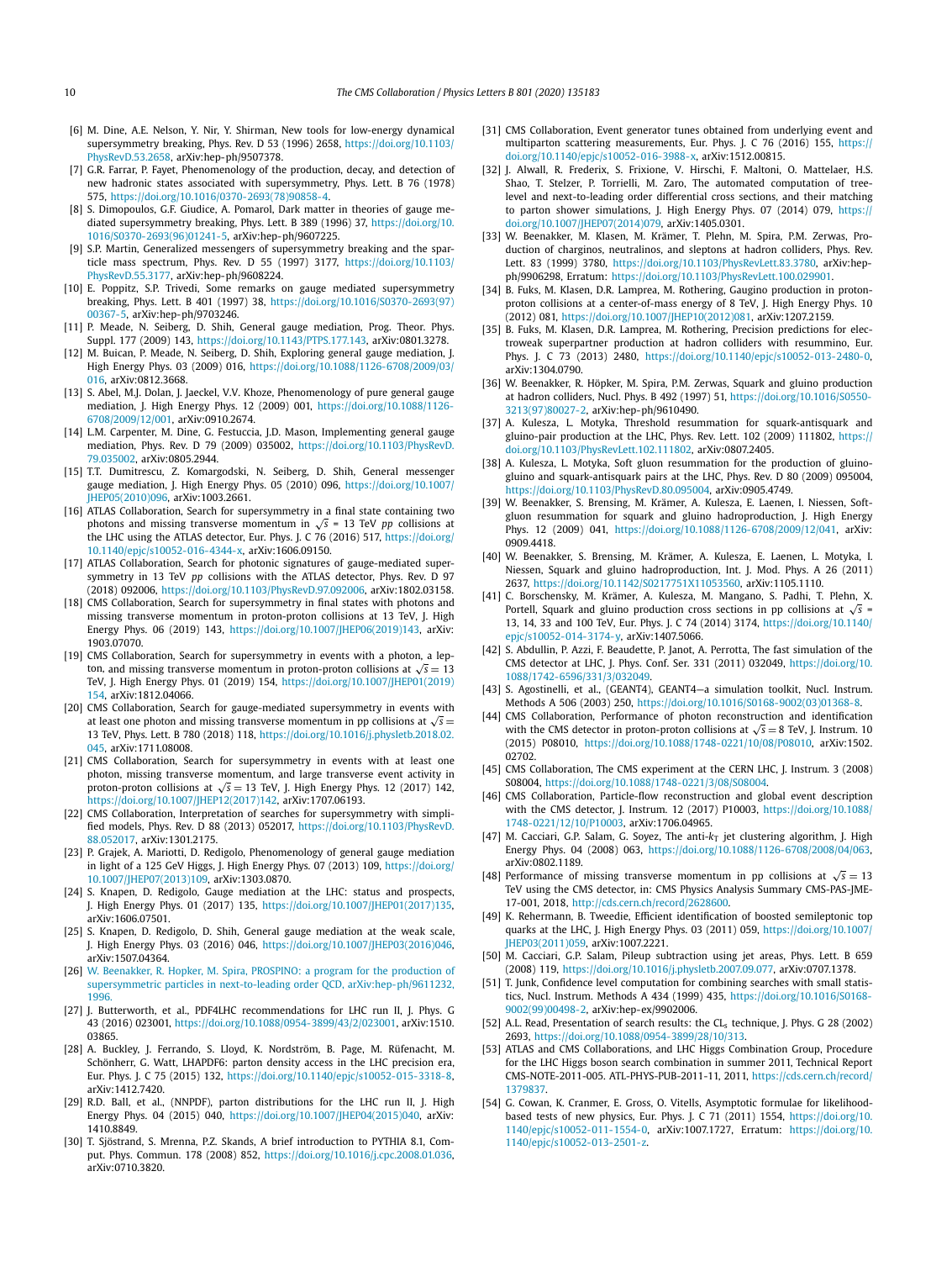[6] M. Dine, A.E. Nelson, Y. Nir, Y. Shirman, New tools for low-energy dynamical supersymmetry breaking, Phys. Rev. D 53 (1996) 2658, https://doi.org/10.1103/PhysRevD.53.2658, arXiv:hep-ph/9507378.

[7] G.R. Farrar, P. Fayet, Phenomenology of the production, decay, and detection of new hadronic states associated with supersymmetry, Phys. Lett. B 76 (1978) 575, https://doi.org/10.1016/0370-2693(78)90858-4.

[8] S. Dimopoulos, G.F. Giudice, A. Pomarol, Dark matter in theories of gauge mediated supersymmetry breaking, Phys. Lett. B 389 (1996) 37, https://doi.org/10.1016/S0370-2693(96)01241-5, arXiv:hep-ph/9607225.

[9] S.P. Martin, Generalized messengers of supersymmetry breaking and the sparticle mass spectrum, Phys. Rev. D 55 (1997) 3177, https://doi.org/10.1103/PhysRevD.55.3177, arXiv:hep-ph/9608224.

[10] E. Poppitz, S.P. Trivedi, Some remarks on gauge mediated supersymmetry breaking, Phys. Lett. B 401 (1997) 38, https://doi.org/10.1016/S0370-2693(97)00367-5, arXiv:hep-ph/9703246.

[11] P. Meade, N. Seiberg, D. Shih, General gauge mediation, Prog. Theor. Phys. Suppl. 177 (2009) 143, https://doi.org/10.1143/PTPS.177.143, arXiv:0801.3278.

[12] M. Buican, P. Meade, N. Seiberg, D. Shih, Exploring general gauge mediation, J. High Energy Phys. 03 (2009) 016, https://doi.org/10.1088/1126-6708/2009/03/016, arXiv:0812.3668.

[13] S. Abel, M.J. Dolan, J. Jaeckel, V.V. Khoze, Phenomenology of pure general gauge mediation, J. High Energy Phys. 12 (2009) 001, https://doi.org/10.1088/1126-6708/2009/12/001, arXiv:0910.2674.

[14] L.M. Carpenter, M. Dine, G. Festuccia, J.D. Mason, Implementing general gauge mediation, Phys. Rev. D 79 (2009) 035002, https://doi.org/10.1103/PhysRevD.79.035002, arXiv:0805.2944.

[15] T.T. Dumitrescu, Z. Komargodski, N. Seiberg, D. Shih, General messenger gauge mediation, J. High Energy Phys. 05 (2010) 096, https://doi.org/10.1007/JHEP05(2010)096, arXiv:1003.2661.

[16] ATLAS Collaboration, Search for supersymmetry in a final state containing two photons and missing transverse momentum in $\sqrt{s}$ = 13 TeV $pp$ collisions at the LHC using the ATLAS detector, Eur. Phys. J. C 76 (2016) 517, https://doi.org/10.1140/epjc/s10052-016-4344-x, arXiv:1606.09150.

[17] ATLAS Collaboration, Search for photonic signatures of gauge-mediated supersymmetry in 13 TeV $pp$ collisions with the ATLAS detector, Phys. Rev. D 97 (2018) 092006, https://doi.org/10.1103/PhysRevD.97.092006, arXiv:1802.03158.

[18] CMS Collaboration, Search for supersymmetry in final states with photons and missing transverse momentum in proton-proton collisions at 13 TeV, J. High Energy Phys. 06 (2019) 143, https://doi.org/10.1007/JHEP06(2019)143, arXiv:1903.07070.

[19] CMS Collaboration, Search for supersymmetry in events with a photon, a lepton, and missing transverse momentum in proton-proton collisions at $\sqrt{s} = 13$ TeV, J. High Energy Phys. 01 (2019) 154, https://doi.org/10.1007/JHEP01(2019)154, arXiv:1812.04066.

[20] CMS Collaboration, Search for gauge-mediated supersymmetry in events with at least one photon and missing transverse momentum in pp collisions at $\sqrt{s} =$ 13 TeV, Phys. Lett. B 780 (2018) 118, https://doi.org/10.1016/j.physletb.2018.02.045, arXiv:1711.08008.

[21] CMS Collaboration, Search for supersymmetry in events with at least one photon, missing transverse momentum, and large transverse event activity in proton-proton collisions at $\sqrt{s} = 13$ TeV, J. High Energy Phys. 12 (2017) 142, https://doi.org/10.1007/JHEP12(2017)142, arXiv:1707.06193.

[22] CMS Collaboration, Interpretation of searches for supersymmetry with simplified models, Phys. Rev. D 88 (2013) 052017, https://doi.org/10.1103/PhysRevD.88.052017, arXiv:1301.2175.

[23] P. Grajek, A. Mariotti, D. Redigolo, Phenomenology of general gauge mediation in light of a 125 GeV Higgs, J. High Energy Phys. 07 (2013) 109, https://doi.org/10.1007/JHEP07(2013)109, arXiv:1303.0870.

[24] S. Knapen, D. Redigolo, Gauge mediation at the LHC: status and prospects, J. High Energy Phys. 01 (2017) 135, https://doi.org/10.1007/JHEP01(2017)135, arXiv:1606.07501.

[25] S. Knapen, D. Redigolo, D. Shih, General gauge mediation at the weak scale, J. High Energy Phys. 03 (2016) 046, https://doi.org/10.1007/JHEP03(2016)046, arXiv:1507.04364.

[26] W. Beenakker, R. Hopker, M. Spira, PROSPINO: a program for the production of supersymmetric particles in next-to-leading order QCD, arXiv:hep-ph/9611232, 1996.

[27] J. Butterworth, et al., PDF4LHC recommendations for LHC run II, J. Phys. G 43 (2016) 023001, https://doi.org/10.1088/0954-3899/43/2/023001, arXiv:1510.03865.

[28] A. Buckley, J. Ferrando, S. Lloyd, K. Nordström, B. Page, M. Rüfenacht, M. Schönherr, G. Watt, LHAPDF6: parton density access in the LHC precision era, Eur. Phys. J. C 75 (2015) 132, https://doi.org/10.1140/epjc/s10052-015-3318-8, arXiv:1412.7420.

[29] R.D. Ball, et al., (NNPDF), parton distributions for the LHC run II, J. High Energy Phys. 04 (2015) 040, https://doi.org/10.1007/JHEP04(2015)040, arXiv:1410.8849.

[30] T. Sjöstrand, S. Mrenna, P.Z. Skands, A brief introduction to PYTHIA 8.1, Comput. Phys. Commun. 178 (2008) 852, https://doi.org/10.1016/j.cpc.2008.01.036, arXiv:0710.3820.

[31] CMS Collaboration, Event generator tunes obtained from underlying event and multiparton scattering measurements, Eur. Phys. J. C 76 (2016) 155, https://doi.org/10.1140/epjc/s10052-016-3988-x, arXiv:1512.00815.

[32] J. Alwall, R. Frederix, S. Frixione, V. Hirschi, F. Maltoni, O. Mattelaer, H.S. Shao, T. Stelzer, P. Torrielli, M. Zaro, The automated computation of tree-level and next-to-leading order differential cross sections, and their matching to parton shower simulations, J. High Energy Phys. 07 (2014) 079, https://doi.org/10.1007/JHEP07(2014)079, arXiv:1405.0301.

[33] W. Beenakker, M. Klasen, M. Krämer, T. Plehn, M. Spira, P.M. Zerwas, Production of charginos, neutralinos, and sleptons at hadron colliders, Phys. Rev. Lett. 83 (1999) 3780, https://doi.org/10.1103/PhysRevLett.83.3780, arXiv:hep-ph/9906298, Erratum: https://doi.org/10.1103/PhysRevLett.100.029901.

[34] B. Fuks, M. Klasen, D.R. Lamprea, M. Rothering, Gaugino production in proton-proton collisions at a center-of-mass energy of 8 TeV, J. High Energy Phys. 10 (2012) 081, https://doi.org/10.1007/JHEP10(2012)081, arXiv:1207.2159.

[35] B. Fuks, M. Klasen, D.R. Lamprea, M. Rothering, Precision predictions for electroweak superpartner production at hadron colliders with resummino, Eur. Phys. J. C 73 (2013) 2480, https://doi.org/10.1140/epjc/s10052-013-2480-0, arXiv:1304.0790.

[36] W. Beenakker, R. Höpker, M. Spira, P.M. Zerwas, Squark and gluino production at hadron colliders, Nucl. Phys. B 492 (1997) 51, https://doi.org/10.1016/S0550-3213(97)80027-2, arXiv:hep-ph/9610490.

[37] A. Kulesza, L. Motyka, Threshold resummation for squark-antisquark and gluino-pair production at the LHC, Phys. Rev. Lett. 102 (2009) 111802, https://doi.org/10.1103/PhysRevLett.102.111802, arXiv:0807.2405.

[38] A. Kulesza, L. Motyka, Soft gluon resummation for the production of gluino-gluino and squark-antisquark pairs at the LHC, Phys. Rev. D 80 (2009) 095004, https://doi.org/10.1103/PhysRevD.80.095004, arXiv:0905.4749.

[39] W. Beenakker, S. Brensing, M. Krämer, A. Kulesza, E. Laenen, I. Niessen, Soft-gluon resummation for squark and gluino hadroproduction, J. High Energy Phys. 12 (2009) 041, https://doi.org/10.1088/1126-6708/2009/12/041, arXiv:0909.4418.

[40] W. Beenakker, S. Brensing, M. Krämer, A. Kulesza, E. Laenen, L. Motyka, I. Niessen, Squark and gluino hadroproduction, Int. J. Mod. Phys. A 26 (2011) 2637, https://doi.org/10.1142/S0217751X11053560, arXiv:1105.1110.

[41] C. Borschensky, M. Krämer, A. Kulesza, M. Mangano, S. Padhi, T. Plehn, X. Portell, Squark and gluino production cross sections in pp collisions at $\sqrt{s}$ = 13, 14, 33 and 100 TeV, Eur. Phys. J. C 74 (2014) 3174, https://doi.org/10.1140/epjc/s10052-014-3174-y, arXiv:1407.5066.

[42] S. Abdullin, P. Azzi, F. Beaudette, P. Janot, A. Perrotta, The fast simulation of the CMS detector at LHC, J. Phys. Conf. Ser. 331 (2011) 032049, https://doi.org/10.1088/1742-6596/331/3/032049.

[43] S. Agostinelli, et al., (GEANT4), GEANT4—a simulation toolkit, Nucl. Instrum. Methods A 506 (2003) 250, https://doi.org/10.1016/S0168-9002(03)01368-8.

[44] CMS Collaboration, Performance of photon reconstruction and identification with the CMS detector in proton-proton collisions at $\sqrt{s} = 8$ TeV, J. Instrum. 10 (2015) P08010, https://doi.org/10.1088/1748-0221/10/08/P08010, arXiv:1502.02702.

[45] CMS Collaboration, The CMS experiment at the CERN LHC, J. Instrum. 3 (2008) S08004, https://doi.org/10.1088/1748-0221/3/08/S08004.

[46] CMS Collaboration, Particle-flow reconstruction and global event description with the CMS detector, J. Instrum. 12 (2017) P10003, https://doi.org/10.1088/1748-0221/12/10/P10003, arXiv:1706.04965.

[47] M. Cacciari, G.P. Salam, G. Soyez, The anti-$k_T$ jet clustering algorithm, J. High Energy Phys. 04 (2008) 063, https://doi.org/10.1088/1126-6708/2008/04/063, arXiv:0802.1189.

[48] Performance of missing transverse momentum in pp collisions at $\sqrt{s} = 13$ TeV using the CMS detector, in: CMS Physics Analysis Summary CMS-PAS-JME-17-001, 2018, http://cds.cern.ch/record/2628600.

[49] K. Rehermann, B. Tweedie, Efficient identification of boosted semileptonic top quarks at the LHC, J. High Energy Phys. 03 (2011) 059, https://doi.org/10.1007/JHEP03(2011)059, arXiv:1007.2221.

[50] M. Cacciari, G.P. Salam, Pileup subtraction using jet areas, Phys. Lett. B 659 (2008) 119, https://doi.org/10.1016/j.physletb.2007.09.077, arXiv:0707.1378.

[51] T. Junk, Confidence level computation for combining searches with small statistics, Nucl. Instrum. Methods A 434 (1999) 435, https://doi.org/10.1016/S0168-9002(99)00498-2, arXiv:hep-ex/9902006.

[52] A.L. Read, Presentation of search results: the CL$_s$ technique, J. Phys. G 28 (2002) 2693, https://doi.org/10.1088/0954-3899/28/10/313.

[53] ATLAS and CMS Collaborations, and LHC Higgs Combination Group, Procedure for the LHC Higgs boson search combination in summer 2011, Technical Report CMS-NOTE-2011-005. ATL-PHYS-PUB-2011-11, 2011, https://cds.cern.ch/record/1379837.

[54] G. Cowan, K. Cranmer, E. Gross, O. Vitells, Asymptotic formulae for likelihood-based tests of new physics, Eur. Phys. J. C 71 (2011) 1554, https://doi.org/10.1140/epjc/s10052-011-1554-0, arXiv:1007.1727, Erratum: https://doi.org/10.1140/epjc/s10052-013-2501-z.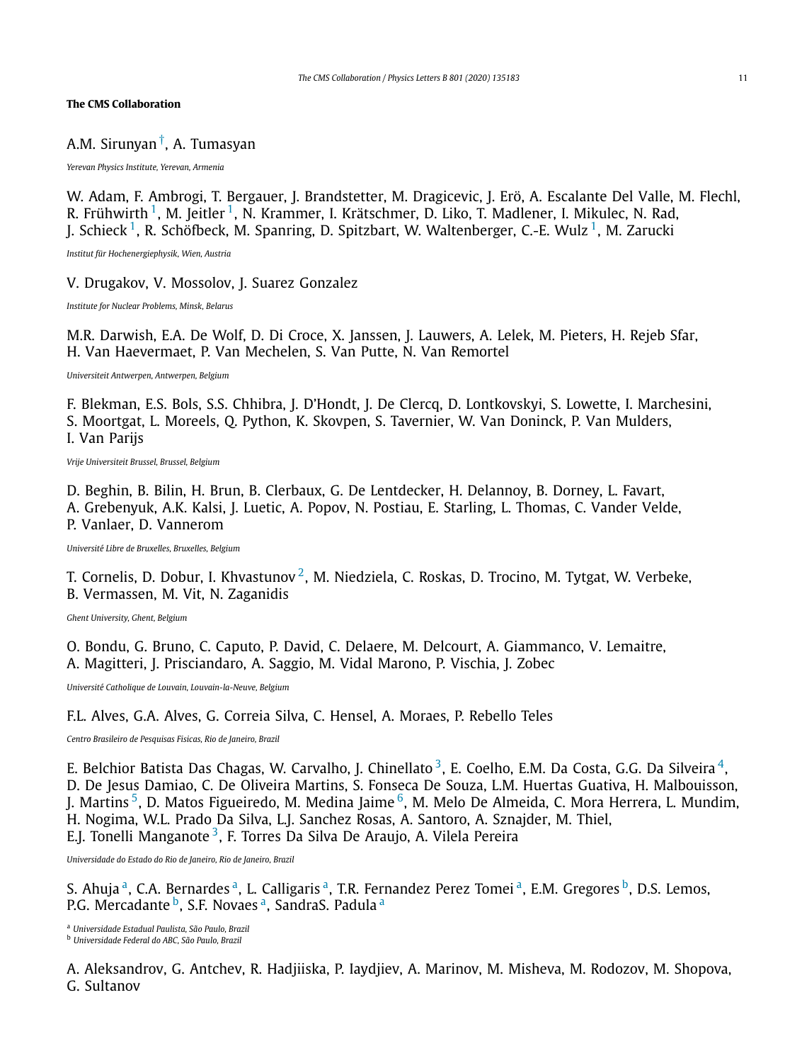### The CMS Collaboration

A.M. Sirunyan[†], A. Tumasyan

*Yerevan Physics Institute, Yerevan, Armenia*

W. Adam, F. Ambrogi, T. Bergauer, J. Brandstetter, M. Dragicevic, J. Erö, A. Escalante Del Valle, M. Flechl, R. Frühwirth[1], M. Jeitler[1], N. Krammer, I. Krätschmer, D. Liko, T. Madlener, I. Mikulec, N. Rad, J. Schieck[1], R. Schöfbeck, M. Spanring, D. Spitzbart, W. Waltenberger, C.-E. Wulz[1], M. Zarucki

*Institut für Hochenergiephysik, Wien, Austria*

V. Drugakov, V. Mossolov, J. Suarez Gonzalez

*Institute for Nuclear Problems, Minsk, Belarus*

M.R. Darwish, E.A. De Wolf, D. Di Croce, X. Janssen, J. Lauwers, A. Lelek, M. Pieters, H. Rejeb Sfar, H. Van Haevermaet, P. Van Mechelen, S. Van Putte, N. Van Remortel

*Universiteit Antwerpen, Antwerpen, Belgium*

F. Blekman, E.S. Bols, S.S. Chhibra, J. D'Hondt, J. De Clercq, D. Lontkovskyi, S. Lowette, I. Marchesini, S. Moortgat, L. Moreels, Q. Python, K. Skovpen, S. Tavernier, W. Van Doninck, P. Van Mulders, I. Van Parijs

*Vrije Universiteit Brussel, Brussel, Belgium*

D. Beghin, B. Bilin, H. Brun, B. Clerbaux, G. De Lentdecker, H. Delannoy, B. Dorney, L. Favart, A. Grebenyuk, A.K. Kalsi, J. Luetic, A. Popov, N. Postiau, E. Starling, L. Thomas, C. Vander Velde, P. Vanlaer, D. Vannerom

*Université Libre de Bruxelles, Bruxelles, Belgium*

T. Cornelis, D. Dobur, I. Khvastunov[2], M. Niedziela, C. Roskas, D. Trocino, M. Tytgat, W. Verbeke, B. Vermassen, M. Vit, N. Zaganidis

*Ghent University, Ghent, Belgium*

O. Bondu, G. Bruno, C. Caputo, P. David, C. Delaere, M. Delcourt, A. Giammanco, V. Lemaitre, A. Magitteri, J. Prisciandaro, A. Saggio, M. Vidal Marono, P. Vischia, J. Zobec

*Université Catholique de Louvain, Louvain-la-Neuve, Belgium*

F.L. Alves, G.A. Alves, G. Correia Silva, C. Hensel, A. Moraes, P. Rebello Teles

*Centro Brasileiro de Pesquisas Fisicas, Rio de Janeiro, Brazil*

E. Belchior Batista Das Chagas, W. Carvalho, J. Chinellato[3], E. Coelho, E.M. Da Costa, G.G. Da Silveira[4], D. De Jesus Damiao, C. De Oliveira Martins, S. Fonseca De Souza, L.M. Huertas Guativa, H. Malbouisson, J. Martins[5], D. Matos Figueiredo, M. Medina Jaime[6], M. Melo De Almeida, C. Mora Herrera, L. Mundim, H. Nogima, W.L. Prado Da Silva, L.J. Sanchez Rosas, A. Santoro, A. Sznajder, M. Thiel, E.J. Tonelli Manganote[3], F. Torres Da Silva De Araujo, A. Vilela Pereira

*Universidade do Estado do Rio de Janeiro, Rio de Janeiro, Brazil*

S. Ahuja[a], C.A. Bernardes[a], L. Calligaris[a], T.R. Fernandez Perez Tomei[a], E.M. Gregores[b], D.S. Lemos, P.G. Mercadante[b], S.F. Novaes[a], SandraS. Padula[a]

[a] *Universidade Estadual Paulista, São Paulo, Brazil*
[b] *Universidade Federal do ABC, São Paulo, Brazil*

A. Aleksandrov, G. Antchev, R. Hadjiiska, P. Iaydjiev, A. Marinov, M. Misheva, M. Rodozov, M. Shopova, G. Sultanov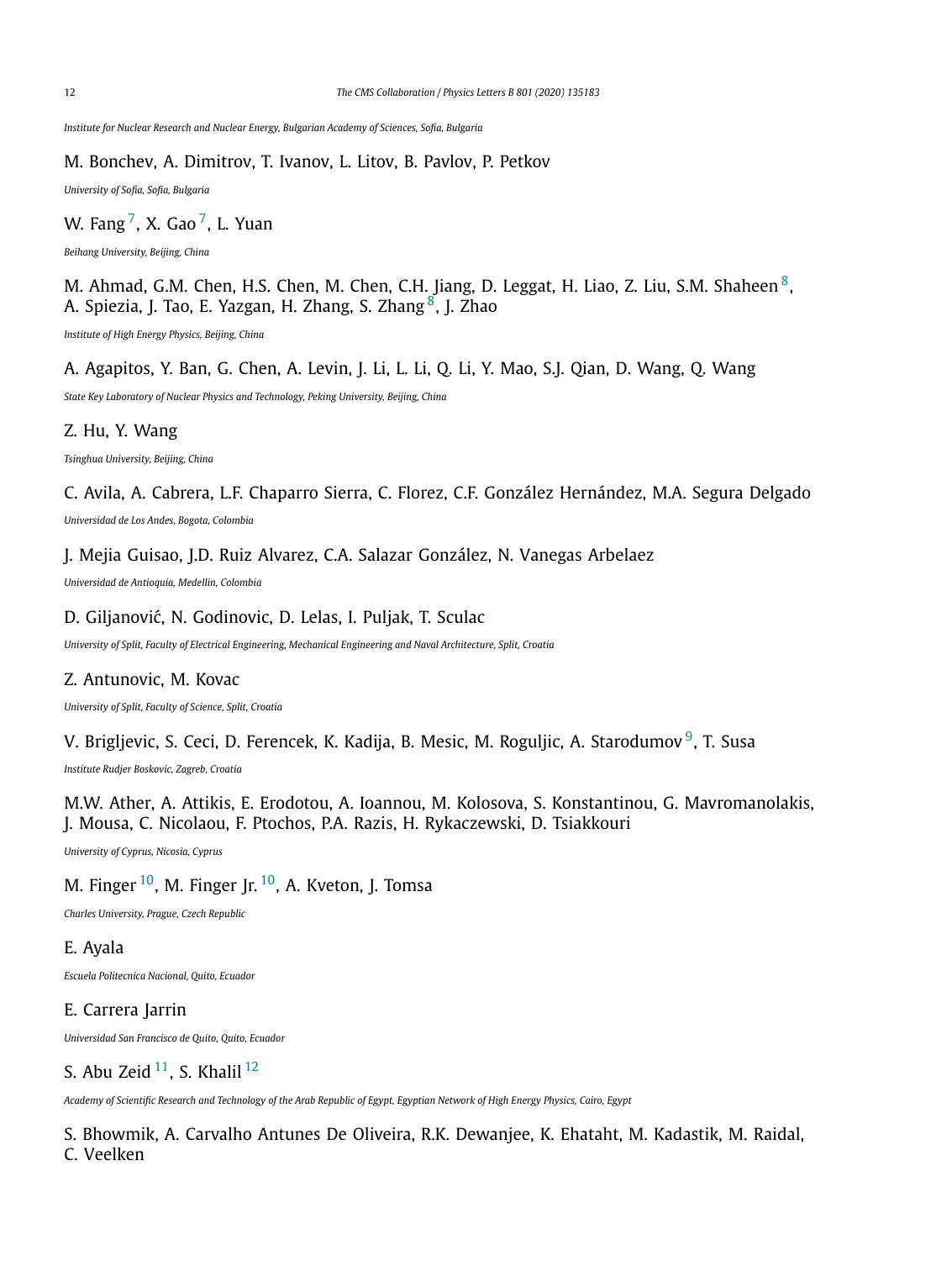*Institute for Nuclear Research and Nuclear Energy, Bulgarian Academy of Sciences, Sofia, Bulgaria*

M. Bonchev, A. Dimitrov, T. Ivanov, L. Litov, B. Pavlov, P. Petkov

*University of Sofia, Sofia, Bulgaria*

W. Fang [7], X. Gao [7], L. Yuan

*Beihang University, Beijing, China*

M. Ahmad, G.M. Chen, H.S. Chen, M. Chen, C.H. Jiang, D. Leggat, H. Liao, Z. Liu, S.M. Shaheen [8], A. Spiezia, J. Tao, E. Yazgan, H. Zhang, S. Zhang [8], J. Zhao

*Institute of High Energy Physics, Beijing, China*

A. Agapitos, Y. Ban, G. Chen, A. Levin, J. Li, L. Li, Q. Li, Y. Mao, S.J. Qian, D. Wang, Q. Wang

*State Key Laboratory of Nuclear Physics and Technology, Peking University, Beijing, China*

Z. Hu, Y. Wang

*Tsinghua University, Beijing, China*

C. Avila, A. Cabrera, L.F. Chaparro Sierra, C. Florez, C.F. González Hernández, M.A. Segura Delgado

*Universidad de Los Andes, Bogota, Colombia*

J. Mejia Guisao, J.D. Ruiz Alvarez, C.A. Salazar González, N. Vanegas Arbelaez

*Universidad de Antioquia, Medellin, Colombia*

D. Giljanović, N. Godinovic, D. Lelas, I. Puljak, T. Sculac

*University of Split, Faculty of Electrical Engineering, Mechanical Engineering and Naval Architecture, Split, Croatia*

Z. Antunovic, M. Kovac

*University of Split, Faculty of Science, Split, Croatia*

V. Brigljevic, S. Ceci, D. Ferencek, K. Kadija, B. Mesic, M. Roguljic, A. Starodumov [9], T. Susa

*Institute Rudjer Boskovic, Zagreb, Croatia*

M.W. Ather, A. Attikis, E. Erodotou, A. Ioannou, M. Kolosova, S. Konstantinou, G. Mavromanolakis, J. Mousa, C. Nicolaou, F. Ptochos, P.A. Razis, H. Rykaczewski, D. Tsiakkouri

*University of Cyprus, Nicosia, Cyprus*

M. Finger [10], M. Finger Jr. [10], A. Kveton, J. Tomsa

*Charles University, Prague, Czech Republic*

E. Ayala

*Escuela Politecnica Nacional, Quito, Ecuador*

E. Carrera Jarrin

*Universidad San Francisco de Quito, Quito, Ecuador*

S. Abu Zeid [11], S. Khalil [12]

*Academy of Scientific Research and Technology of the Arab Republic of Egypt, Egyptian Network of High Energy Physics, Cairo, Egypt*

S. Bhowmik, A. Carvalho Antunes De Oliveira, R.K. Dewanjee, K. Ehataht, M. Kadastik, M. Raidal, C. Veelken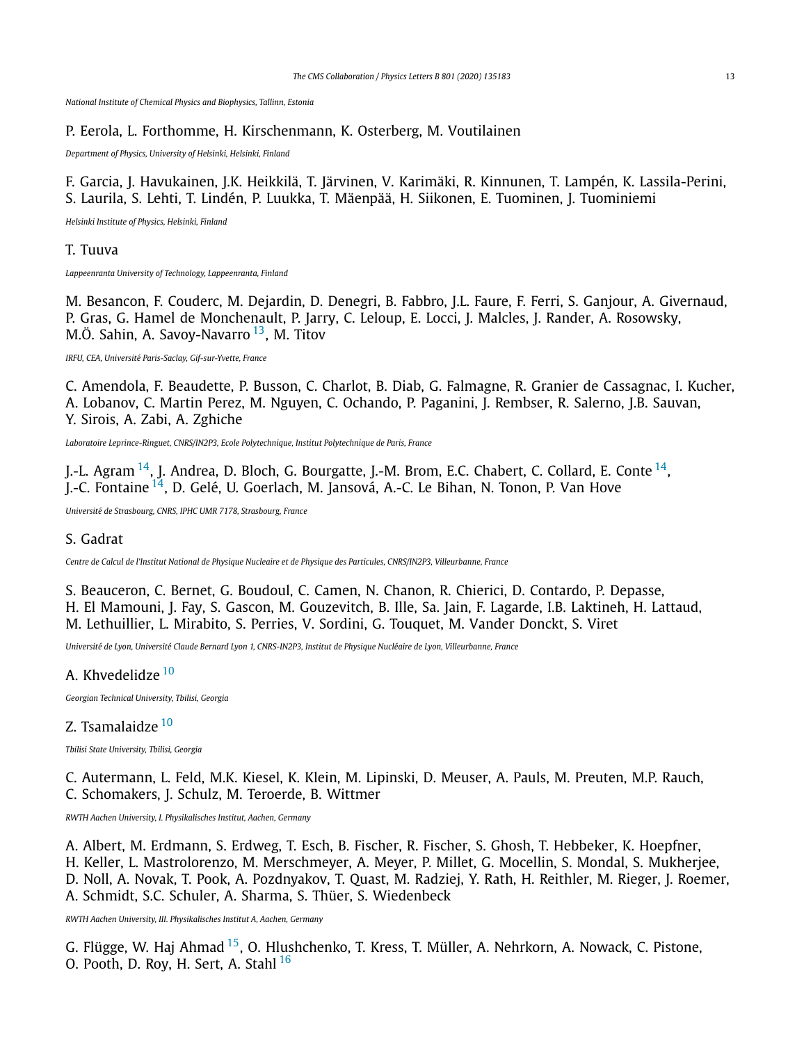*National Institute of Chemical Physics and Biophysics, Tallinn, Estonia*

P. Eerola, L. Forthomme, H. Kirschenmann, K. Osterberg, M. Voutilainen

*Department of Physics, University of Helsinki, Helsinki, Finland*

F. Garcia, J. Havukainen, J.K. Heikkilä, T. Järvinen, V. Karimäki, R. Kinnunen, T. Lampén, K. Lassila-Perini, S. Laurila, S. Lehti, T. Lindén, P. Luukka, T. Mäenpää, H. Siikonen, E. Tuominen, J. Tuominiemi

*Helsinki Institute of Physics, Helsinki, Finland*

T. Tuuva

*Lappeenranta University of Technology, Lappeenranta, Finland*

M. Besancon, F. Couderc, M. Dejardin, D. Denegri, B. Fabbro, J.L. Faure, F. Ferri, S. Ganjour, A. Givernaud, P. Gras, G. Hamel de Monchenault, P. Jarry, C. Leloup, E. Locci, J. Malcles, J. Rander, A. Rosowsky, M.Ö. Sahin, A. Savoy-Navarro [13], M. Titov

*IRFU, CEA, Université Paris-Saclay, Gif-sur-Yvette, France*

C. Amendola, F. Beaudette, P. Busson, C. Charlot, B. Diab, G. Falmagne, R. Granier de Cassagnac, I. Kucher, A. Lobanov, C. Martin Perez, M. Nguyen, C. Ochando, P. Paganini, J. Rembser, R. Salerno, J.B. Sauvan, Y. Sirois, A. Zabi, A. Zghiche

*Laboratoire Leprince-Ringuet, CNRS/IN2P3, Ecole Polytechnique, Institut Polytechnique de Paris, France*

J.-L. Agram [14], J. Andrea, D. Bloch, G. Bourgatte, J.-M. Brom, E.C. Chabert, C. Collard, E. Conte [14], J.-C. Fontaine [14], D. Gelé, U. Goerlach, M. Jansová, A.-C. Le Bihan, N. Tonon, P. Van Hove

*Université de Strasbourg, CNRS, IPHC UMR 7178, Strasbourg, France*

S. Gadrat

*Centre de Calcul de l'Institut National de Physique Nucleaire et de Physique des Particules, CNRS/IN2P3, Villeurbanne, France*

S. Beauceron, C. Bernet, G. Boudoul, C. Camen, N. Chanon, R. Chierici, D. Contardo, P. Depasse, H. El Mamouni, J. Fay, S. Gascon, M. Gouzevitch, B. Ille, Sa. Jain, F. Lagarde, I.B. Laktineh, H. Lattaud, M. Lethuillier, L. Mirabito, S. Perries, V. Sordini, G. Touquet, M. Vander Donckt, S. Viret

*Université de Lyon, Université Claude Bernard Lyon 1, CNRS-IN2P3, Institut de Physique Nucléaire de Lyon, Villeurbanne, France*

A. Khvedelidze [10]

*Georgian Technical University, Tbilisi, Georgia*

Z. Tsamalaidze [10]

*Tbilisi State University, Tbilisi, Georgia*

C. Autermann, L. Feld, M.K. Kiesel, K. Klein, M. Lipinski, D. Meuser, A. Pauls, M. Preuten, M.P. Rauch, C. Schomakers, J. Schulz, M. Teroerde, B. Wittmer

*RWTH Aachen University, I. Physikalisches Institut, Aachen, Germany*

A. Albert, M. Erdmann, S. Erdweg, T. Esch, B. Fischer, R. Fischer, S. Ghosh, T. Hebbeker, K. Hoepfner, H. Keller, L. Mastrolorenzo, M. Merschmeyer, A. Meyer, P. Millet, G. Mocellin, S. Mondal, S. Mukherjee, D. Noll, A. Novak, T. Pook, A. Pozdnyakov, T. Quast, M. Radziej, Y. Rath, H. Reithler, M. Rieger, J. Roemer, A. Schmidt, S.C. Schuler, A. Sharma, S. Thüer, S. Wiedenbeck

*RWTH Aachen University, III. Physikalisches Institut A, Aachen, Germany*

G. Flügge, W. Haj Ahmad [15], O. Hlushchenko, T. Kress, T. Müller, A. Nehrkorn, A. Nowack, C. Pistone, O. Pooth, D. Roy, H. Sert, A. Stahl [16]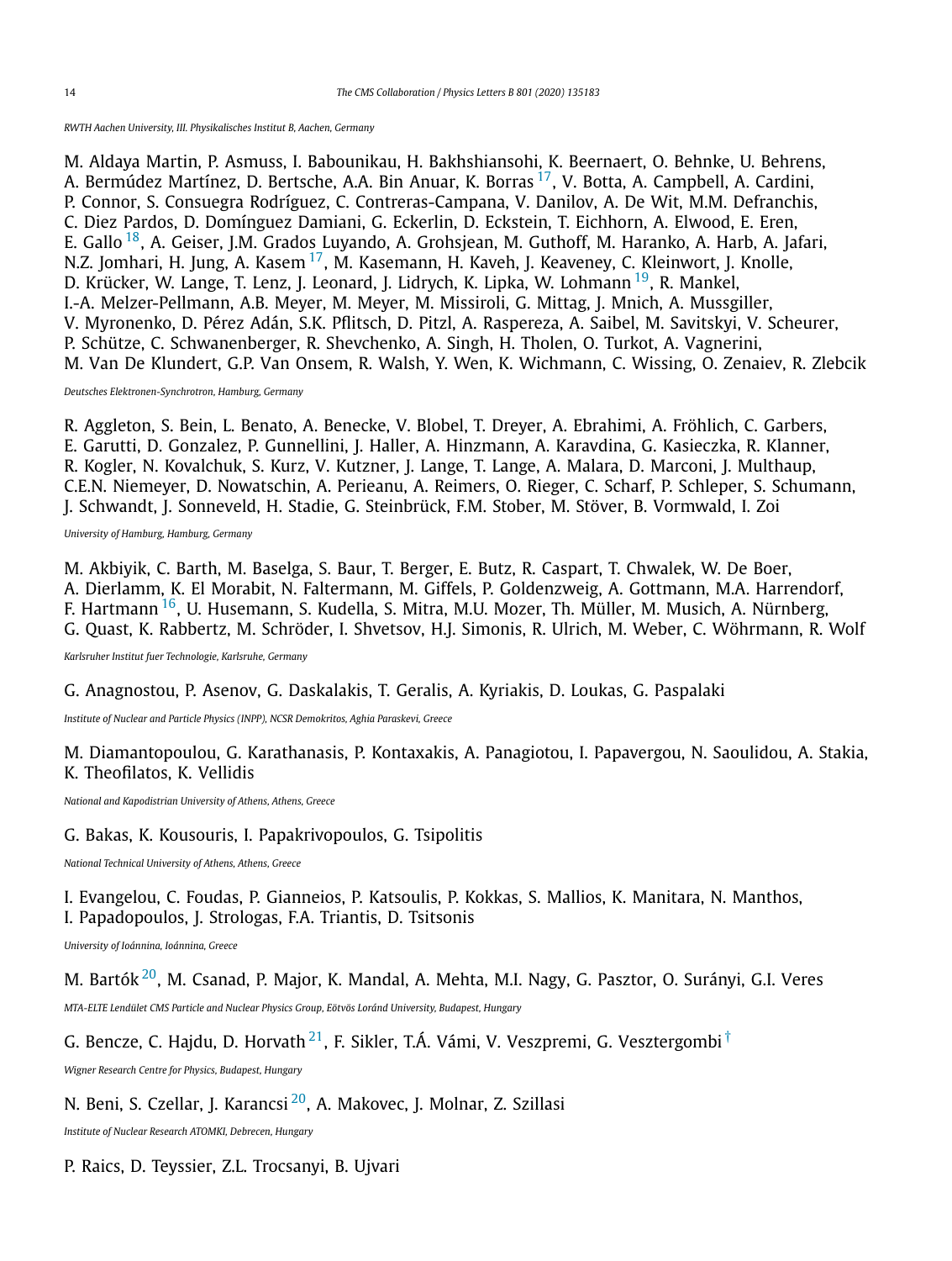*RWTH Aachen University, III. Physikalisches Institut B, Aachen, Germany*

M. Aldaya Martin, P. Asmuss, I. Babounikau, H. Bakhshiansohi, K. Beernaert, O. Behnke, U. Behrens, A. Bermúdez Martínez, D. Bertsche, A.A. Bin Anuar, K. Borras [17], V. Botta, A. Campbell, A. Cardini, P. Connor, S. Consuegra Rodríguez, C. Contreras-Campana, V. Danilov, A. De Wit, M.M. Defranchis, C. Diez Pardos, D. Domínguez Damiani, G. Eckerlin, D. Eckstein, T. Eichhorn, A. Elwood, E. Eren, E. Gallo [18], A. Geiser, J.M. Grados Luyando, A. Grohsjean, M. Guthoff, M. Haranko, A. Harb, A. Jafari, N.Z. Jomhari, H. Jung, A. Kasem [17], M. Kasemann, H. Kaveh, J. Keaveney, C. Kleinwort, J. Knolle, D. Krücker, W. Lange, T. Lenz, J. Leonard, J. Lidrych, K. Lipka, W. Lohmann [19], R. Mankel, I.-A. Melzer-Pellmann, A.B. Meyer, M. Meyer, M. Missiroli, G. Mittag, J. Mnich, A. Mussgiller, V. Myronenko, D. Pérez Adán, S.K. Pflitsch, D. Pitzl, A. Raspereza, A. Saibel, M. Savitskyi, V. Scheurer, P. Schütze, C. Schwanenberger, R. Shevchenko, A. Singh, H. Tholen, O. Turkot, A. Vagnerini, M. Van De Klundert, G.P. Van Onsem, R. Walsh, Y. Wen, K. Wichmann, C. Wissing, O. Zenaiev, R. Zlebcik

*Deutsches Elektronen-Synchrotron, Hamburg, Germany*

R. Aggleton, S. Bein, L. Benato, A. Benecke, V. Blobel, T. Dreyer, A. Ebrahimi, A. Fröhlich, C. Garbers, E. Garutti, D. Gonzalez, P. Gunnellini, J. Haller, A. Hinzmann, A. Karavdina, G. Kasieczka, R. Klanner, R. Kogler, N. Kovalchuk, S. Kurz, V. Kutzner, J. Lange, T. Lange, A. Malara, D. Marconi, J. Multhaup, C.E.N. Niemeyer, D. Nowatschin, A. Perieanu, A. Reimers, O. Rieger, C. Scharf, P. Schleper, S. Schumann, J. Schwandt, J. Sonneveld, H. Stadie, G. Steinbrück, F.M. Stober, M. Stöver, B. Vormwald, I. Zoi

*University of Hamburg, Hamburg, Germany*

M. Akbiyik, C. Barth, M. Baselga, S. Baur, T. Berger, E. Butz, R. Caspart, T. Chwalek, W. De Boer, A. Dierlamm, K. El Morabit, N. Faltermann, M. Giffels, P. Goldenzweig, A. Gottmann, M.A. Harrendorf, F. Hartmann [16], U. Husemann, S. Kudella, S. Mitra, M.U. Mozer, Th. Müller, M. Musich, A. Nürnberg, G. Quast, K. Rabbertz, M. Schröder, I. Shvetsov, H.J. Simonis, R. Ulrich, M. Weber, C. Wöhrmann, R. Wolf

*Karlsruher Institut fuer Technologie, Karlsruhe, Germany*

G. Anagnostou, P. Asenov, G. Daskalakis, T. Geralis, A. Kyriakis, D. Loukas, G. Paspalaki

*Institute of Nuclear and Particle Physics (INPP), NCSR Demokritos, Aghia Paraskevi, Greece*

M. Diamantopoulou, G. Karathanasis, P. Kontaxakis, A. Panagiotou, I. Papavergou, N. Saoulidou, A. Stakia, K. Theofilatos, K. Vellidis

*National and Kapodistrian University of Athens, Athens, Greece*

G. Bakas, K. Kousouris, I. Papakrivopoulos, G. Tsipolitis

*National Technical University of Athens, Athens, Greece*

I. Evangelou, C. Foudas, P. Gianneios, P. Katsoulis, P. Kokkas, S. Mallios, K. Manitara, N. Manthos, I. Papadopoulos, J. Strologas, F.A. Triantis, D. Tsitsonis

*University of Ioánnina, Ioánnina, Greece*

M. Bartók [20], M. Csanad, P. Major, K. Mandal, A. Mehta, M.I. Nagy, G. Pasztor, O. Surányi, G.I. Veres

*MTA-ELTE Lendület CMS Particle and Nuclear Physics Group, Eötvös Loránd University, Budapest, Hungary*

G. Bencze, C. Hajdu, D. Horvath [21], F. Sikler, T.Á. Vámi, V. Veszpremi, G. Vesztergombi [†]

*Wigner Research Centre for Physics, Budapest, Hungary*

N. Beni, S. Czellar, J. Karancsi [20], A. Makovec, J. Molnar, Z. Szillasi

*Institute of Nuclear Research ATOMKI, Debrecen, Hungary*

P. Raics, D. Teyssier, Z.L. Trocsanyi, B. Ujvari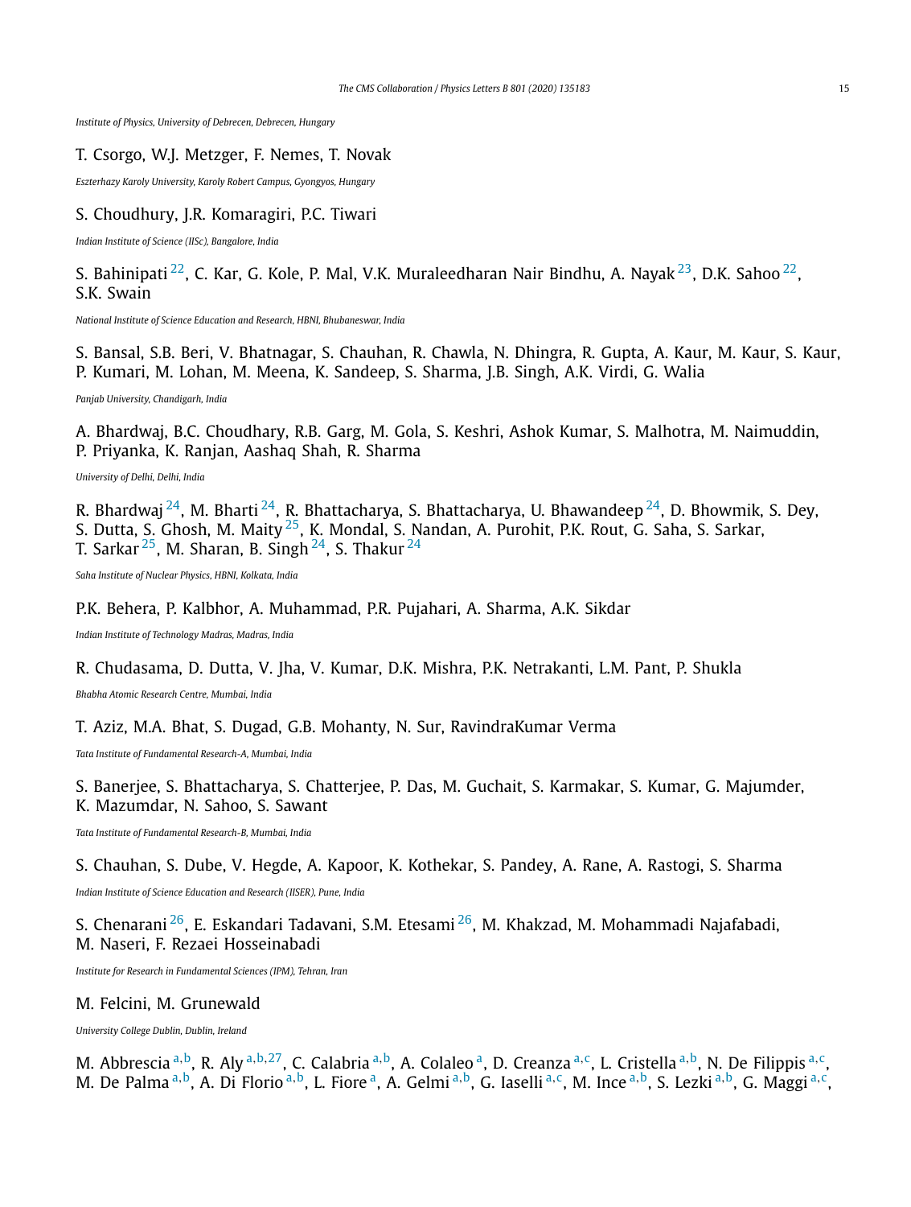*Institute of Physics, University of Debrecen, Debrecen, Hungary*

T. Csorgo, W.J. Metzger, F. Nemes, T. Novak

*Eszterhazy Karoly University, Karoly Robert Campus, Gyongyos, Hungary*

S. Choudhury, J.R. Komaragiri, P.C. Tiwari

*Indian Institute of Science (IISc), Bangalore, India*

S. Bahinipati [22], C. Kar, G. Kole, P. Mal, V.K. Muraleedharan Nair Bindhu, A. Nayak [23], D.K. Sahoo [22], S.K. Swain

*National Institute of Science Education and Research, HBNI, Bhubaneswar, India*

S. Bansal, S.B. Beri, V. Bhatnagar, S. Chauhan, R. Chawla, N. Dhingra, R. Gupta, A. Kaur, M. Kaur, S. Kaur, P. Kumari, M. Lohan, M. Meena, K. Sandeep, S. Sharma, J.B. Singh, A.K. Virdi, G. Walia

*Panjab University, Chandigarh, India*

A. Bhardwaj, B.C. Choudhary, R.B. Garg, M. Gola, S. Keshri, Ashok Kumar, S. Malhotra, M. Naimuddin, P. Priyanka, K. Ranjan, Aashaq Shah, R. Sharma

*University of Delhi, Delhi, India*

R. Bhardwaj [24], M. Bharti [24], R. Bhattacharya, S. Bhattacharya, U. Bhawandeep [24], D. Bhowmik, S. Dey, S. Dutta, S. Ghosh, M. Maity [25], K. Mondal, S. Nandan, A. Purohit, P.K. Rout, G. Saha, S. Sarkar, T. Sarkar [25], M. Sharan, B. Singh [24], S. Thakur [24]

*Saha Institute of Nuclear Physics, HBNI, Kolkata, India*

P.K. Behera, P. Kalbhor, A. Muhammad, P.R. Pujahari, A. Sharma, A.K. Sikdar

*Indian Institute of Technology Madras, Madras, India*

R. Chudasama, D. Dutta, V. Jha, V. Kumar, D.K. Mishra, P.K. Netrakanti, L.M. Pant, P. Shukla

*Bhabha Atomic Research Centre, Mumbai, India*

T. Aziz, M.A. Bhat, S. Dugad, G.B. Mohanty, N. Sur, RavindraKumar Verma

*Tata Institute of Fundamental Research-A, Mumbai, India*

S. Banerjee, S. Bhattacharya, S. Chatterjee, P. Das, M. Guchait, S. Karmakar, S. Kumar, G. Majumder, K. Mazumdar, N. Sahoo, S. Sawant

*Tata Institute of Fundamental Research-B, Mumbai, India*

S. Chauhan, S. Dube, V. Hegde, A. Kapoor, K. Kothekar, S. Pandey, A. Rane, A. Rastogi, S. Sharma

*Indian Institute of Science Education and Research (IISER), Pune, India*

S. Chenarani [26], E. Eskandari Tadavani, S.M. Etesami [26], M. Khakzad, M. Mohammadi Najafabadi, M. Naseri, F. Rezaei Hosseinabadi

*Institute for Research in Fundamental Sciences (IPM), Tehran, Iran*

M. Felcini, M. Grunewald

*University College Dublin, Dublin, Ireland*

M. Abbrescia [a,b], R. Aly [a,b,27], C. Calabria [a,b], A. Colaleo [a], D. Creanza [a,c], L. Cristella [a,b], N. De Filippis [a,c], M. De Palma [a,b], A. Di Florio [a,b], L. Fiore [a], A. Gelmi [a,b], G. Iaselli [a,c], M. Ince [a,b], S. Lezki [a,b], G. Maggi [a,c],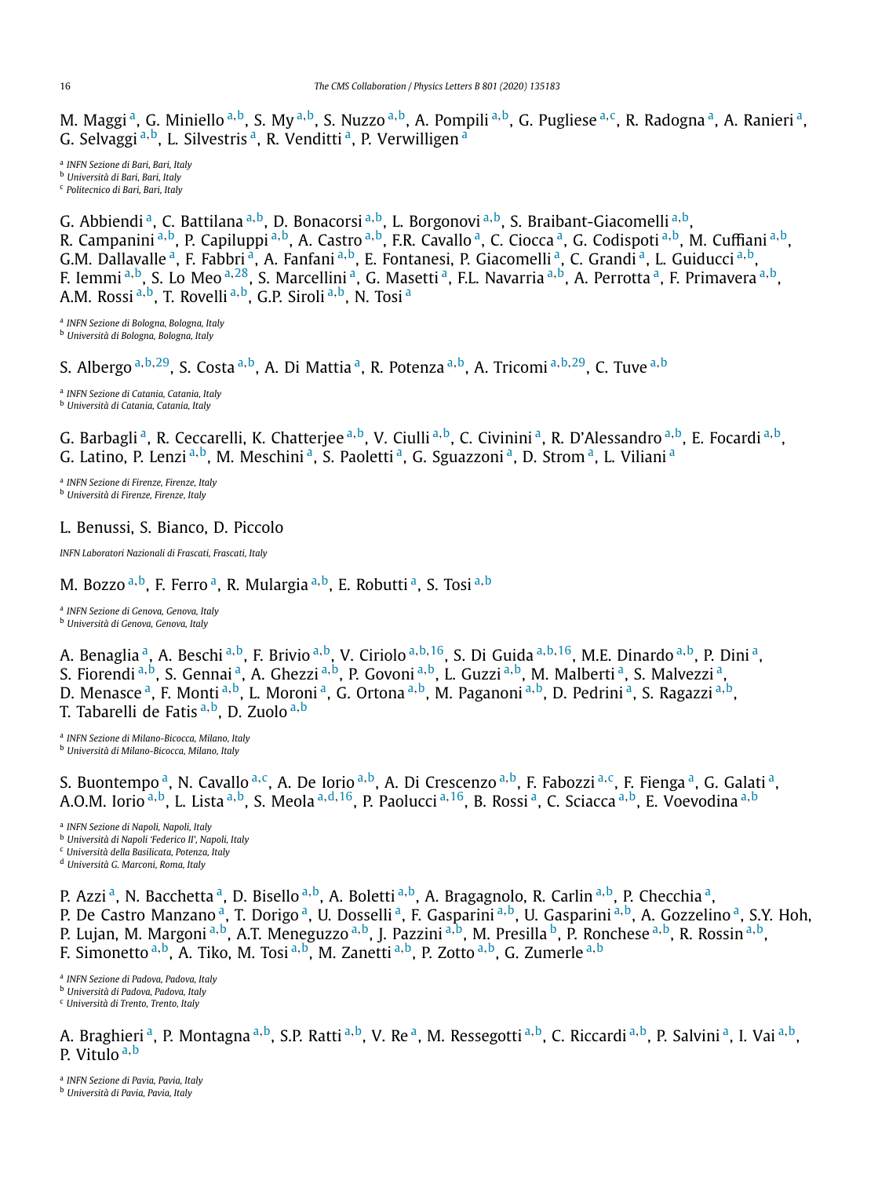M. Maggi [a], G. Miniello [a,b], S. My [a,b], S. Nuzzo [a,b], A. Pompili [a,b], G. Pugliese [a,c], R. Radogna [a], A. Ranieri [a], G. Selvaggi [a,b], L. Silvestris [a], R. Venditti [a], P. Verwilligen [a]

[a] *INFN Sezione di Bari, Bari, Italy*
[b] *Università di Bari, Bari, Italy*
[c] *Politecnico di Bari, Bari, Italy*

G. Abbiendi [a], C. Battilana [a,b], D. Bonacorsi [a,b], L. Borgonovi [a,b], S. Braibant-Giacomelli [a,b], R. Campanini [a,b], P. Capiluppi [a,b], A. Castro [a,b], F.R. Cavallo [a], C. Ciocca [a], G. Codispoti [a,b], M. Cuffiani [a,b], G.M. Dallavalle [a], F. Fabbri [a], A. Fanfani [a,b], E. Fontanesi, P. Giacomelli [a], C. Grandi [a], L. Guiducci [a,b], F. Iemmi [a,b], S. Lo Meo [a,28], S. Marcellini [a], G. Masetti [a], F.L. Navarria [a,b], A. Perrotta [a], F. Primavera [a,b], A.M. Rossi [a,b], T. Rovelli [a,b], G.P. Siroli [a,b], N. Tosi [a]

[a] *INFN Sezione di Bologna, Bologna, Italy*
[b] *Università di Bologna, Bologna, Italy*

S. Albergo [a,b,29], S. Costa [a,b], A. Di Mattia [a], R. Potenza [a,b], A. Tricomi [a,b,29], C. Tuve [a,b]

[a] *INFN Sezione di Catania, Catania, Italy*
[b] *Università di Catania, Catania, Italy*

G. Barbagli [a], R. Ceccarelli, K. Chatterjee [a,b], V. Ciulli [a,b], C. Civinini [a], R. D'Alessandro [a,b], E. Focardi [a,b], G. Latino, P. Lenzi [a,b], M. Meschini [a], S. Paoletti [a], G. Sguazzoni [a], D. Strom [a], L. Viliani [a]

[a] *INFN Sezione di Firenze, Firenze, Italy*
[b] *Università di Firenze, Firenze, Italy*

L. Benussi, S. Bianco, D. Piccolo

*INFN Laboratori Nazionali di Frascati, Frascati, Italy*

M. Bozzo [a,b], F. Ferro [a], R. Mulargia [a,b], E. Robutti [a], S. Tosi [a,b]

[a] *INFN Sezione di Genova, Genova, Italy*
[b] *Università di Genova, Genova, Italy*

A. Benaglia [a], A. Beschi [a,b], F. Brivio [a,b], V. Ciriolo [a,b,16], S. Di Guida [a,b,16], M.E. Dinardo [a,b], P. Dini [a], S. Fiorendi [a,b], S. Gennai [a], A. Ghezzi [a,b], P. Govoni [a,b], L. Guzzi [a,b], M. Malberti [a], S. Malvezzi [a], D. Menasce [a], F. Monti [a,b], L. Moroni [a], G. Ortona [a,b], M. Paganoni [a,b], D. Pedrini [a], S. Ragazzi [a,b], T. Tabarelli de Fatis [a,b], D. Zuolo [a,b]

[a] *INFN Sezione di Milano-Bicocca, Milano, Italy*
[b] *Università di Milano-Bicocca, Milano, Italy*

S. Buontempo [a], N. Cavallo [a,c], A. De Iorio [a,b], A. Di Crescenzo [a,b], F. Fabozzi [a,c], F. Fienga [a], G. Galati [a], A.O.M. Iorio [a,b], L. Lista [a,b], S. Meola [a,d,16], P. Paolucci [a,16], B. Rossi [a], C. Sciacca [a,b], E. Voevodina [a,b]

[a] *INFN Sezione di Napoli, Napoli, Italy*
[b] *Università di Napoli 'Federico II', Napoli, Italy*
[c] *Università della Basilicata, Potenza, Italy*
[d] *Università G. Marconi, Roma, Italy*

P. Azzi [a], N. Bacchetta [a], D. Bisello [a,b], A. Boletti [a,b], A. Bragagnolo, R. Carlin [a,b], P. Checchia [a], P. De Castro Manzano [a], T. Dorigo [a], U. Dosselli [a], F. Gasparini [a,b], U. Gasparini [a,b], A. Gozzelino [a], S.Y. Hoh, P. Lujan, M. Margoni [a,b], A.T. Meneguzzo [a,b], J. Pazzini [a,b], M. Presilla [b], P. Ronchese [a,b], R. Rossin [a,b], F. Simonetto [a,b], A. Tiko, M. Tosi [a,b], M. Zanetti [a,b], P. Zotto [a,b], G. Zumerle [a,b]

[a] *INFN Sezione di Padova, Padova, Italy*
[b] *Università di Padova, Padova, Italy*
[c] *Università di Trento, Trento, Italy*

A. Braghieri [a], P. Montagna [a,b], S.P. Ratti [a,b], V. Re [a], M. Ressegotti [a,b], C. Riccardi [a,b], P. Salvini [a], I. Vai [a,b], P. Vitulo [a,b]

[a] *INFN Sezione di Pavia, Pavia, Italy*
[b] *Università di Pavia, Pavia, Italy*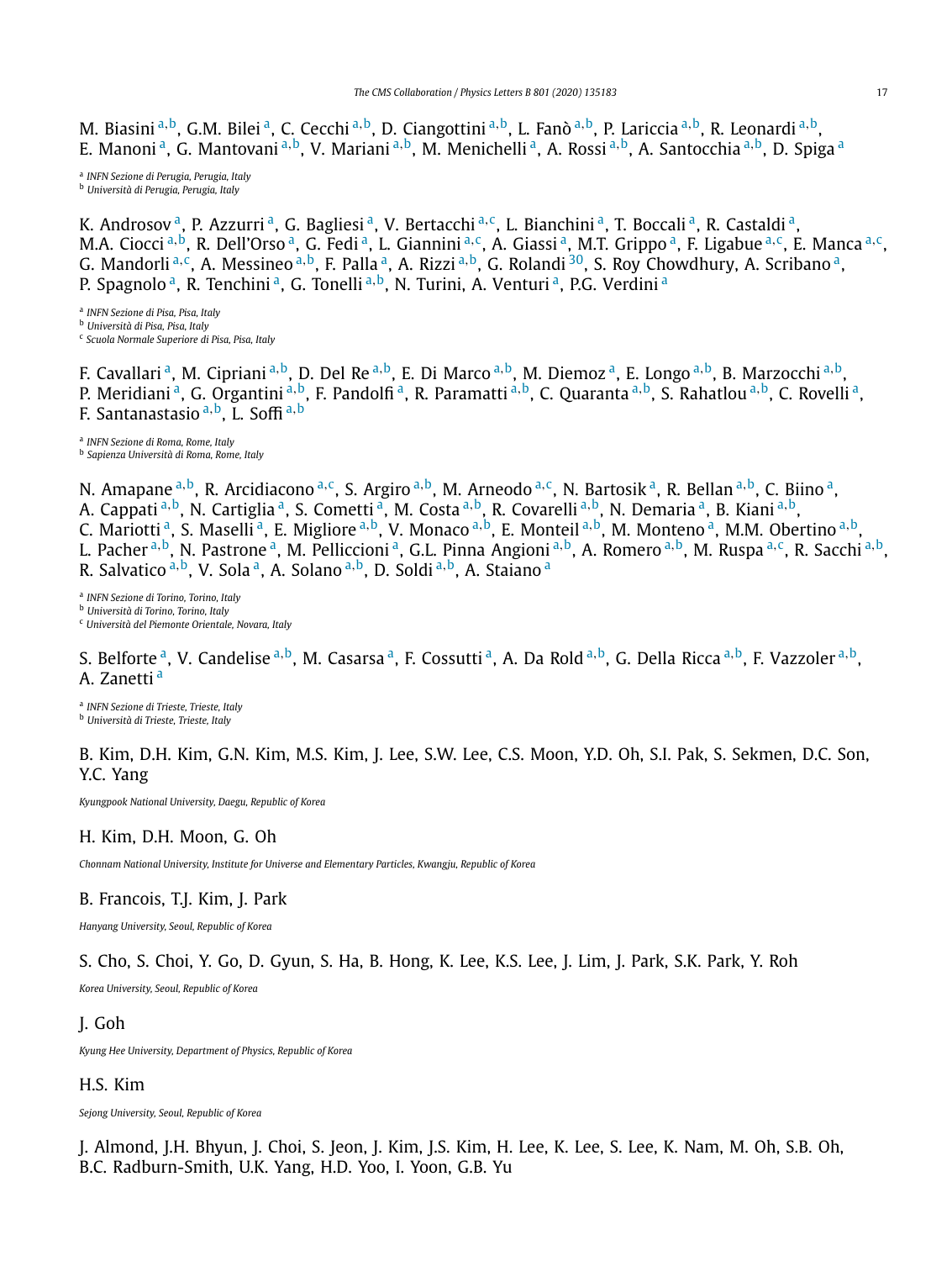M. Biasini [a,b], G.M. Bilei [a], C. Cecchi [a,b], D. Ciangottini [a,b], L. Fanò [a,b], P. Lariccia [a,b], R. Leonardi [a,b], E. Manoni [a], G. Mantovani [a,b], V. Mariani [a,b], M. Menichelli [a], A. Rossi [a,b], A. Santocchia [a,b], D. Spiga [a]

[a] *INFN Sezione di Perugia, Perugia, Italy*
[b] *Università di Perugia, Perugia, Italy*

K. Androsov [a], P. Azzurri [a], G. Bagliesi [a], V. Bertacchi [a,c], L. Bianchini [a], T. Boccali [a], R. Castaldi [a], M.A. Ciocci [a,b], R. Dell'Orso [a], G. Fedi [a], L. Giannini [a,c], A. Giassi [a], M.T. Grippo [a], F. Ligabue [a,c], E. Manca [a,c], G. Mandorli [a,c], A. Messineo [a,b], F. Palla [a], A. Rizzi [a,b], G. Rolandi [30], S. Roy Chowdhury, A. Scribano [a], P. Spagnolo [a], R. Tenchini [a], G. Tonelli [a,b], N. Turini, A. Venturi [a], P.G. Verdini [a]

[a] *INFN Sezione di Pisa, Pisa, Italy*
[b] *Università di Pisa, Pisa, Italy*
[c] *Scuola Normale Superiore di Pisa, Pisa, Italy*

F. Cavallari [a], M. Cipriani [a,b], D. Del Re [a,b], E. Di Marco [a,b], M. Diemoz [a], E. Longo [a,b], B. Marzocchi [a,b], P. Meridiani [a], G. Organtini [a,b], F. Pandolfi [a], R. Paramatti [a,b], C. Quaranta [a,b], S. Rahatlou [a,b], C. Rovelli [a], F. Santanastasio [a,b], L. Soffi [a,b]

[a] *INFN Sezione di Roma, Rome, Italy*
[b] *Sapienza Università di Roma, Rome, Italy*

N. Amapane [a,b], R. Arcidiacono [a,c], S. Argiro [a,b], M. Arneodo [a,c], N. Bartosik [a], R. Bellan [a,b], C. Biino [a], A. Cappati [a,b], N. Cartiglia [a], S. Cometti [a], M. Costa [a,b], R. Covarelli [a,b], N. Demaria [a], B. Kiani [a,b], C. Mariotti [a], S. Maselli [a], E. Migliore [a,b], V. Monaco [a,b], E. Monteil [a,b], M. Monteno [a], M.M. Obertino [a,b], L. Pacher [a,b], N. Pastrone [a], M. Pelliccioni [a], G.L. Pinna Angioni [a,b], A. Romero [a,b], M. Ruspa [a,c], R. Sacchi [a,b], R. Salvatico [a,b], V. Sola [a], A. Solano [a,b], D. Soldi [a,b], A. Staiano [a]

[a] *INFN Sezione di Torino, Torino, Italy*
[b] *Università di Torino, Torino, Italy*
[c] *Università del Piemonte Orientale, Novara, Italy*

S. Belforte [a], V. Candelise [a,b], M. Casarsa [a], F. Cossutti [a], A. Da Rold [a,b], G. Della Ricca [a,b], F. Vazzoler [a,b], A. Zanetti [a]

[a] *INFN Sezione di Trieste, Trieste, Italy*
[b] *Università di Trieste, Trieste, Italy*

B. Kim, D.H. Kim, G.N. Kim, M.S. Kim, J. Lee, S.W. Lee, C.S. Moon, Y.D. Oh, S.I. Pak, S. Sekmen, D.C. Son, Y.C. Yang

*Kyungpook National University, Daegu, Republic of Korea*

H. Kim, D.H. Moon, G. Oh

*Chonnam National University, Institute for Universe and Elementary Particles, Kwangju, Republic of Korea*

B. Francois, T.J. Kim, J. Park

*Hanyang University, Seoul, Republic of Korea*

S. Cho, S. Choi, Y. Go, D. Gyun, S. Ha, B. Hong, K. Lee, K.S. Lee, J. Lim, J. Park, S.K. Park, Y. Roh

*Korea University, Seoul, Republic of Korea*

J. Goh

*Kyung Hee University, Department of Physics, Republic of Korea*

H.S. Kim

*Sejong University, Seoul, Republic of Korea*

J. Almond, J.H. Bhyun, J. Choi, S. Jeon, J. Kim, J.S. Kim, H. Lee, K. Lee, S. Lee, K. Nam, M. Oh, S.B. Oh, B.C. Radburn-Smith, U.K. Yang, H.D. Yoo, I. Yoon, G.B. Yu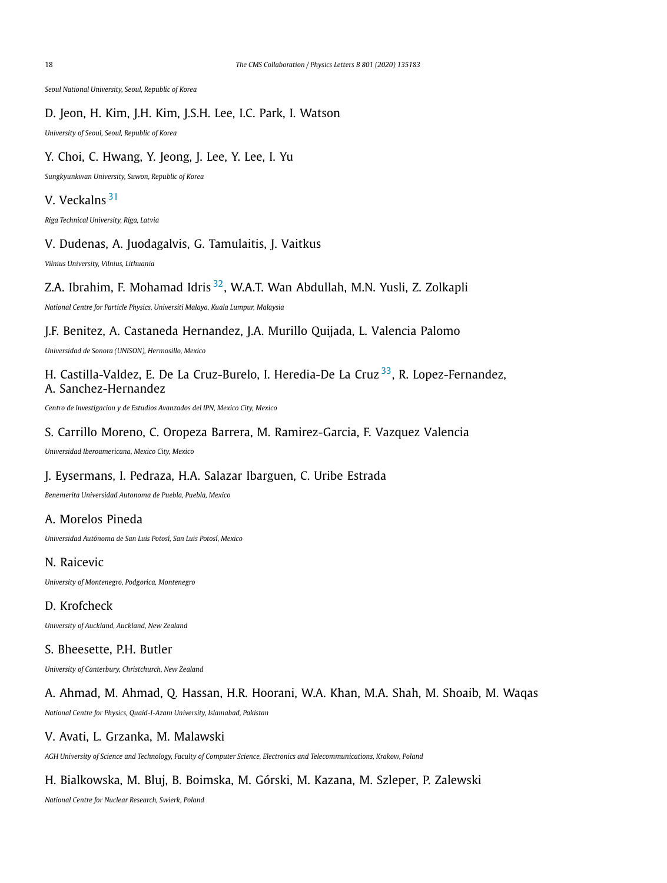*Seoul National University, Seoul, Republic of Korea*

D. Jeon, H. Kim, J.H. Kim, J.S.H. Lee, I.C. Park, I. Watson

*University of Seoul, Seoul, Republic of Korea*

Y. Choi, C. Hwang, Y. Jeong, J. Lee, Y. Lee, I. Yu

*Sungkyunkwan University, Suwon, Republic of Korea*

V. Veckalns [31]

*Riga Technical University, Riga, Latvia*

V. Dudenas, A. Juodagalvis, G. Tamulaitis, J. Vaitkus

*Vilnius University, Vilnius, Lithuania*

Z.A. Ibrahim, F. Mohamad Idris [32], W.A.T. Wan Abdullah, M.N. Yusli, Z. Zolkapli

*National Centre for Particle Physics, Universiti Malaya, Kuala Lumpur, Malaysia*

J.F. Benitez, A. Castaneda Hernandez, J.A. Murillo Quijada, L. Valencia Palomo

*Universidad de Sonora (UNISON), Hermosillo, Mexico*

H. Castilla-Valdez, E. De La Cruz-Burelo, I. Heredia-De La Cruz [33], R. Lopez-Fernandez, A. Sanchez-Hernandez

*Centro de Investigacion y de Estudios Avanzados del IPN, Mexico City, Mexico*

S. Carrillo Moreno, C. Oropeza Barrera, M. Ramirez-Garcia, F. Vazquez Valencia

*Universidad Iberoamericana, Mexico City, Mexico*

J. Eysermans, I. Pedraza, H.A. Salazar Ibarguen, C. Uribe Estrada

*Benemerita Universidad Autonoma de Puebla, Puebla, Mexico*

A. Morelos Pineda

*Universidad Autónoma de San Luis Potosí, San Luis Potosí, Mexico*

N. Raicevic

*University of Montenegro, Podgorica, Montenegro*

D. Krofcheck

*University of Auckland, Auckland, New Zealand*

S. Bheesette, P.H. Butler

*University of Canterbury, Christchurch, New Zealand*

A. Ahmad, M. Ahmad, Q. Hassan, H.R. Hoorani, W.A. Khan, M.A. Shah, M. Shoaib, M. Waqas

*National Centre for Physics, Quaid-I-Azam University, Islamabad, Pakistan*

V. Avati, L. Grzanka, M. Malawski

*AGH University of Science and Technology, Faculty of Computer Science, Electronics and Telecommunications, Krakow, Poland*

H. Bialkowska, M. Bluj, B. Boimska, M. Górski, M. Kazana, M. Szleper, P. Zalewski

*National Centre for Nuclear Research, Swierk, Poland*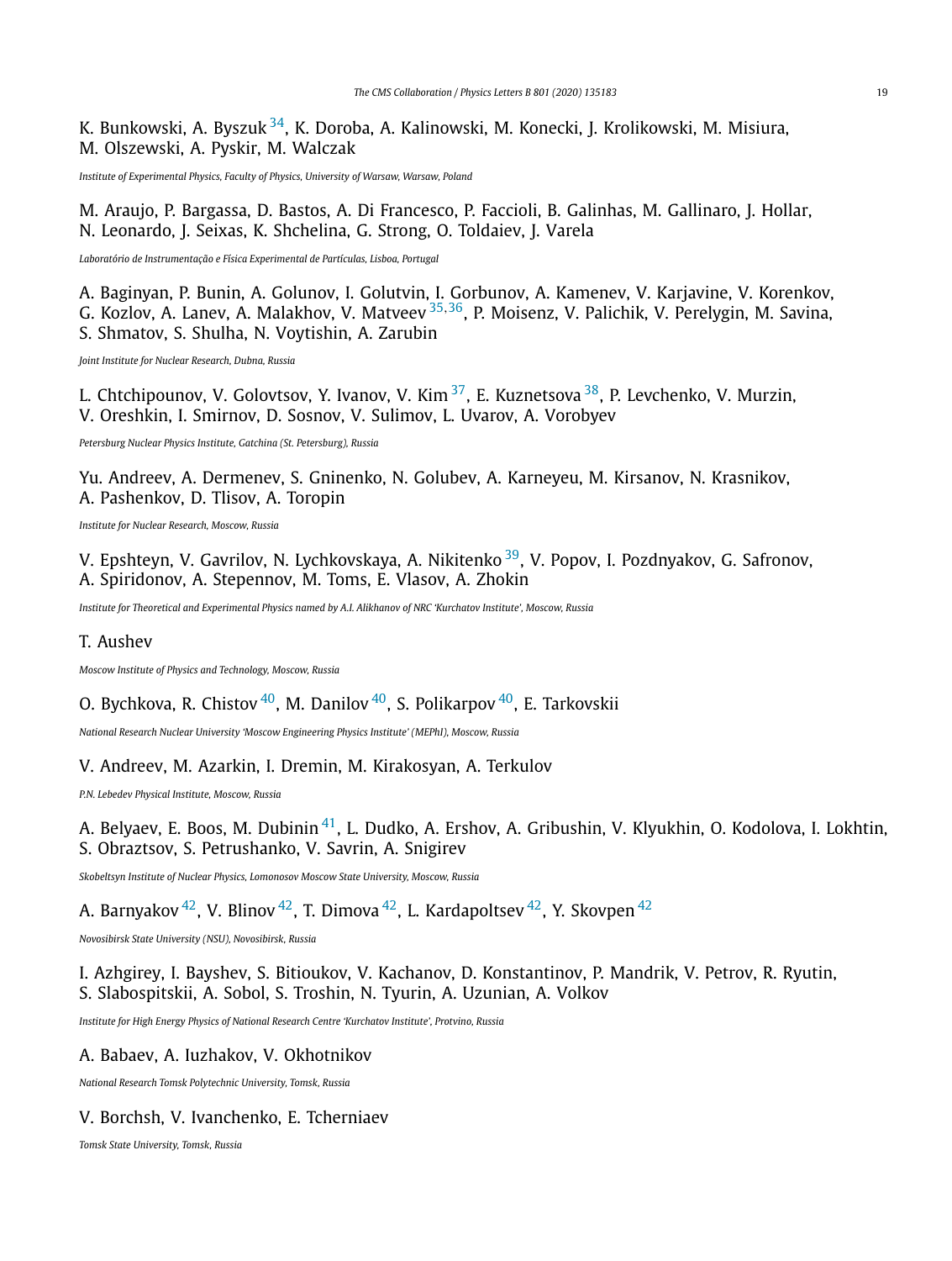K. Bunkowski, A. Byszuk [34], K. Doroba, A. Kalinowski, M. Konecki, J. Krolikowski, M. Misiura, M. Olszewski, A. Pyskir, M. Walczak

*Institute of Experimental Physics, Faculty of Physics, University of Warsaw, Warsaw, Poland*

M. Araujo, P. Bargassa, D. Bastos, A. Di Francesco, P. Faccioli, B. Galinhas, M. Gallinaro, J. Hollar, N. Leonardo, J. Seixas, K. Shchelina, G. Strong, O. Toldaiev, J. Varela

*Laboratório de Instrumentação e Física Experimental de Partículas, Lisboa, Portugal*

A. Baginyan, P. Bunin, A. Golunov, I. Golutvin, I. Gorbunov, A. Kamenev, V. Karjavine, V. Korenkov, G. Kozlov, A. Lanev, A. Malakhov, V. Matveev [35,36], P. Moisenz, V. Palichik, V. Perelygin, M. Savina, S. Shmatov, S. Shulha, N. Voytishin, A. Zarubin

*Joint Institute for Nuclear Research, Dubna, Russia*

L. Chtchipounov, V. Golovtsov, Y. Ivanov, V. Kim [37], E. Kuznetsova [38], P. Levchenko, V. Murzin, V. Oreshkin, I. Smirnov, D. Sosnov, V. Sulimov, L. Uvarov, A. Vorobyev

*Petersburg Nuclear Physics Institute, Gatchina (St. Petersburg), Russia*

Yu. Andreev, A. Dermenev, S. Gninenko, N. Golubev, A. Karneyeu, M. Kirsanov, N. Krasnikov, A. Pashenkov, D. Tlisov, A. Toropin

*Institute for Nuclear Research, Moscow, Russia*

V. Epshteyn, V. Gavrilov, N. Lychkovskaya, A. Nikitenko [39], V. Popov, I. Pozdnyakov, G. Safronov, A. Spiridonov, A. Stepennov, M. Toms, E. Vlasov, A. Zhokin

*Institute for Theoretical and Experimental Physics named by A.I. Alikhanov of NRC 'Kurchatov Institute', Moscow, Russia*

T. Aushev

*Moscow Institute of Physics and Technology, Moscow, Russia*

O. Bychkova, R. Chistov [40], M. Danilov [40], S. Polikarpov [40], E. Tarkovskii

*National Research Nuclear University 'Moscow Engineering Physics Institute' (MEPhI), Moscow, Russia*

V. Andreev, M. Azarkin, I. Dremin, M. Kirakosyan, A. Terkulov

*P.N. Lebedev Physical Institute, Moscow, Russia*

A. Belyaev, E. Boos, M. Dubinin [41], L. Dudko, A. Ershov, A. Gribushin, V. Klyukhin, O. Kodolova, I. Lokhtin, S. Obraztsov, S. Petrushanko, V. Savrin, A. Snigirev

*Skobeltsyn Institute of Nuclear Physics, Lomonosov Moscow State University, Moscow, Russia*

A. Barnyakov [42], V. Blinov [42], T. Dimova [42], L. Kardapoltsev [42], Y. Skovpen [42]

*Novosibirsk State University (NSU), Novosibirsk, Russia*

I. Azhgirey, I. Bayshev, S. Bitioukov, V. Kachanov, D. Konstantinov, P. Mandrik, V. Petrov, R. Ryutin, S. Slabospitskii, A. Sobol, S. Troshin, N. Tyurin, A. Uzunian, A. Volkov

*Institute for High Energy Physics of National Research Centre 'Kurchatov Institute', Protvino, Russia*

A. Babaev, A. Iuzhakov, V. Okhotnikov

*National Research Tomsk Polytechnic University, Tomsk, Russia*

V. Borchsh, V. Ivanchenko, E. Tcherniaev

*Tomsk State University, Tomsk, Russia*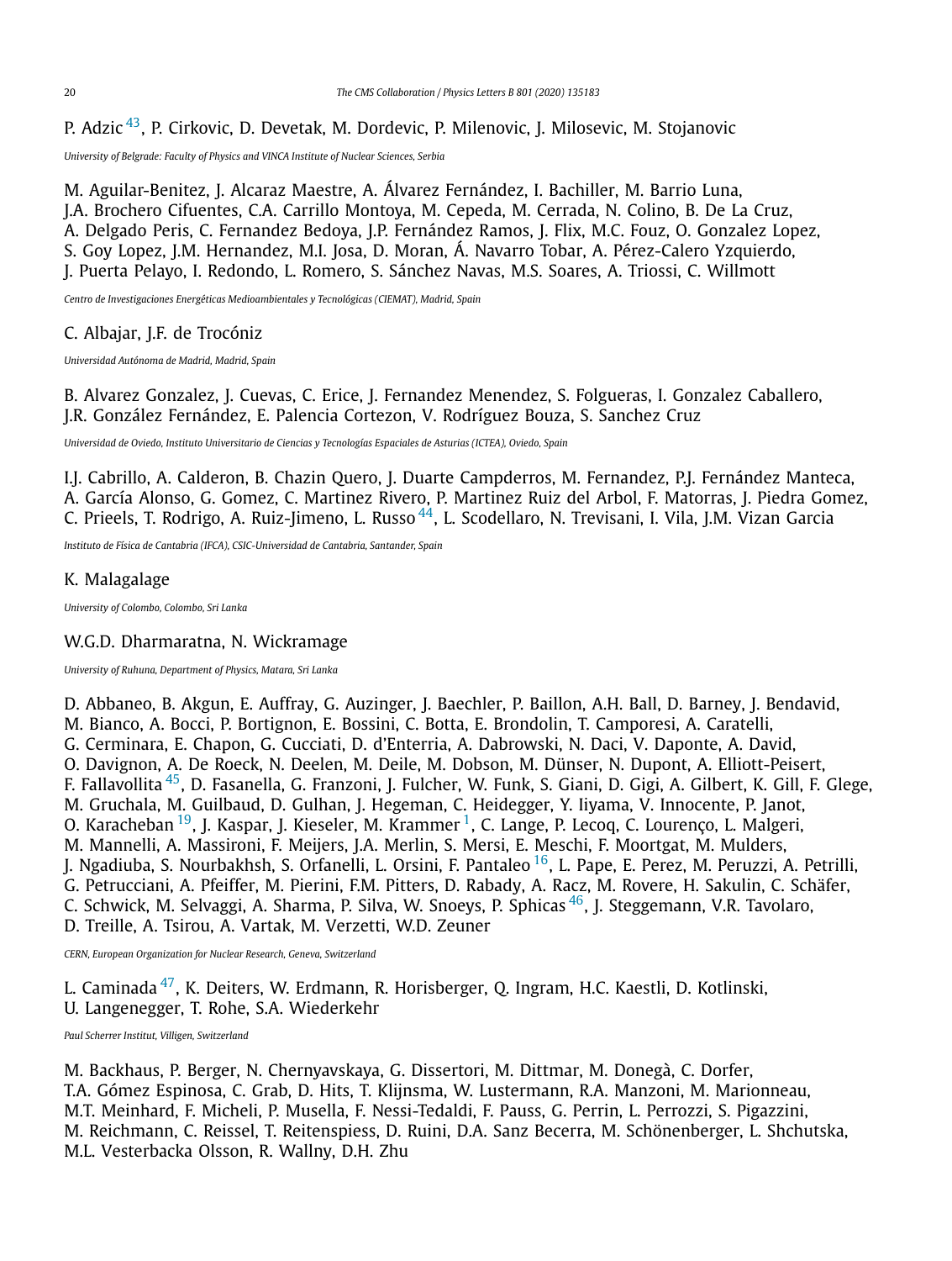P. Adzic [43], P. Cirkovic, D. Devetak, M. Dordevic, P. Milenovic, J. Milosevic, M. Stojanovic

*University of Belgrade: Faculty of Physics and VINCA Institute of Nuclear Sciences, Serbia*

M. Aguilar-Benitez, J. Alcaraz Maestre, A. Álvarez Fernández, I. Bachiller, M. Barrio Luna, J.A. Brochero Cifuentes, C.A. Carrillo Montoya, M. Cepeda, M. Cerrada, N. Colino, B. De La Cruz, A. Delgado Peris, C. Fernandez Bedoya, J.P. Fernández Ramos, J. Flix, M.C. Fouz, O. Gonzalez Lopez, S. Goy Lopez, J.M. Hernandez, M.I. Josa, D. Moran, Á. Navarro Tobar, A. Pérez-Calero Yzquierdo, J. Puerta Pelayo, I. Redondo, L. Romero, S. Sánchez Navas, M.S. Soares, A. Triossi, C. Willmott

*Centro de Investigaciones Energéticas Medioambientales y Tecnológicas (CIEMAT), Madrid, Spain*

C. Albajar, J.F. de Trocóniz

*Universidad Autónoma de Madrid, Madrid, Spain*

B. Alvarez Gonzalez, J. Cuevas, C. Erice, J. Fernandez Menendez, S. Folgueras, I. Gonzalez Caballero, J.R. González Fernández, E. Palencia Cortezon, V. Rodríguez Bouza, S. Sanchez Cruz

*Universidad de Oviedo, Instituto Universitario de Ciencias y Tecnologías Espaciales de Asturias (ICTEA), Oviedo, Spain*

I.J. Cabrillo, A. Calderon, B. Chazin Quero, J. Duarte Campderros, M. Fernandez, P.J. Fernández Manteca, A. García Alonso, G. Gomez, C. Martinez Rivero, P. Martinez Ruiz del Arbol, F. Matorras, J. Piedra Gomez, C. Prieels, T. Rodrigo, A. Ruiz-Jimeno, L. Russo [44], L. Scodellaro, N. Trevisani, I. Vila, J.M. Vizan Garcia

*Instituto de Física de Cantabria (IFCA), CSIC-Universidad de Cantabria, Santander, Spain*

K. Malagalage

*University of Colombo, Colombo, Sri Lanka*

W.G.D. Dharmaratna, N. Wickramage

*University of Ruhuna, Department of Physics, Matara, Sri Lanka*

D. Abbaneo, B. Akgun, E. Auffray, G. Auzinger, J. Baechler, P. Baillon, A.H. Ball, D. Barney, J. Bendavid, M. Bianco, A. Bocci, P. Bortignon, E. Bossini, C. Botta, E. Brondolin, T. Camporesi, A. Caratelli, G. Cerminara, E. Chapon, G. Cucciati, D. d'Enterria, A. Dabrowski, N. Daci, V. Daponte, A. David, O. Davignon, A. De Roeck, N. Deelen, M. Deile, M. Dobson, M. Dünser, N. Dupont, A. Elliott-Peisert, F. Fallavollita [45], D. Fasanella, G. Franzoni, J. Fulcher, W. Funk, S. Giani, D. Gigi, A. Gilbert, K. Gill, F. Glege, M. Gruchala, M. Guilbaud, D. Gulhan, J. Hegeman, C. Heidegger, Y. Iiyama, V. Innocente, P. Janot, O. Karacheban [19], J. Kaspar, J. Kieseler, M. Krammer [1], C. Lange, P. Lecoq, C. Lourenço, L. Malgeri, M. Mannelli, A. Massironi, F. Meijers, J.A. Merlin, S. Mersi, E. Meschi, F. Moortgat, M. Mulders, J. Ngadiuba, S. Nourbakhsh, S. Orfanelli, L. Orsini, F. Pantaleo [16], L. Pape, E. Perez, M. Peruzzi, A. Petrilli, G. Petrucciani, A. Pfeiffer, M. Pierini, F.M. Pitters, D. Rabady, A. Racz, M. Rovere, H. Sakulin, C. Schäfer, C. Schwick, M. Selvaggi, A. Sharma, P. Silva, W. Snoeys, P. Sphicas [46], J. Steggemann, V.R. Tavolaro, D. Treille, A. Tsirou, A. Vartak, M. Verzetti, W.D. Zeuner

*CERN, European Organization for Nuclear Research, Geneva, Switzerland*

L. Caminada [47], K. Deiters, W. Erdmann, R. Horisberger, Q. Ingram, H.C. Kaestli, D. Kotlinski, U. Langenegger, T. Rohe, S.A. Wiederkehr

*Paul Scherrer Institut, Villigen, Switzerland*

M. Backhaus, P. Berger, N. Chernyavskaya, G. Dissertori, M. Dittmar, M. Donegà, C. Dorfer, T.A. Gómez Espinosa, C. Grab, D. Hits, T. Klijnsma, W. Lustermann, R.A. Manzoni, M. Marionneau, M.T. Meinhard, F. Micheli, P. Musella, F. Nessi-Tedaldi, F. Pauss, G. Perrin, L. Perrozzi, S. Pigazzini, M. Reichmann, C. Reissel, T. Reitenspiess, D. Ruini, D.A. Sanz Becerra, M. Schönenberger, L. Shchutska, M.L. Vesterbacka Olsson, R. Wallny, D.H. Zhu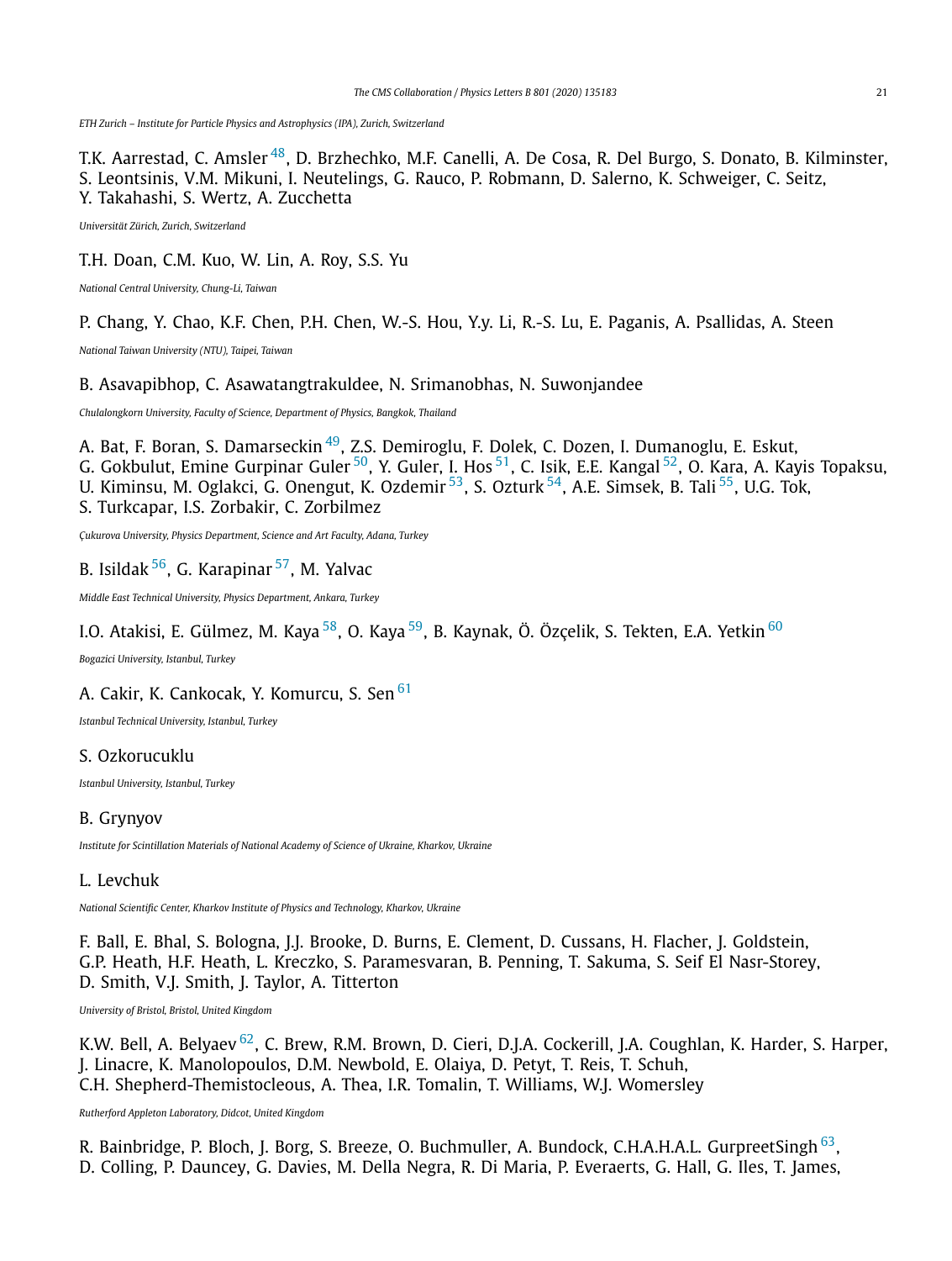*ETH Zurich – Institute for Particle Physics and Astrophysics (IPA), Zurich, Switzerland*

T.K. Aarrestad, C. Amsler [48], D. Brzhechko, M.F. Canelli, A. De Cosa, R. Del Burgo, S. Donato, B. Kilminster, S. Leontsinis, V.M. Mikuni, I. Neutelings, G. Rauco, P. Robmann, D. Salerno, K. Schweiger, C. Seitz, Y. Takahashi, S. Wertz, A. Zucchetta

*Universität Zürich, Zurich, Switzerland*

T.H. Doan, C.M. Kuo, W. Lin, A. Roy, S.S. Yu

*National Central University, Chung-Li, Taiwan*

P. Chang, Y. Chao, K.F. Chen, P.H. Chen, W.-S. Hou, Y.y. Li, R.-S. Lu, E. Paganis, A. Psallidas, A. Steen

*National Taiwan University (NTU), Taipei, Taiwan*

B. Asavapibhop, C. Asawatangtrakuldee, N. Srimanobhas, N. Suwonjandee

*Chulalongkorn University, Faculty of Science, Department of Physics, Bangkok, Thailand*

A. Bat, F. Boran, S. Damarseckin [49], Z.S. Demiroglu, F. Dolek, C. Dozen, I. Dumanoglu, E. Eskut, G. Gokbulut, Emine Gurpinar Guler [50], Y. Guler, I. Hos [51], C. Isik, E.E. Kangal [52], O. Kara, A. Kayis Topaksu, U. Kiminsu, M. Oglakci, G. Onengut, K. Ozdemir [53], S. Ozturk [54], A.E. Simsek, B. Tali [55], U.G. Tok, S. Turkcapar, I.S. Zorbakir, C. Zorbilmez

*Çukurova University, Physics Department, Science and Art Faculty, Adana, Turkey*

B. Isildak [56], G. Karapinar [57], M. Yalvac

*Middle East Technical University, Physics Department, Ankara, Turkey*

I.O. Atakisi, E. Gülmez, M. Kaya [58], O. Kaya [59], B. Kaynak, Ö. Özçelik, S. Tekten, E.A. Yetkin [60]

*Bogazici University, Istanbul, Turkey*

A. Cakir, K. Cankocak, Y. Komurcu, S. Sen [61]

*Istanbul Technical University, Istanbul, Turkey*

S. Ozkorucuklu

*Istanbul University, Istanbul, Turkey*

B. Grynyov

*Institute for Scintillation Materials of National Academy of Science of Ukraine, Kharkov, Ukraine*

L. Levchuk

*National Scientific Center, Kharkov Institute of Physics and Technology, Kharkov, Ukraine*

F. Ball, E. Bhal, S. Bologna, J.J. Brooke, D. Burns, E. Clement, D. Cussans, H. Flacher, J. Goldstein, G.P. Heath, H.F. Heath, L. Kreczko, S. Paramesvaran, B. Penning, T. Sakuma, S. Seif El Nasr-Storey, D. Smith, V.J. Smith, J. Taylor, A. Titterton

*University of Bristol, Bristol, United Kingdom*

K.W. Bell, A. Belyaev [62], C. Brew, R.M. Brown, D. Cieri, D.J.A. Cockerill, J.A. Coughlan, K. Harder, S. Harper, J. Linacre, K. Manolopoulos, D.M. Newbold, E. Olaiya, D. Petyt, T. Reis, T. Schuh, C.H. Shepherd-Themistocleous, A. Thea, I.R. Tomalin, T. Williams, W.J. Womersley

*Rutherford Appleton Laboratory, Didcot, United Kingdom*

R. Bainbridge, P. Bloch, J. Borg, S. Breeze, O. Buchmuller, A. Bundock, C.H.A.H.A.L. GurpreetSingh [63], D. Colling, P. Dauncey, G. Davies, M. Della Negra, R. Di Maria, P. Everaerts, G. Hall, G. Iles, T. James,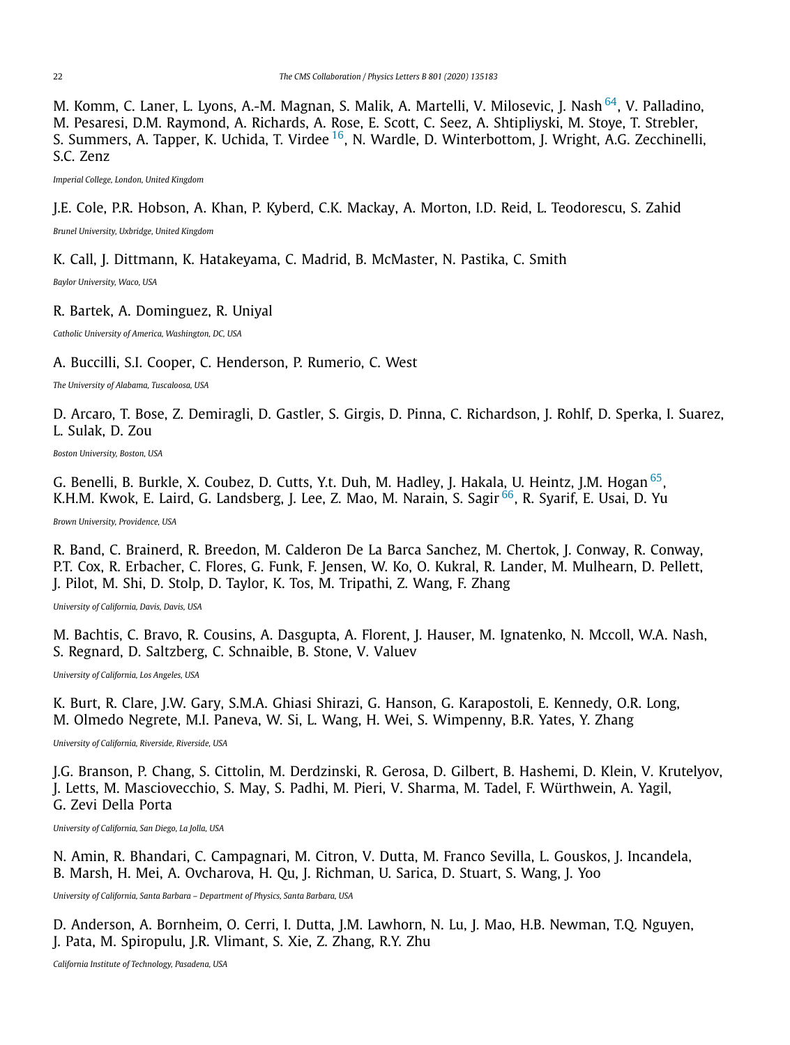M. Komm, C. Laner, L. Lyons, A.-M. Magnan, S. Malik, A. Martelli, V. Milosevic, J. Nash [64], V. Palladino, M. Pesaresi, D.M. Raymond, A. Richards, A. Rose, E. Scott, C. Seez, A. Shtipliyski, M. Stoye, T. Strebler, S. Summers, A. Tapper, K. Uchida, T. Virdee [16], N. Wardle, D. Winterbottom, J. Wright, A.G. Zecchinelli, S.C. Zenz

*Imperial College, London, United Kingdom*

J.E. Cole, P.R. Hobson, A. Khan, P. Kyberd, C.K. Mackay, A. Morton, I.D. Reid, L. Teodorescu, S. Zahid

*Brunel University, Uxbridge, United Kingdom*

K. Call, J. Dittmann, K. Hatakeyama, C. Madrid, B. McMaster, N. Pastika, C. Smith

*Baylor University, Waco, USA*

R. Bartek, A. Dominguez, R. Uniyal

*Catholic University of America, Washington, DC, USA*

A. Buccilli, S.I. Cooper, C. Henderson, P. Rumerio, C. West

*The University of Alabama, Tuscaloosa, USA*

D. Arcaro, T. Bose, Z. Demiragli, D. Gastler, S. Girgis, D. Pinna, C. Richardson, J. Rohlf, D. Sperka, I. Suarez, L. Sulak, D. Zou

*Boston University, Boston, USA*

G. Benelli, B. Burkle, X. Coubez, D. Cutts, Y.t. Duh, M. Hadley, J. Hakala, U. Heintz, J.M. Hogan [65], K.H.M. Kwok, E. Laird, G. Landsberg, J. Lee, Z. Mao, M. Narain, S. Sagir [66], R. Syarif, E. Usai, D. Yu

*Brown University, Providence, USA*

R. Band, C. Brainerd, R. Breedon, M. Calderon De La Barca Sanchez, M. Chertok, J. Conway, R. Conway, P.T. Cox, R. Erbacher, C. Flores, G. Funk, F. Jensen, W. Ko, O. Kukral, R. Lander, M. Mulhearn, D. Pellett, J. Pilot, M. Shi, D. Stolp, D. Taylor, K. Tos, M. Tripathi, Z. Wang, F. Zhang

*University of California, Davis, Davis, USA*

M. Bachtis, C. Bravo, R. Cousins, A. Dasgupta, A. Florent, J. Hauser, M. Ignatenko, N. Mccoll, W.A. Nash, S. Regnard, D. Saltzberg, C. Schnaible, B. Stone, V. Valuev

*University of California, Los Angeles, USA*

K. Burt, R. Clare, J.W. Gary, S.M.A. Ghiasi Shirazi, G. Hanson, G. Karapostoli, E. Kennedy, O.R. Long, M. Olmedo Negrete, M.I. Paneva, W. Si, L. Wang, H. Wei, S. Wimpenny, B.R. Yates, Y. Zhang

*University of California, Riverside, Riverside, USA*

J.G. Branson, P. Chang, S. Cittolin, M. Derdzinski, R. Gerosa, D. Gilbert, B. Hashemi, D. Klein, V. Krutelyov, J. Letts, M. Masciovecchio, S. May, S. Padhi, M. Pieri, V. Sharma, M. Tadel, F. Würthwein, A. Yagil, G. Zevi Della Porta

*University of California, San Diego, La Jolla, USA*

N. Amin, R. Bhandari, C. Campagnari, M. Citron, V. Dutta, M. Franco Sevilla, L. Gouskos, J. Incandela, B. Marsh, H. Mei, A. Ovcharova, H. Qu, J. Richman, U. Sarica, D. Stuart, S. Wang, J. Yoo

*University of California, Santa Barbara – Department of Physics, Santa Barbara, USA*

D. Anderson, A. Bornheim, O. Cerri, I. Dutta, J.M. Lawhorn, N. Lu, J. Mao, H.B. Newman, T.Q. Nguyen, J. Pata, M. Spiropulu, J.R. Vlimant, S. Xie, Z. Zhang, R.Y. Zhu

*California Institute of Technology, Pasadena, USA*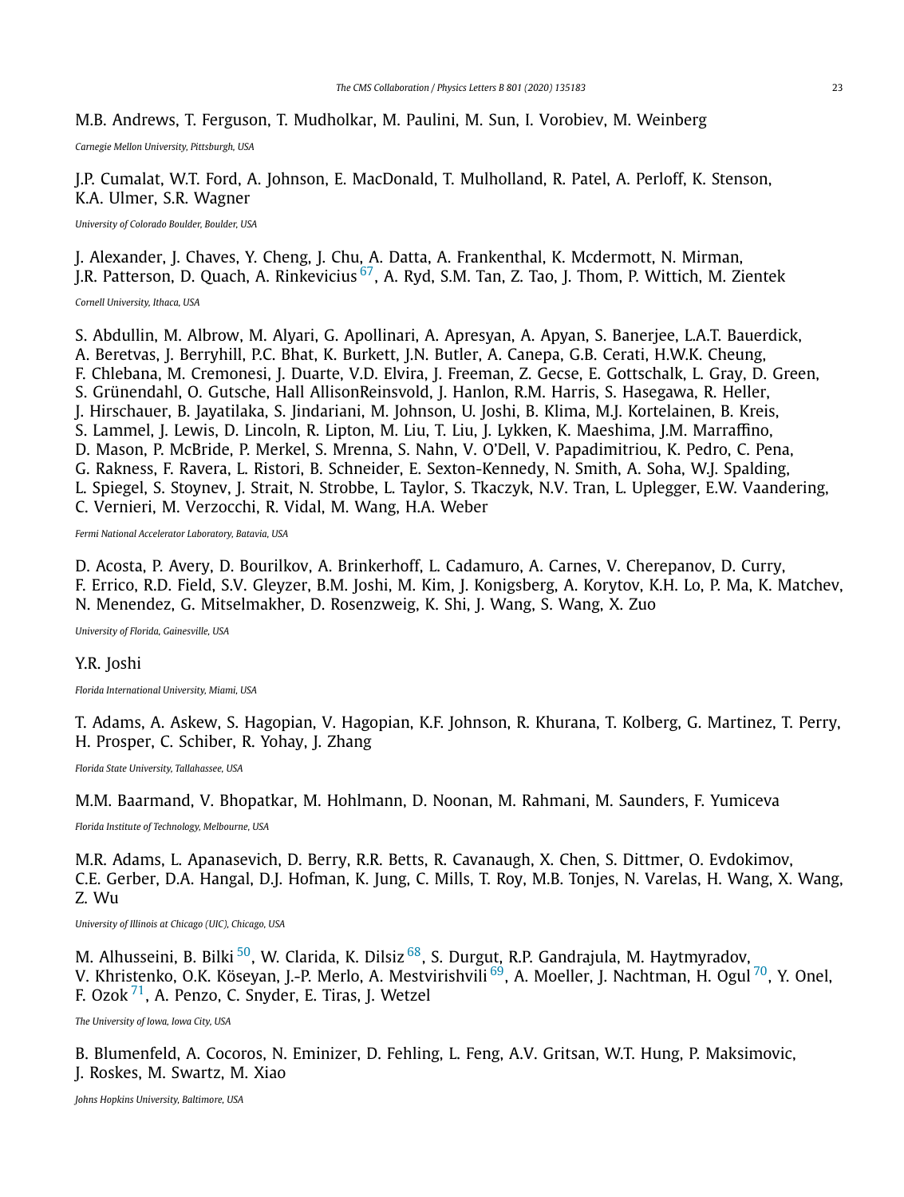M.B. Andrews, T. Ferguson, T. Mudholkar, M. Paulini, M. Sun, I. Vorobiev, M. Weinberg

*Carnegie Mellon University, Pittsburgh, USA*

J.P. Cumalat, W.T. Ford, A. Johnson, E. MacDonald, T. Mulholland, R. Patel, A. Perloff, K. Stenson, K.A. Ulmer, S.R. Wagner

*University of Colorado Boulder, Boulder, USA*

J. Alexander, J. Chaves, Y. Cheng, J. Chu, A. Datta, A. Frankenthal, K. Mcdermott, N. Mirman, J.R. Patterson, D. Quach, A. Rinkevicius [67], A. Ryd, S.M. Tan, Z. Tao, J. Thom, P. Wittich, M. Zientek

*Cornell University, Ithaca, USA*

S. Abdullin, M. Albrow, M. Alyari, G. Apollinari, A. Apresyan, A. Apyan, S. Banerjee, L.A.T. Bauerdick, A. Beretvas, J. Berryhill, P.C. Bhat, K. Burkett, J.N. Butler, A. Canepa, G.B. Cerati, H.W.K. Cheung, F. Chlebana, M. Cremonesi, J. Duarte, V.D. Elvira, J. Freeman, Z. Gecse, E. Gottschalk, L. Gray, D. Green, S. Grünendahl, O. Gutsche, Hall AllisonReinsvold, J. Hanlon, R.M. Harris, S. Hasegawa, R. Heller, J. Hirschauer, B. Jayatilaka, S. Jindariani, M. Johnson, U. Joshi, B. Klima, M.J. Kortelainen, B. Kreis, S. Lammel, J. Lewis, D. Lincoln, R. Lipton, M. Liu, T. Liu, J. Lykken, K. Maeshima, J.M. Marraffino, D. Mason, P. McBride, P. Merkel, S. Mrenna, S. Nahn, V. O'Dell, V. Papadimitriou, K. Pedro, C. Pena, G. Rakness, F. Ravera, L. Ristori, B. Schneider, E. Sexton-Kennedy, N. Smith, A. Soha, W.J. Spalding, L. Spiegel, S. Stoynev, J. Strait, N. Strobbe, L. Taylor, S. Tkaczyk, N.V. Tran, L. Uplegger, E.W. Vaandering, C. Vernieri, M. Verzocchi, R. Vidal, M. Wang, H.A. Weber

*Fermi National Accelerator Laboratory, Batavia, USA*

D. Acosta, P. Avery, D. Bourilkov, A. Brinkerhoff, L. Cadamuro, A. Carnes, V. Cherepanov, D. Curry, F. Errico, R.D. Field, S.V. Gleyzer, B.M. Joshi, M. Kim, J. Konigsberg, A. Korytov, K.H. Lo, P. Ma, K. Matchev, N. Menendez, G. Mitselmakher, D. Rosenzweig, K. Shi, J. Wang, S. Wang, X. Zuo

*University of Florida, Gainesville, USA*

Y.R. Joshi

*Florida International University, Miami, USA*

T. Adams, A. Askew, S. Hagopian, V. Hagopian, K.F. Johnson, R. Khurana, T. Kolberg, G. Martinez, T. Perry, H. Prosper, C. Schiber, R. Yohay, J. Zhang

*Florida State University, Tallahassee, USA*

M.M. Baarmand, V. Bhopatkar, M. Hohlmann, D. Noonan, M. Rahmani, M. Saunders, F. Yumiceva

*Florida Institute of Technology, Melbourne, USA*

M.R. Adams, L. Apanasevich, D. Berry, R.R. Betts, R. Cavanaugh, X. Chen, S. Dittmer, O. Evdokimov, C.E. Gerber, D.A. Hangal, D.J. Hofman, K. Jung, C. Mills, T. Roy, M.B. Tonjes, N. Varelas, H. Wang, X. Wang, Z. Wu

*University of Illinois at Chicago (UIC), Chicago, USA*

M. Alhusseini, B. Bilki [50], W. Clarida, K. Dilsiz [68], S. Durgut, R.P. Gandrajula, M. Haytmyradov, V. Khristenko, O.K. Köseyan, J.-P. Merlo, A. Mestvirishvili [69], A. Moeller, J. Nachtman, H. Ogul [70], Y. Onel, F. Ozok [71], A. Penzo, C. Snyder, E. Tiras, J. Wetzel

*The University of Iowa, Iowa City, USA*

B. Blumenfeld, A. Cocoros, N. Eminizer, D. Fehling, L. Feng, A.V. Gritsan, W.T. Hung, P. Maksimovic, J. Roskes, M. Swartz, M. Xiao

*Johns Hopkins University, Baltimore, USA*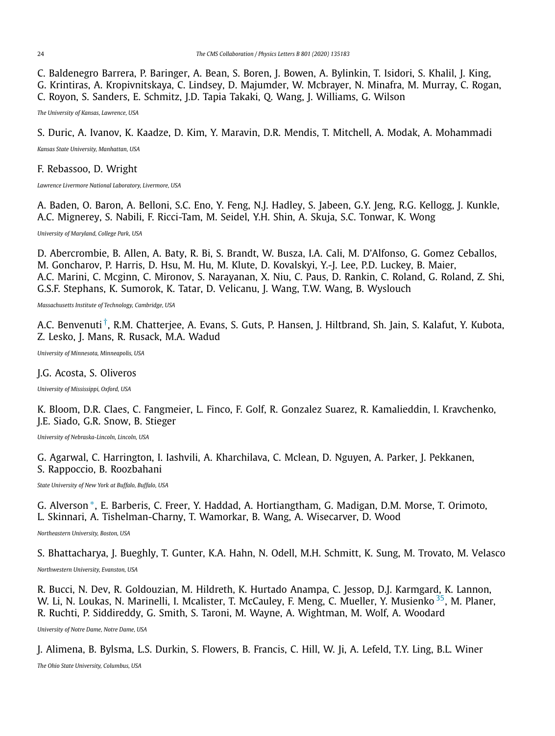C. Baldenegro Barrera, P. Baringer, A. Bean, S. Boren, J. Bowen, A. Bylinkin, T. Isidori, S. Khalil, J. King, G. Krintiras, A. Kropivnitskaya, C. Lindsey, D. Majumder, W. Mcbrayer, N. Minafra, M. Murray, C. Rogan, C. Royon, S. Sanders, E. Schmitz, J.D. Tapia Takaki, Q. Wang, J. Williams, G. Wilson

*The University of Kansas, Lawrence, USA*

S. Duric, A. Ivanov, K. Kaadze, D. Kim, Y. Maravin, D.R. Mendis, T. Mitchell, A. Modak, A. Mohammadi

*Kansas State University, Manhattan, USA*

F. Rebassoo, D. Wright

*Lawrence Livermore National Laboratory, Livermore, USA*

A. Baden, O. Baron, A. Belloni, S.C. Eno, Y. Feng, N.J. Hadley, S. Jabeen, G.Y. Jeng, R.G. Kellogg, J. Kunkle, A.C. Mignerey, S. Nabili, F. Ricci-Tam, M. Seidel, Y.H. Shin, A. Skuja, S.C. Tonwar, K. Wong

*University of Maryland, College Park, USA*

D. Abercrombie, B. Allen, A. Baty, R. Bi, S. Brandt, W. Busza, I.A. Cali, M. D'Alfonso, G. Gomez Ceballos, M. Goncharov, P. Harris, D. Hsu, M. Hu, M. Klute, D. Kovalskyi, Y.-J. Lee, P.D. Luckey, B. Maier, A.C. Marini, C. Mcginn, C. Mironov, S. Narayanan, X. Niu, C. Paus, D. Rankin, C. Roland, G. Roland, Z. Shi, G.S.F. Stephans, K. Sumorok, K. Tatar, D. Velicanu, J. Wang, T.W. Wang, B. Wyslouch

*Massachusetts Institute of Technology, Cambridge, USA*

A.C. Benvenuti[†], R.M. Chatterjee, A. Evans, S. Guts, P. Hansen, J. Hiltbrand, Sh. Jain, S. Kalafut, Y. Kubota, Z. Lesko, J. Mans, R. Rusack, M.A. Wadud

*University of Minnesota, Minneapolis, USA*

J.G. Acosta, S. Oliveros

*University of Mississippi, Oxford, USA*

K. Bloom, D.R. Claes, C. Fangmeier, L. Finco, F. Golf, R. Gonzalez Suarez, R. Kamalieddin, I. Kravchenko, J.E. Siado, G.R. Snow, B. Stieger

*University of Nebraska-Lincoln, Lincoln, USA*

G. Agarwal, C. Harrington, I. Iashvili, A. Kharchilava, C. Mclean, D. Nguyen, A. Parker, J. Pekkanen, S. Rappoccio, B. Roozbahani

*State University of New York at Buffalo, Buffalo, USA*

G. Alverson[*], E. Barberis, C. Freer, Y. Haddad, A. Hortiangtham, G. Madigan, D.M. Morse, T. Orimoto, L. Skinnari, A. Tishelman-Charny, T. Wamorkar, B. Wang, A. Wisecarver, D. Wood

*Northeastern University, Boston, USA*

S. Bhattacharya, J. Bueghly, T. Gunter, K.A. Hahn, N. Odell, M.H. Schmitt, K. Sung, M. Trovato, M. Velasco

*Northwestern University, Evanston, USA*

R. Bucci, N. Dev, R. Goldouzian, M. Hildreth, K. Hurtado Anampa, C. Jessop, D.J. Karmgard, K. Lannon, W. Li, N. Loukas, N. Marinelli, I. Mcalister, T. McCauley, F. Meng, C. Mueller, Y. Musienko[35], M. Planer, R. Ruchti, P. Siddireddy, G. Smith, S. Taroni, M. Wayne, A. Wightman, M. Wolf, A. Woodard

*University of Notre Dame, Notre Dame, USA*

J. Alimena, B. Bylsma, L.S. Durkin, S. Flowers, B. Francis, C. Hill, W. Ji, A. Lefeld, T.Y. Ling, B.L. Winer

*The Ohio State University, Columbus, USA*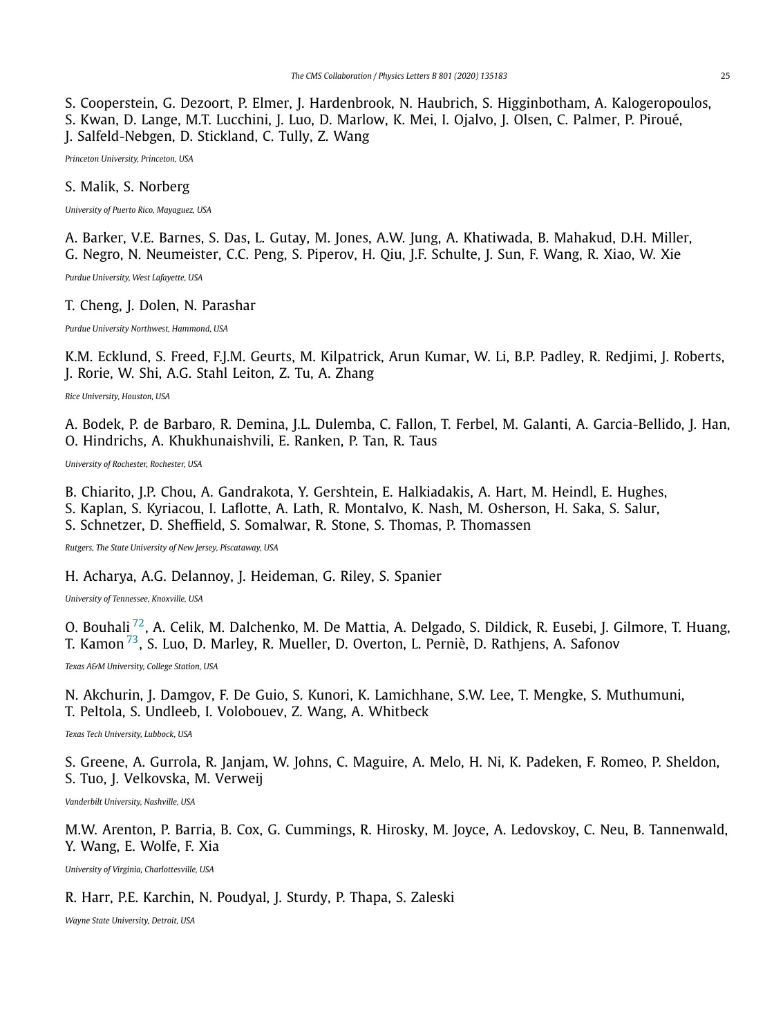S. Cooperstein, G. Dezoort, P. Elmer, J. Hardenbrook, N. Haubrich, S. Higginbotham, A. Kalogeropoulos, S. Kwan, D. Lange, M.T. Lucchini, J. Luo, D. Marlow, K. Mei, I. Ojalvo, J. Olsen, C. Palmer, P. Piroué, J. Salfeld-Nebgen, D. Stickland, C. Tully, Z. Wang

*Princeton University, Princeton, USA*

S. Malik, S. Norberg

*University of Puerto Rico, Mayaguez, USA*

A. Barker, V.E. Barnes, S. Das, L. Gutay, M. Jones, A.W. Jung, A. Khatiwada, B. Mahakud, D.H. Miller, G. Negro, N. Neumeister, C.C. Peng, S. Piperov, H. Qiu, J.F. Schulte, J. Sun, F. Wang, R. Xiao, W. Xie

*Purdue University, West Lafayette, USA*

T. Cheng, J. Dolen, N. Parashar

*Purdue University Northwest, Hammond, USA*

K.M. Ecklund, S. Freed, F.J.M. Geurts, M. Kilpatrick, Arun Kumar, W. Li, B.P. Padley, R. Redjimi, J. Roberts, J. Rorie, W. Shi, A.G. Stahl Leiton, Z. Tu, A. Zhang

*Rice University, Houston, USA*

A. Bodek, P. de Barbaro, R. Demina, J.L. Dulemba, C. Fallon, T. Ferbel, M. Galanti, A. Garcia-Bellido, J. Han, O. Hindrichs, A. Khukhunaishvili, E. Ranken, P. Tan, R. Taus

*University of Rochester, Rochester, USA*

B. Chiarito, J.P. Chou, A. Gandrakota, Y. Gershtein, E. Halkiadakis, A. Hart, M. Heindl, E. Hughes, S. Kaplan, S. Kyriacou, I. Laflotte, A. Lath, R. Montalvo, K. Nash, M. Osherson, H. Saka, S. Salur, S. Schnetzer, D. Sheffield, S. Somalwar, R. Stone, S. Thomas, P. Thomassen

*Rutgers, The State University of New Jersey, Piscataway, USA*

H. Acharya, A.G. Delannoy, J. Heideman, G. Riley, S. Spanier

*University of Tennessee, Knoxville, USA*

O. Bouhali [72], A. Celik, M. Dalchenko, M. De Mattia, A. Delgado, S. Dildick, R. Eusebi, J. Gilmore, T. Huang, T. Kamon [73], S. Luo, D. Marley, R. Mueller, D. Overton, L. Perniè, D. Rathjens, A. Safonov

*Texas A&M University, College Station, USA*

N. Akchurin, J. Damgov, F. De Guio, S. Kunori, K. Lamichhane, S.W. Lee, T. Mengke, S. Muthumuni, T. Peltola, S. Undleeb, I. Volobouev, Z. Wang, A. Whitbeck

*Texas Tech University, Lubbock, USA*

S. Greene, A. Gurrola, R. Janjam, W. Johns, C. Maguire, A. Melo, H. Ni, K. Padeken, F. Romeo, P. Sheldon, S. Tuo, J. Velkovska, M. Verweij

*Vanderbilt University, Nashville, USA*

M.W. Arenton, P. Barria, B. Cox, G. Cummings, R. Hirosky, M. Joyce, A. Ledovskoy, C. Neu, B. Tannenwald, Y. Wang, E. Wolfe, F. Xia

*University of Virginia, Charlottesville, USA*

R. Harr, P.E. Karchin, N. Poudyal, J. Sturdy, P. Thapa, S. Zaleski

*Wayne State University, Detroit, USA*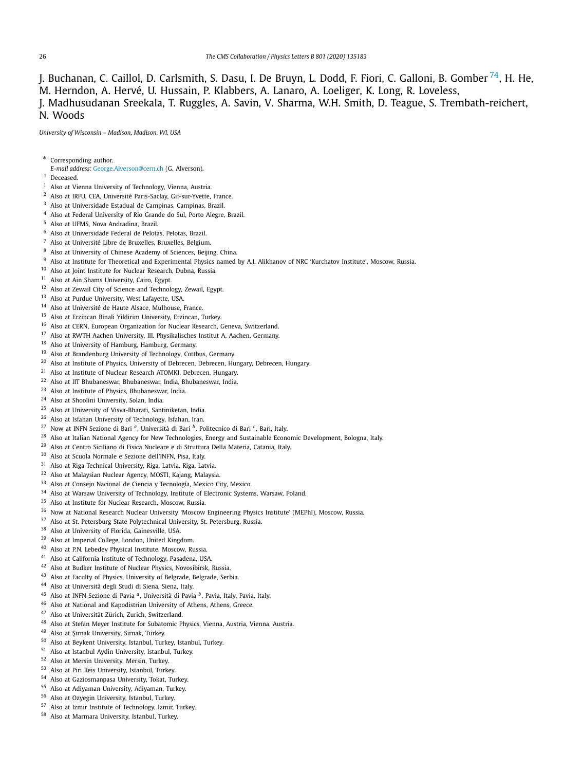J. Buchanan, C. Caillol, D. Carlsmith, S. Dasu, I. De Bruyn, L. Dodd, F. Fiori, C. Galloni, B. Gomber [74], H. He, M. Herndon, A. Hervé, U. Hussain, P. Klabbers, A. Lanaro, A. Loeliger, K. Long, R. Loveless, J. Madhusudanan Sreekala, T. Ruggles, A. Savin, V. Sharma, W.H. Smith, D. Teague, S. Trembath-reichert, N. Woods

*University of Wisconsin – Madison, Madison, WI, USA*

[*] Corresponding author.
*E-mail address:* George.Alverson@cern.ch (G. Alverson).

[†] Deceased.

[1] Also at Vienna University of Technology, Vienna, Austria.
[2] Also at IRFU, CEA, Université Paris-Saclay, Gif-sur-Yvette, France.
[3] Also at Universidade Estadual de Campinas, Campinas, Brazil.
[4] Also at Federal University of Rio Grande do Sul, Porto Alegre, Brazil.
[5] Also at UFMS, Nova Andradina, Brazil.
[6] Also at Universidade Federal de Pelotas, Pelotas, Brazil.
[7] Also at Université Libre de Bruxelles, Bruxelles, Belgium.
[8] Also at University of Chinese Academy of Sciences, Beijing, China.
[9] Also at Institute for Theoretical and Experimental Physics named by A.I. Alikhanov of NRC 'Kurchatov Institute', Moscow, Russia.
[10] Also at Joint Institute for Nuclear Research, Dubna, Russia.
[11] Also at Ain Shams University, Cairo, Egypt.
[12] Also at Zewail City of Science and Technology, Zewail, Egypt.
[13] Also at Purdue University, West Lafayette, USA.
[14] Also at Université de Haute Alsace, Mulhouse, France.
[15] Also at Erzincan Binali Yildirim University, Erzincan, Turkey.
[16] Also at CERN, European Organization for Nuclear Research, Geneva, Switzerland.
[17] Also at RWTH Aachen University, III. Physikalisches Institut A, Aachen, Germany.
[18] Also at University of Hamburg, Hamburg, Germany.
[19] Also at Brandenburg University of Technology, Cottbus, Germany.
[20] Also at Institute of Physics, University of Debrecen, Debrecen, Hungary, Debrecen, Hungary.
[21] Also at Institute of Nuclear Research ATOMKI, Debrecen, Hungary.
[22] Also at IIT Bhubaneswar, Bhubaneswar, India, Bhubaneswar, India.
[23] Also at Institute of Physics, Bhubaneswar, India.
[24] Also at Shoolini University, Solan, India.
[25] Also at University of Visva-Bharati, Santiniketan, India.
[26] Also at Isfahan University of Technology, Isfahan, Iran.
[27] Now at INFN Sezione di Bari [a], Università di Bari [b], Politecnico di Bari [c], Bari, Italy.
[28] Also at Italian National Agency for New Technologies, Energy and Sustainable Economic Development, Bologna, Italy.
[29] Also at Centro Siciliano di Fisica Nucleare e di Struttura Della Materia, Catania, Italy.
[30] Also at Scuola Normale e Sezione dell'INFN, Pisa, Italy.
[31] Also at Riga Technical University, Riga, Latvia, Riga, Latvia.
[32] Also at Malaysian Nuclear Agency, MOSTI, Kajang, Malaysia.
[33] Also at Consejo Nacional de Ciencia y Tecnología, Mexico City, Mexico.
[34] Also at Warsaw University of Technology, Institute of Electronic Systems, Warsaw, Poland.
[35] Also at Institute for Nuclear Research, Moscow, Russia.
[36] Now at National Research Nuclear University 'Moscow Engineering Physics Institute' (MEPhI), Moscow, Russia.
[37] Also at St. Petersburg State Polytechnical University, St. Petersburg, Russia.
[38] Also at University of Florida, Gainesville, USA.
[39] Also at Imperial College, London, United Kingdom.
[40] Also at P.N. Lebedev Physical Institute, Moscow, Russia.
[41] Also at California Institute of Technology, Pasadena, USA.
[42] Also at Budker Institute of Nuclear Physics, Novosibirsk, Russia.
[43] Also at Faculty of Physics, University of Belgrade, Belgrade, Serbia.
[44] Also at Università degli Studi di Siena, Siena, Italy.
[45] Also at INFN Sezione di Pavia [a], Università di Pavia [b], Pavia, Italy, Pavia, Italy.
[46] Also at National and Kapodistrian University of Athens, Athens, Greece.
[47] Also at Universität Zürich, Zurich, Switzerland.
[48] Also at Stefan Meyer Institute for Subatomic Physics, Vienna, Austria, Vienna, Austria.
[49] Also at Şırnak University, Sirnak, Turkey.
[50] Also at Beykent University, Istanbul, Turkey, Istanbul, Turkey.
[51] Also at Istanbul Aydin University, Istanbul, Turkey.
[52] Also at Mersin University, Mersin, Turkey.
[53] Also at Piri Reis University, Istanbul, Turkey.
[54] Also at Gaziosmanpasa University, Tokat, Turkey.
[55] Also at Adiyaman University, Adiyaman, Turkey.
[56] Also at Ozyegin University, Istanbul, Turkey.
[57] Also at Izmir Institute of Technology, Izmir, Turkey.
[58] Also at Marmara University, Istanbul, Turkey.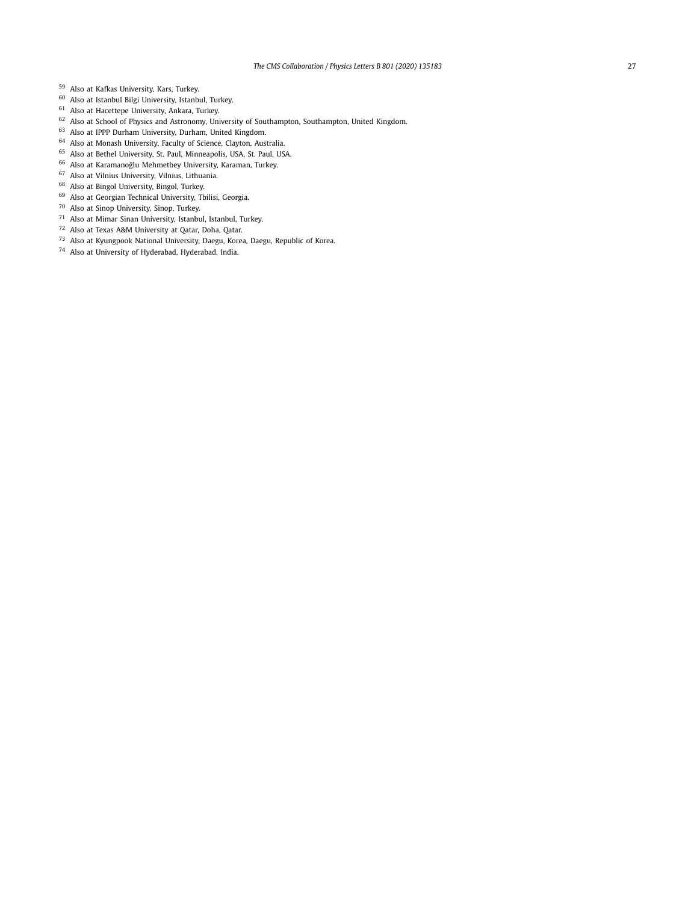[59] Also at Kafkas University, Kars, Turkey.
[60] Also at Istanbul Bilgi University, Istanbul, Turkey.
[61] Also at Hacettepe University, Ankara, Turkey.
[62] Also at School of Physics and Astronomy, University of Southampton, Southampton, United Kingdom.
[63] Also at IPPP Durham University, Durham, United Kingdom.
[64] Also at Monash University, Faculty of Science, Clayton, Australia.
[65] Also at Bethel University, St. Paul, Minneapolis, USA, St. Paul, USA.
[66] Also at Karamanoğlu Mehmetbey University, Karaman, Turkey.
[67] Also at Vilnius University, Vilnius, Lithuania.
[68] Also at Bingol University, Bingol, Turkey.
[69] Also at Georgian Technical University, Tbilisi, Georgia.
[70] Also at Sinop University, Sinop, Turkey.
[71] Also at Mimar Sinan University, Istanbul, Istanbul, Turkey.
[72] Also at Texas A&M University at Qatar, Doha, Qatar.
[73] Also at Kyungpook National University, Daegu, Korea, Daegu, Republic of Korea.
[74] Also at University of Hyderabad, Hyderabad, India.